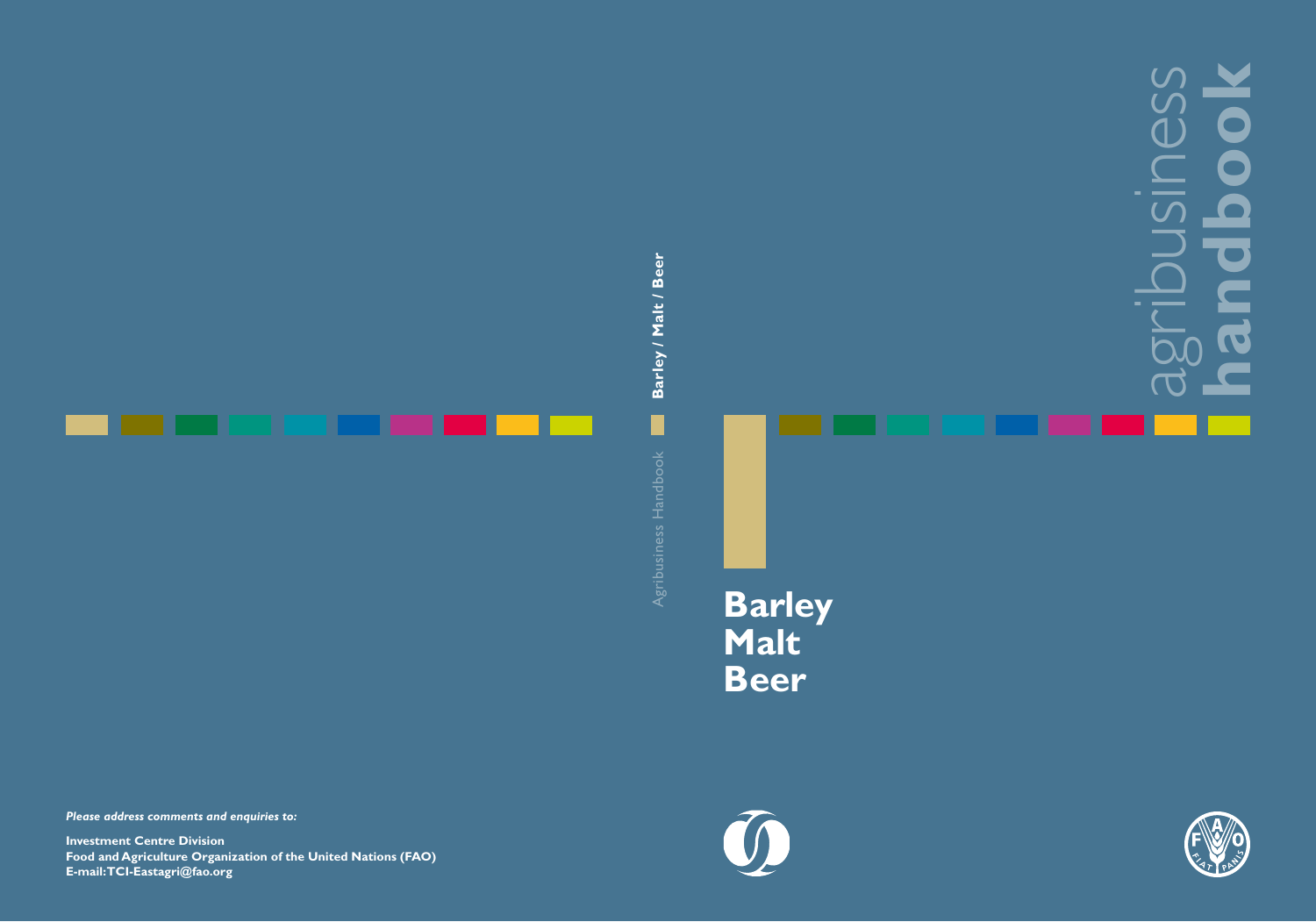# agribusiness **handbook**

# Barley Malt Beer

Barley / Malt / Beer

Agribusiness Handbook

***Please address comments and enquiries to:***

**Investment Centre Division**
**Food and Agriculture Organization of the United Nations (FAO)**
**E-mail:TCI-Eastagri@fao.org**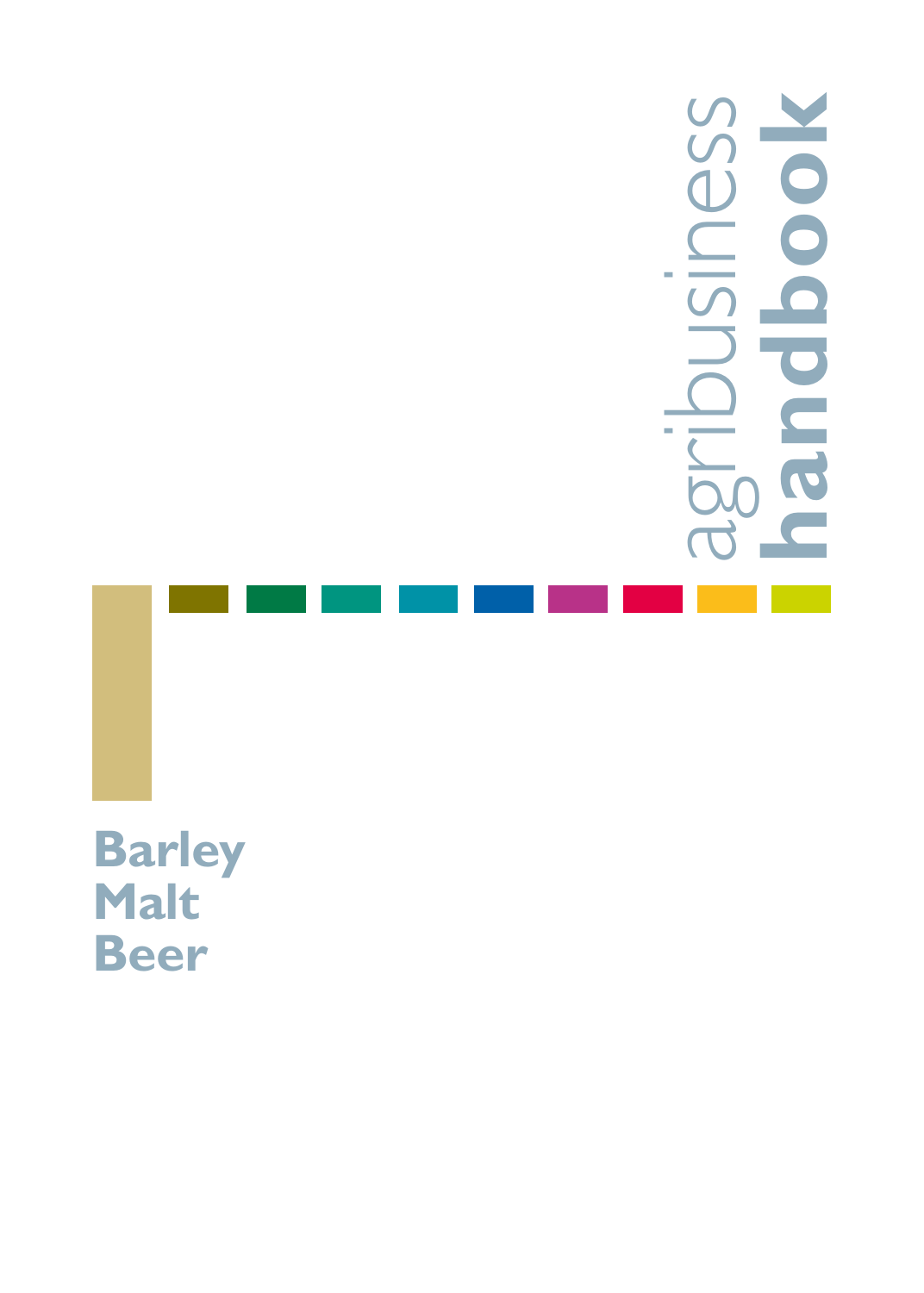# agribusiness handbook

## Barley
## Malt
## Beer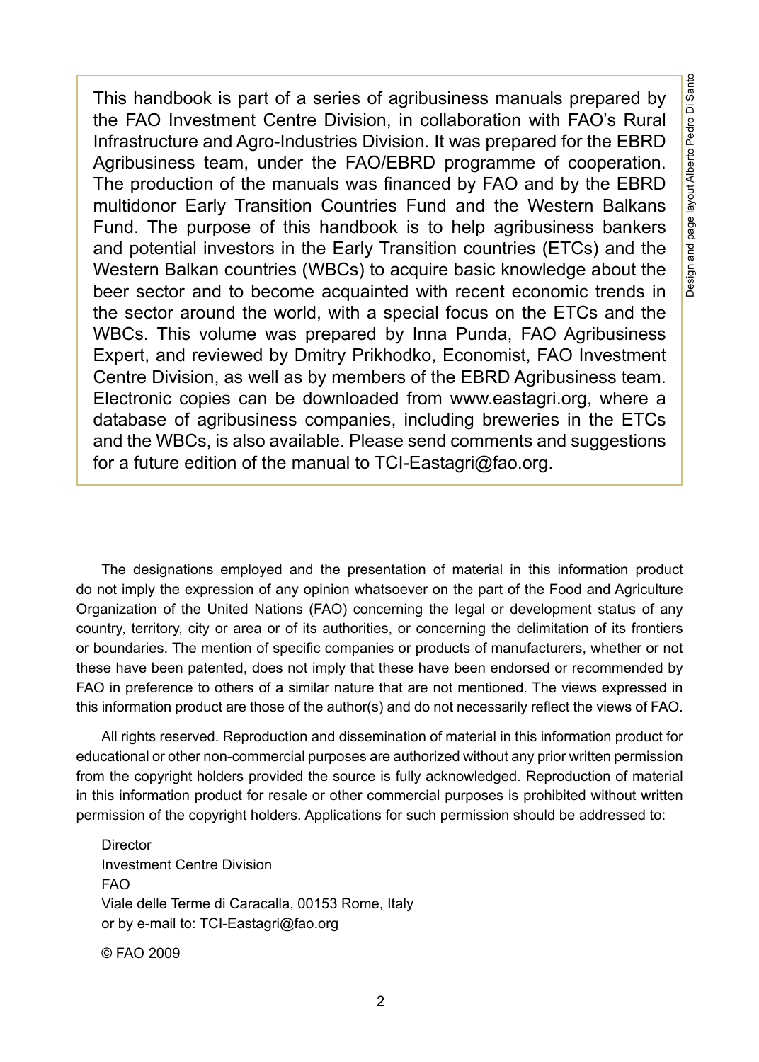This handbook is part of a series of agribusiness manuals prepared by the FAO Investment Centre Division, in collaboration with FAO's Rural Infrastructure and Agro-Industries Division. It was prepared for the EBRD Agribusiness team, under the FAO/EBRD programme of cooperation. The production of the manuals was financed by FAO and by the EBRD multidonor Early Transition Countries Fund and the Western Balkans Fund. The purpose of this handbook is to help agribusiness bankers and potential investors in the Early Transition countries (ETCs) and the Western Balkan countries (WBCs) to acquire basic knowledge about the beer sector and to become acquainted with recent economic trends in the sector around the world, with a special focus on the ETCs and the WBCs. This volume was prepared by Inna Punda, FAO Agribusiness Expert, and reviewed by Dmitry Prikhodko, Economist, FAO Investment Centre Division, as well as by members of the EBRD Agribusiness team. Electronic copies can be downloaded from www.eastagri.org, where a database of agribusiness companies, including breweries in the ETCs and the WBCs, is also available. Please send comments and suggestions for a future edition of the manual to TCI-Eastagri@fao.org.

Design and page layout Alberto Pedro Di Santo

The designations employed and the presentation of material in this information product do not imply the expression of any opinion whatsoever on the part of the Food and Agriculture Organization of the United Nations (FAO) concerning the legal or development status of any country, territory, city or area or of its authorities, or concerning the delimitation of its frontiers or boundaries. The mention of specific companies or products of manufacturers, whether or not these have been patented, does not imply that these have been endorsed or recommended by FAO in preference to others of a similar nature that are not mentioned. The views expressed in this information product are those of the author(s) and do not necessarily reflect the views of FAO.

All rights reserved. Reproduction and dissemination of material in this information product for educational or other non-commercial purposes are authorized without any prior written permission from the copyright holders provided the source is fully acknowledged. Reproduction of material in this information product for resale or other commercial purposes is prohibited without written permission of the copyright holders. Applications for such permission should be addressed to:

Director  
Investment Centre Division  
FAO  
Viale delle Terme di Caracalla, 00153 Rome, Italy  
or by e-mail to: TCI-Eastagri@fao.org

© FAO 2009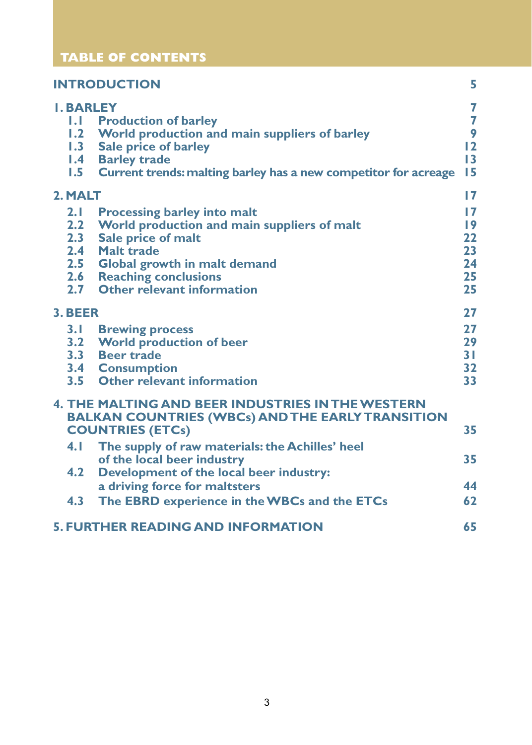# TABLE OF CONTENTS

| | | |
|---|---|---|
| **INTRODUCTION** | | **5** |
| **1. BARLEY** | | **7** |
| 1.1 | Production of barley | 7 |
| 1.2 | World production and main suppliers of barley | 9 |
| 1.3 | Sale price of barley | 12 |
| 1.4 | Barley trade | 13 |
| 1.5 | Current trends: malting barley has a new competitor for acreage | 15 |
| **2. MALT** | | **17** |
| 2.1 | Processing barley into malt | 17 |
| 2.2 | World production and main suppliers of malt | 19 |
| 2.3 | Sale price of malt | 22 |
| 2.4 | Malt trade | 23 |
| 2.5 | Global growth in malt demand | 24 |
| 2.6 | Reaching conclusions | 25 |
| 2.7 | Other relevant information | 25 |
| **3. BEER** | | **27** |
| 3.1 | Brewing process | 27 |
| 3.2 | World production of beer | 29 |
| 3.3 | Beer trade | 31 |
| 3.4 | Consumption | 32 |
| 3.5 | Other relevant information | 33 |
| **4. THE MALTING AND BEER INDUSTRIES IN THE WESTERN BALKAN COUNTRIES (WBCs) AND THE EARLY TRANSITION COUNTRIES (ETCs)** | | **35** |
| 4.1 | The supply of raw materials: the Achilles' heel of the local beer industry | 35 |
| 4.2 | Development of the local beer industry: a driving force for maltsters | 44 |
| 4.3 | The EBRD experience in the WBCs and the ETCs | 62 |
| **5. FURTHER READING AND INFORMATION** | | **65** |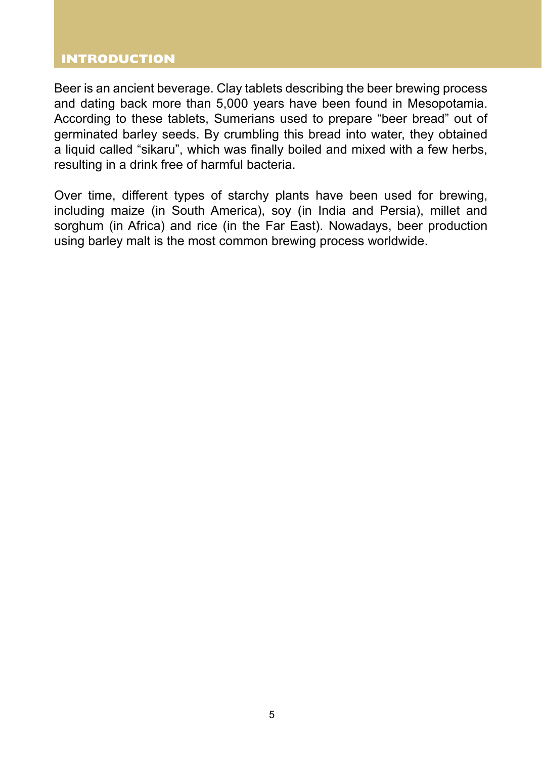# INTRODUCTION

Beer is an ancient beverage. Clay tablets describing the beer brewing process and dating back more than 5,000 years have been found in Mesopotamia. According to these tablets, Sumerians used to prepare “beer bread” out of germinated barley seeds. By crumbling this bread into water, they obtained a liquid called “sikaru”, which was finally boiled and mixed with a few herbs, resulting in a drink free of harmful bacteria.

Over time, different types of starchy plants have been used for brewing, including maize (in South America), soy (in India and Persia), millet and sorghum (in Africa) and rice (in the Far East). Nowadays, beer production using barley malt is the most common brewing process worldwide.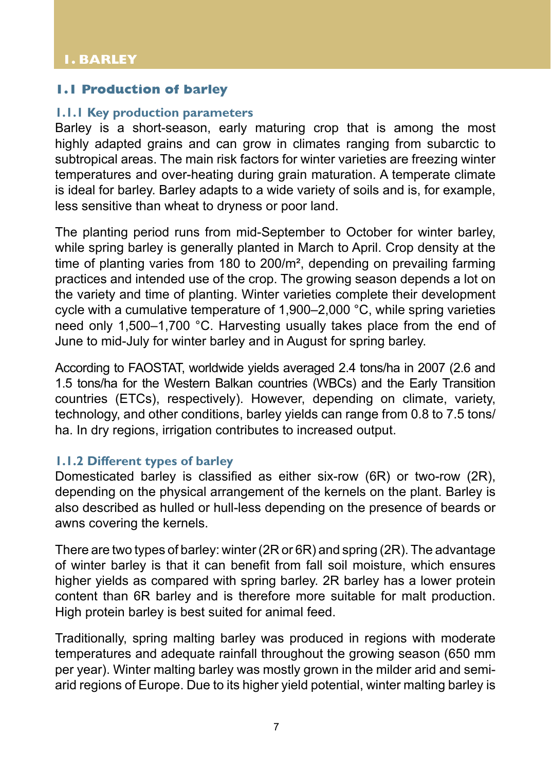# 1. BARLEY

## 1.1 Production of barley

### 1.1.1 Key production parameters

Barley is a short-season, early maturing crop that is among the most highly adapted grains and can grow in climates ranging from subarctic to subtropical areas. The main risk factors for winter varieties are freezing winter temperatures and over-heating during grain maturation. A temperate climate is ideal for barley. Barley adapts to a wide variety of soils and is, for example, less sensitive than wheat to dryness or poor land.

The planting period runs from mid-September to October for winter barley, while spring barley is generally planted in March to April. Crop density at the time of planting varies from 180 to 200/m², depending on prevailing farming practices and intended use of the crop. The growing season depends a lot on the variety and time of planting. Winter varieties complete their development cycle with a cumulative temperature of 1,900–2,000 °C, while spring varieties need only 1,500–1,700 °C. Harvesting usually takes place from the end of June to mid-July for winter barley and in August for spring barley.

According to FAOSTAT, worldwide yields averaged 2.4 tons/ha in 2007 (2.6 and 1.5 tons/ha for the Western Balkan countries (WBCs) and the Early Transition countries (ETCs), respectively). However, depending on climate, variety, technology, and other conditions, barley yields can range from 0.8 to 7.5 tons/ha. In dry regions, irrigation contributes to increased output.

### 1.1.2 Different types of barley

Domesticated barley is classified as either six-row (6R) or two-row (2R), depending on the physical arrangement of the kernels on the plant. Barley is also described as hulled or hull-less depending on the presence of beards or awns covering the kernels.

There are two types of barley: winter (2R or 6R) and spring (2R). The advantage of winter barley is that it can benefit from fall soil moisture, which ensures higher yields as compared with spring barley. 2R barley has a lower protein content than 6R barley and is therefore more suitable for malt production. High protein barley is best suited for animal feed.

Traditionally, spring malting barley was produced in regions with moderate temperatures and adequate rainfall throughout the growing season (650 mm per year). Winter malting barley was mostly grown in the milder arid and semi-arid regions of Europe. Due to its higher yield potential, winter malting barley is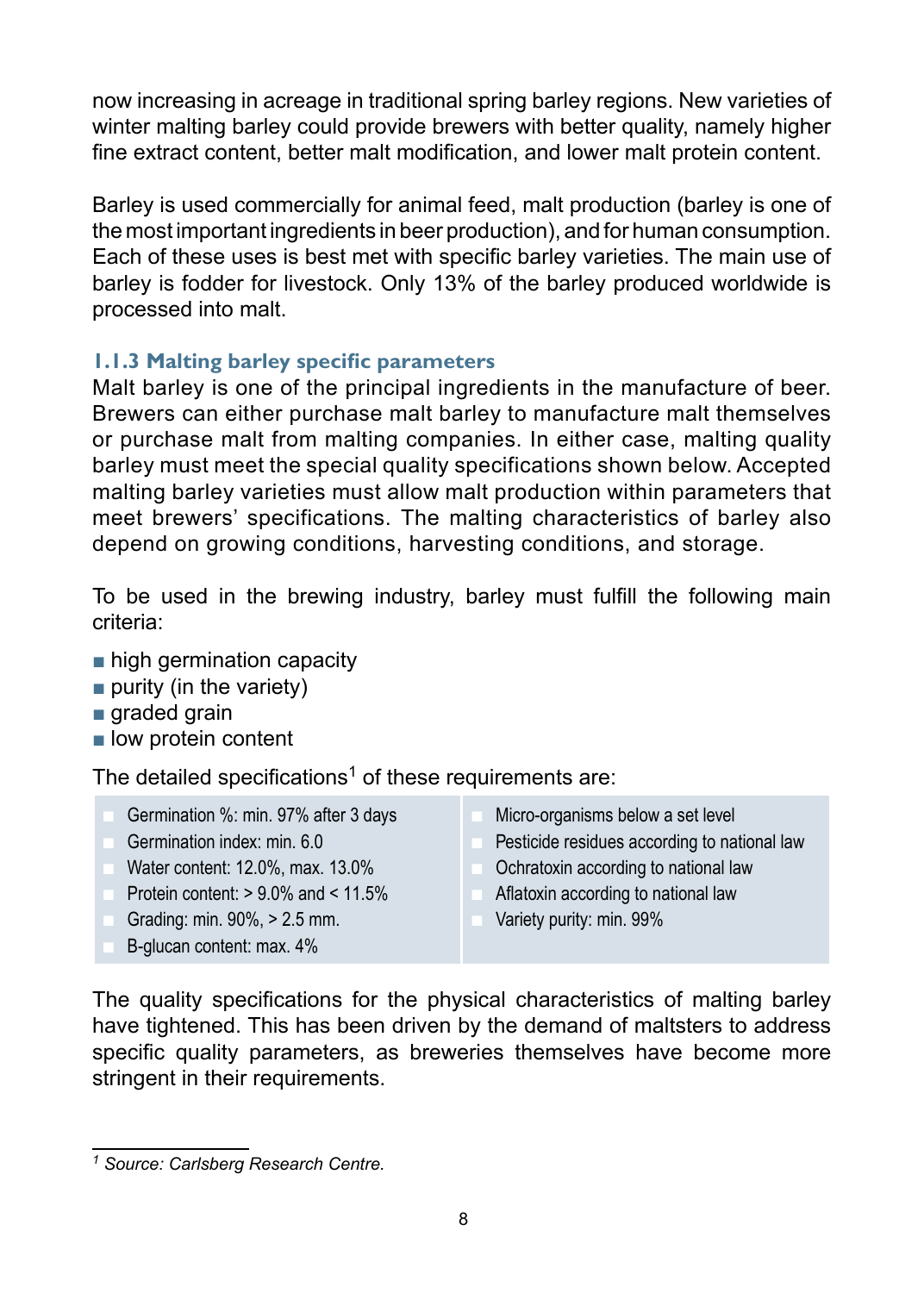now increasing in acreage in traditional spring barley regions. New varieties of winter malting barley could provide brewers with better quality, namely higher fine extract content, better malt modification, and lower malt protein content.

Barley is used commercially for animal feed, malt production (barley is one of the most important ingredients in beer production), and for human consumption. Each of these uses is best met with specific barley varieties. The main use of barley is fodder for livestock. Only 13% of the barley produced worldwide is processed into malt.

### 1.1.3 Malting barley specific parameters

Malt barley is one of the principal ingredients in the manufacture of beer. Brewers can either purchase malt barley to manufacture malt themselves or purchase malt from malting companies. In either case, malting quality barley must meet the special quality specifications shown below. Accepted malting barley varieties must allow malt production within parameters that meet brewers' specifications. The malting characteristics of barley also depend on growing conditions, harvesting conditions, and storage.

To be used in the brewing industry, barley must fulfill the following main criteria:

- high germination capacity
- purity (in the variety)
- graded grain
- low protein content

The detailed specifications[1] of these requirements are:

- Germination %: min. 97% after 3 days
- Germination index: min. 6.0
- Water content: 12.0%, max. 13.0%
- Protein content: > 9.0% and < 11.5%
- Grading: min. 90%, > 2.5 mm.
- B-glucan content: max. 4%
- Micro-organisms below a set level
- Pesticide residues according to national law
- Ochratoxin according to national law
- Aflatoxin according to national law
- Variety purity: min. 99%

The quality specifications for the physical characteristics of malting barley have tightened. This has been driven by the demand of maltsters to address specific quality parameters, as breweries themselves have become more stringent in their requirements.

[1] *Source: Carlsberg Research Centre.*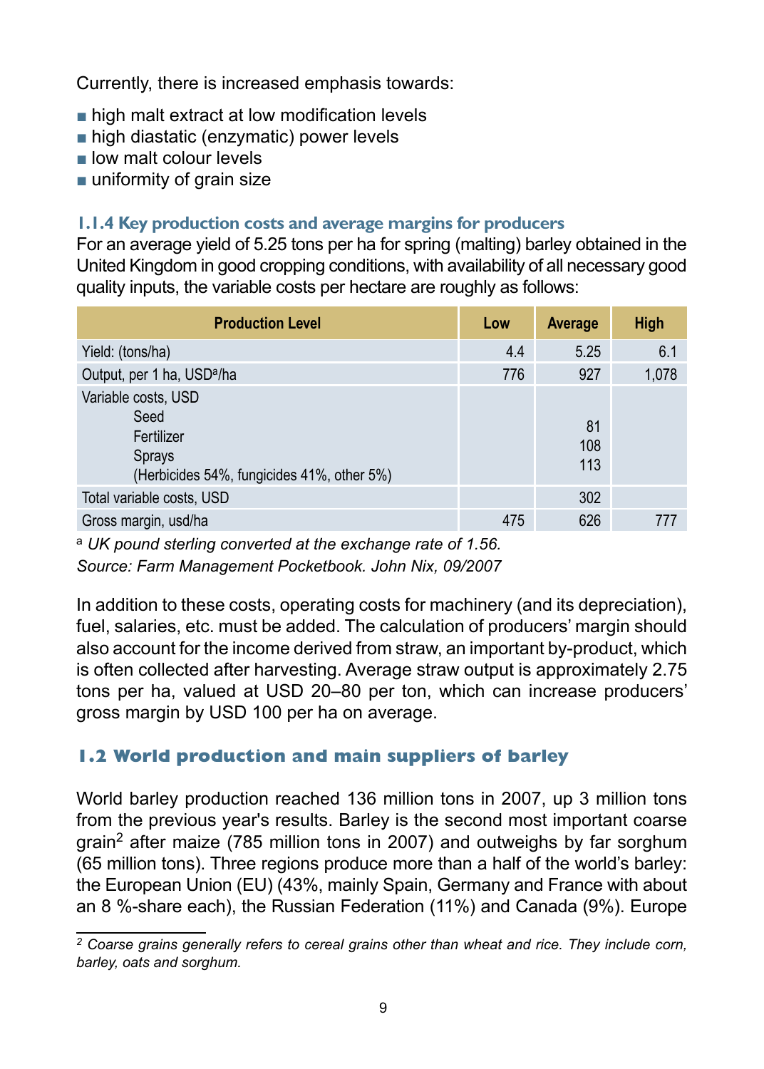Currently, there is increased emphasis towards:

- high malt extract at low modification levels
- high diastatic (enzymatic) power levels
- low malt colour levels
- uniformity of grain size

### 1.1.4 Key production costs and average margins for producers

For an average yield of 5.25 tons per ha for spring (malting) barley obtained in the United Kingdom in good cropping conditions, with availability of all necessary good quality inputs, the variable costs per hectare are roughly as follows:

| Production Level | Low | Average | High |
|---|---|---|---|
| Yield: (tons/ha) | 4.4 | 5.25 | 6.1 |
| Output, per 1 ha, USD[a]/ha | 776 | 927 | 1,078 |
| Variable costs, USD | | | |
| Seed | | 81 | |
| Fertilizer | | 108 | |
| Sprays | | 113 | |
| (Herbicides 54%, fungicides 41%, other 5%) | | | |
| Total variable costs, USD | | 302 | |
| Gross margin, usd/ha | 475 | 626 | 777 |

[a] *UK pound sterling converted at the exchange rate of 1.56.*
*Source: Farm Management Pocketbook. John Nix, 09/2007*

In addition to these costs, operating costs for machinery (and its depreciation), fuel, salaries, etc. must be added. The calculation of producers' margin should also account for the income derived from straw, an important by-product, which is often collected after harvesting. Average straw output is approximately 2.75 tons per ha, valued at USD 20–80 per ton, which can increase producers' gross margin by USD 100 per ha on average.

## 1.2 World production and main suppliers of barley

World barley production reached 136 million tons in 2007, up 3 million tons from the previous year's results. Barley is the second most important coarse grain[2] after maize (785 million tons in 2007) and outweighs by far sorghum (65 million tons). Three regions produce more than a half of the world's barley: the European Union (EU) (43%, mainly Spain, Germany and France with about an 8 %-share each), the Russian Federation (11%) and Canada (9%). Europe

[2] *Coarse grains generally refers to cereal grains other than wheat and rice. They include corn, barley, oats and sorghum.*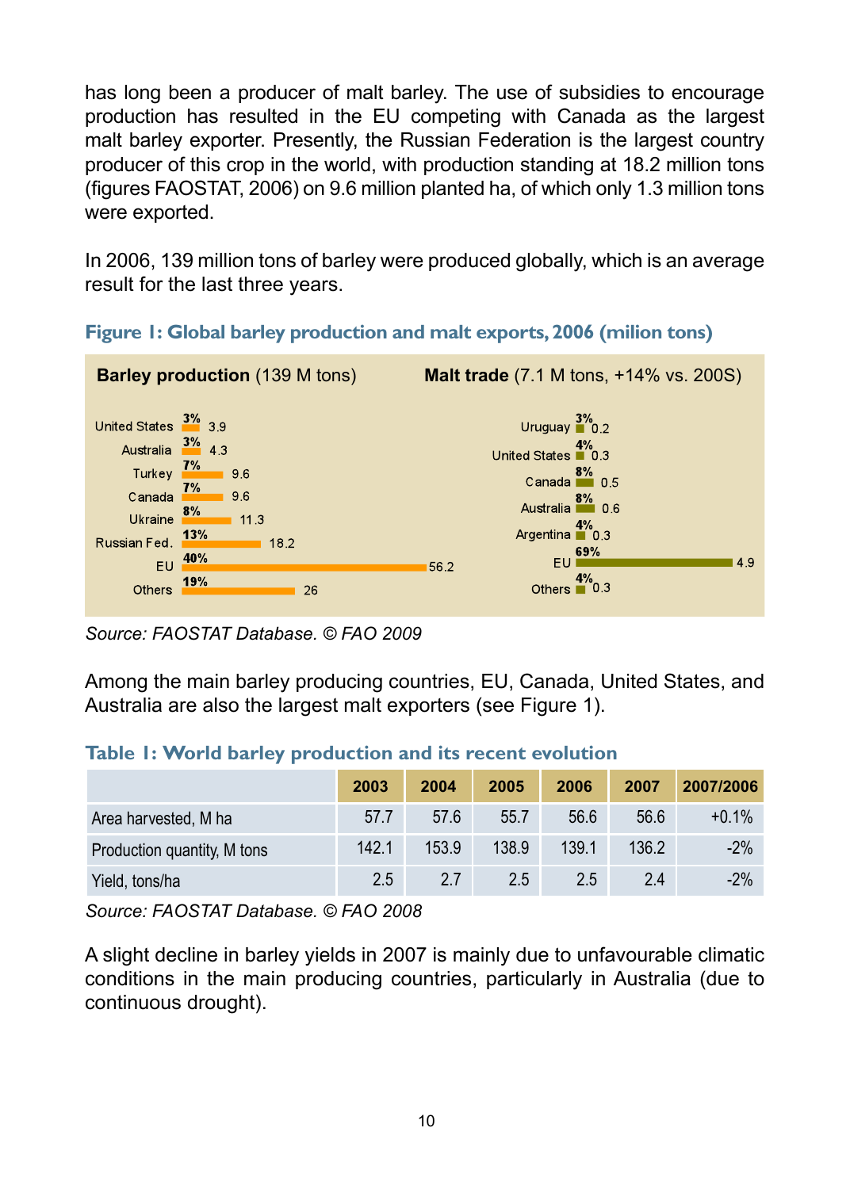has long been a producer of malt barley. The use of subsidies to encourage production has resulted in the EU competing with Canada as the largest malt barley exporter. Presently, the Russian Federation is the largest country producer of this crop in the world, with production standing at 18.2 million tons (figures FAOSTAT, 2006) on 9.6 million planted ha, of which only 1.3 million tons were exported.

In 2006, 139 million tons of barley were produced globally, which is an average result for the last three years.

**Figure 1: Global barley production and malt exports, 2006 (milion tons)**

**Barley production** (139 M tons)

United States 3% 3.9
Australia 3% 4.3
Turkey 7% 9.6
Canada 7% 9.6
Ukraine 8% 11.3
Russian Fed. 13% 18.2
EU 40% 56.2
Others 19% 26

**Malt trade** (7.1 M tons, +14% vs. 200S)

Uruguay 3% 0.2
United States 4% 0.3
Canada 8% 0.5
Australia 8% 0.6
Argentina 4% 0.3
EU 69% 4.9
Others 4% 0.3

*Source: FAOSTAT Database. © FAO 2009*

Among the main barley producing countries, EU, Canada, United States, and Australia are also the largest malt exporters (see Figure 1).

**Table 1: World barley production and its recent evolution**

| | 2003 | 2004 | 2005 | 2006 | 2007 | 2007/2006 |
|---|---|---|---|---|---|---|
| Area harvested, M ha | 57.7 | 57.6 | 55.7 | 56.6 | 56.6 | +0.1% |
| Production quantity, M tons | 142.1 | 153.9 | 138.9 | 139.1 | 136.2 | -2% |
| Yield, tons/ha | 2.5 | 2.7 | 2.5 | 2.5 | 2.4 | -2% |

*Source: FAOSTAT Database. © FAO 2008*

A slight decline in barley yields in 2007 is mainly due to unfavourable climatic conditions in the main producing countries, particularly in Australia (due to continuous drought).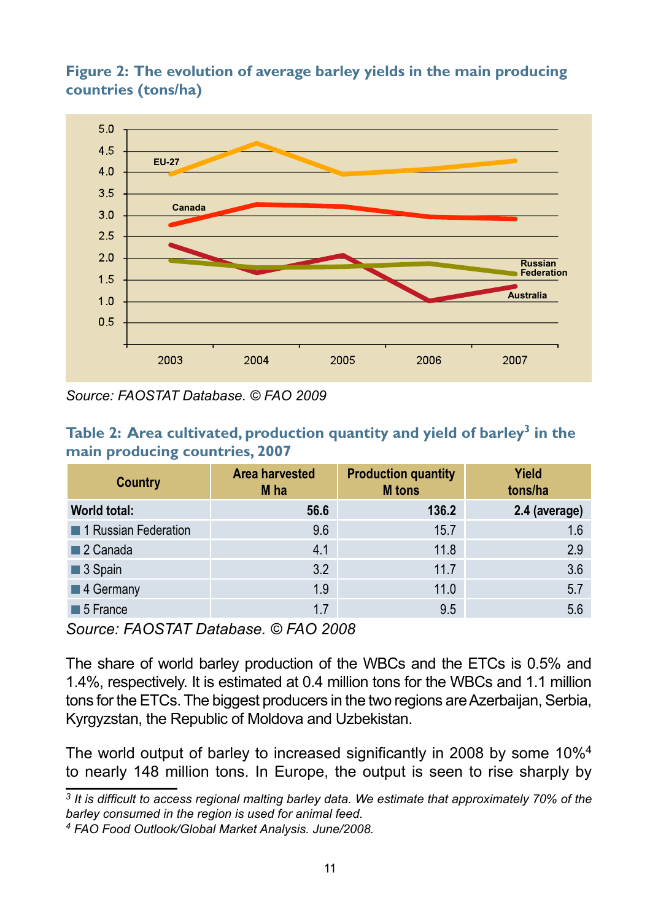**Figure 2: The evolution of average barley yields in the main producing countries (tons/ha)**

5.0
4.5
4.0
3.5
3.0
2.5
2.0
1.5
1.0
0.5

EU-27
Canada
Russian Federation
Australia

2003 2004 2005 2006 2007

*Source: FAOSTAT Database. © FAO 2009*

**Table 2: Area cultivated, production quantity and yield of barley[3] in the main producing countries, 2007**

| Country | Area harvested M ha | Production quantity M tons | Yield tons/ha |
|---|---|---|---|
| **World total:** | **56.6** | **136.2** | **2.4 (average)** |
| 1 Russian Federation | 9.6 | 15.7 | 1.6 |
| 2 Canada | 4.1 | 11.8 | 2.9 |
| 3 Spain | 3.2 | 11.7 | 3.6 |
| 4 Germany | 1.9 | 11.0 | 5.7 |
| 5 France | 1.7 | 9.5 | 5.6 |

*Source: FAOSTAT Database. © FAO 2008*

The share of world barley production of the WBCs and the ETCs is 0.5% and 1.4%, respectively. It is estimated at 0.4 million tons for the WBCs and 1.1 million tons for the ETCs. The biggest producers in the two regions are Azerbaijan, Serbia, Kyrgyzstan, the Republic of Moldova and Uzbekistan.

The world output of barley to increased significantly in 2008 by some 10%[4] to nearly 148 million tons. In Europe, the output is seen to rise sharply by

[3] *It is difficult to access regional malting barley data. We estimate that approximately 70% of the barley consumed in the region is used for animal feed.*

[4] *FAO Food Outlook/Global Market Analysis. June/2008.*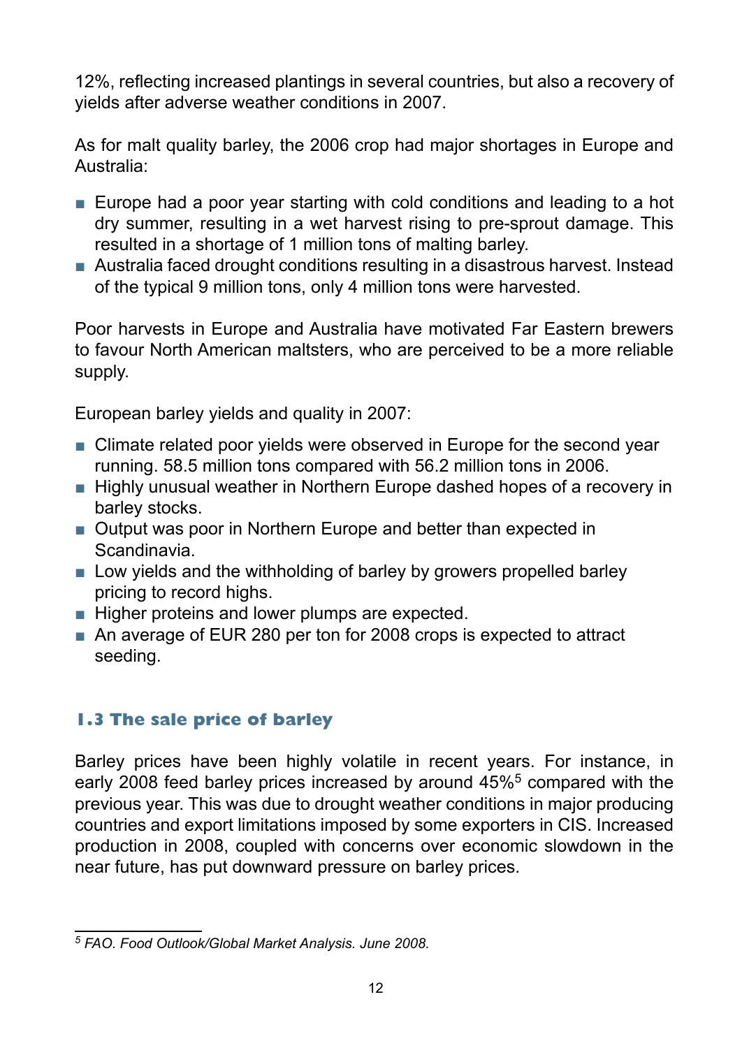12%, reflecting increased plantings in several countries, but also a recovery of yields after adverse weather conditions in 2007.

As for malt quality barley, the 2006 crop had major shortages in Europe and Australia:

- Europe had a poor year starting with cold conditions and leading to a hot dry summer, resulting in a wet harvest rising to pre-sprout damage. This resulted in a shortage of 1 million tons of malting barley.
- Australia faced drought conditions resulting in a disastrous harvest. Instead of the typical 9 million tons, only 4 million tons were harvested.

Poor harvests in Europe and Australia have motivated Far Eastern brewers to favour North American maltsters, who are perceived to be a more reliable supply.

European barley yields and quality in 2007:

- Climate related poor yields were observed in Europe for the second year running. 58.5 million tons compared with 56.2 million tons in 2006.
- Highly unusual weather in Northern Europe dashed hopes of a recovery in barley stocks.
- Output was poor in Northern Europe and better than expected in Scandinavia.
- Low yields and the withholding of barley by growers propelled barley pricing to record highs.
- Higher proteins and lower plumps are expected.
- An average of EUR 280 per ton for 2008 crops is expected to attract seeding.

## 1.3 The sale price of barley

Barley prices have been highly volatile in recent years. For instance, in early 2008 feed barley prices increased by around 45%[5] compared with the previous year. This was due to drought weather conditions in major producing countries and export limitations imposed by some exporters in CIS. Increased production in 2008, coupled with concerns over economic slowdown in the near future, has put downward pressure on barley prices.

[5] *FAO. Food Outlook/Global Market Analysis. June 2008.*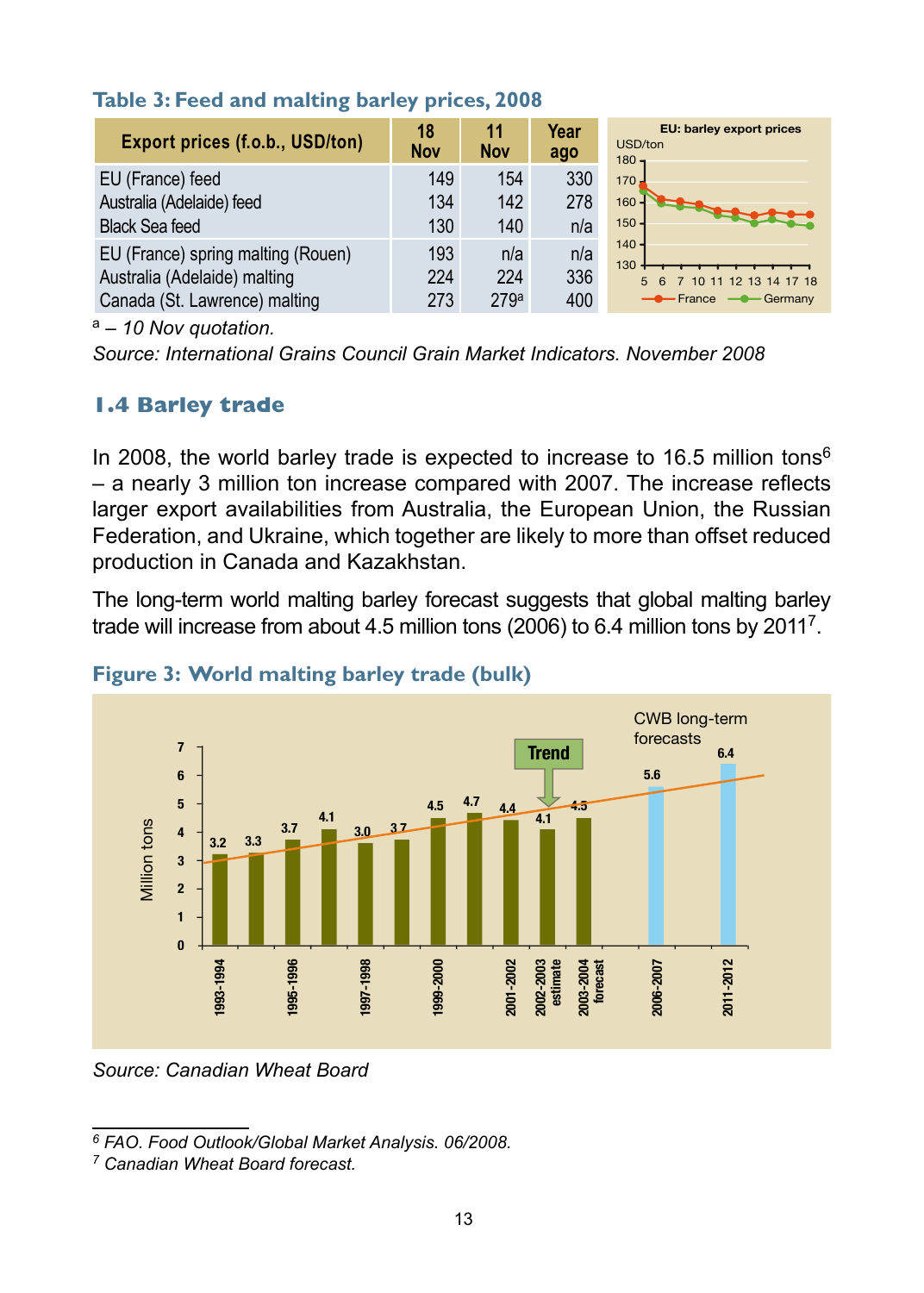**Table 3: Feed and malting barley prices, 2008**

| Export prices (f.o.b., USD/ton) | 18 Nov | 11 Nov | Year ago |
|---|---|---|---|
| EU (France) feed | 149 | 154 | 330 |
| Australia (Adelaide) feed | 134 | 142 | 278 |
| Black Sea feed | 130 | 140 | n/a |
| EU (France) spring malting (Rouen) | 193 | n/a | n/a |
| Australia (Adelaide) malting | 224 | 224 | 336 |
| Canada (St. Lawrence) malting | 273 | 279[a] | 400 |

EU: barley export prices

USD/ton

180
170
160
150
140
130

5 6 7 10 11 12 13 14 17 18

France Germany

[a] – *10 Nov quotation.*

*Source: International Grains Council Grain Market Indicators. November 2008*

## 1.4 Barley trade

In 2008, the world barley trade is expected to increase to 16.5 million tons[6] – a nearly 3 million ton increase compared with 2007. The increase reflects larger export availabilities from Australia, the European Union, the Russian Federation, and Ukraine, which together are likely to more than offset reduced production in Canada and Kazakhstan.

The long-term world malting barley forecast suggests that global malting barley trade will increase from about 4.5 million tons (2006) to 6.4 million tons by 2011[7].

**Figure 3: World malting barley trade (bulk)**

CWB long-term forecasts

Trend

Million tons

0
1
2
3
4
5
6
7

3.2 3.3 3.7 4.1 3.0 3.7 4.5 4.7 4.4 4.1 4.5 5.6 6.4

1993-1994
1995-1996
1997-1998
1999-2000
2001-2002
2002-2003 estimate
2003-2004 forecast
2006-2007
2011-2012

*Source: Canadian Wheat Board*

[6] *FAO. Food Outlook/Global Market Analysis. 06/2008.*

[7] *Canadian Wheat Board forecast.*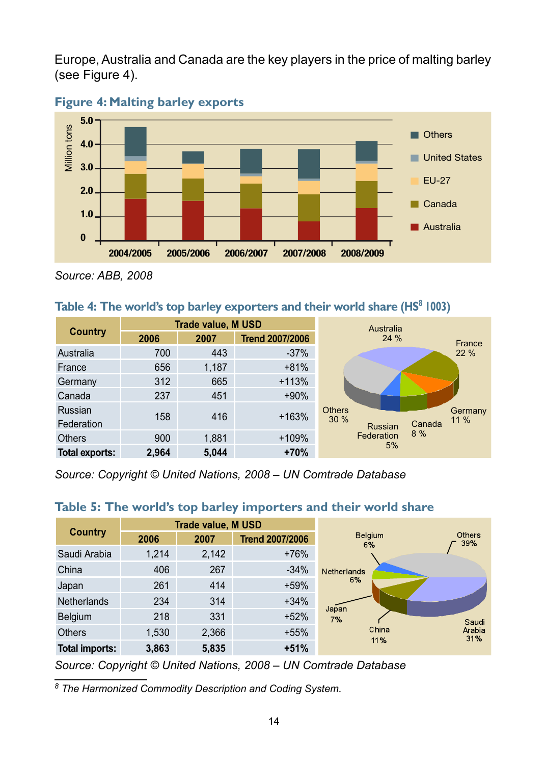Europe, Australia and Canada are the key players in the price of malting barley (see Figure 4).

### Figure 4: Malting barley exports

Million tons
5.0
4.0
3.0
2.0
1.0
0
2004/2005
2005/2006
2006/2007
2007/2008
2008/2009

Others
United States
EU-27
Canada
Australia

*Source: ABB, 2008*

### Table 4: The world's top barley exporters and their world share (HS[8] 1003)

| Country | Trade value, M USD | | |
|---|---|---|---|
| | 2006 | 2007 | Trend 2007/2006 |
| Australia | 700 | 443 | -37% |
| France | 656 | 1,187 | +81% |
| Germany | 312 | 665 | +113% |
| Canada | 237 | 451 | +90% |
| Russian Federation | 158 | 416 | +163% |
| Others | 900 | 1,881 | +109% |
| **Total exports:** | **2,964** | **5,044** | **+70%** |

Australia 24 %
France 22 %
Germany 11 %
Canada 8 %
Russian Federation 5%
Others 30 %

*Source: Copyright © United Nations, 2008 – UN Comtrade Database*

### Table 5: The world's top barley importers and their world share

| Country | Trade value, M USD | | |
|---|---|---|---|
| | 2006 | 2007 | Trend 2007/2006 |
| Saudi Arabia | 1,214 | 2,142 | +76% |
| China | 406 | 267 | -34% |
| Japan | 261 | 414 | +59% |
| Netherlands | 234 | 314 | +34% |
| Belgium | 218 | 331 | +52% |
| Others | 1,530 | 2,366 | +55% |
| **Total imports:** | **3,863** | **5,835** | **+51%** |

Belgium 6%
Others 39%
Netherlands 6%
Japan 7%
China 11%
Saudi Arabia 31%

*Source: Copyright © United Nations, 2008 – UN Comtrade Database*

---

[8] *The Harmonized Commodity Description and Coding System.*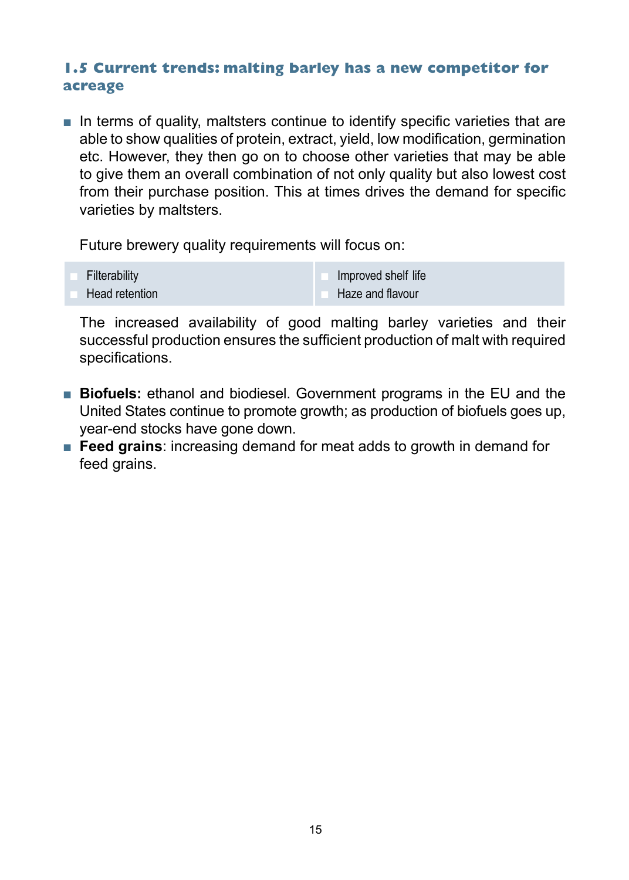### 1.5 Current trends: malting barley has a new competitor for acreage

- In terms of quality, maltsters continue to identify specific varieties that are able to show qualities of protein, extract, yield, low modification, germination etc. However, they then go on to choose other varieties that may be able to give them an overall combination of not only quality but also lowest cost from their purchase position. This at times drives the demand for specific varieties by maltsters.

  Future brewery quality requirements will focus on:

  | | |
  |---|---|
  | Filterability | Improved shelf life |
  | Head retention | Haze and flavour |

  The increased availability of good malting barley varieties and their successful production ensures the sufficient production of malt with required specifications.

- **Biofuels:** ethanol and biodiesel. Government programs in the EU and the United States continue to promote growth; as production of biofuels goes up, year-end stocks have gone down.
- **Feed grains**: increasing demand for meat adds to growth in demand for feed grains.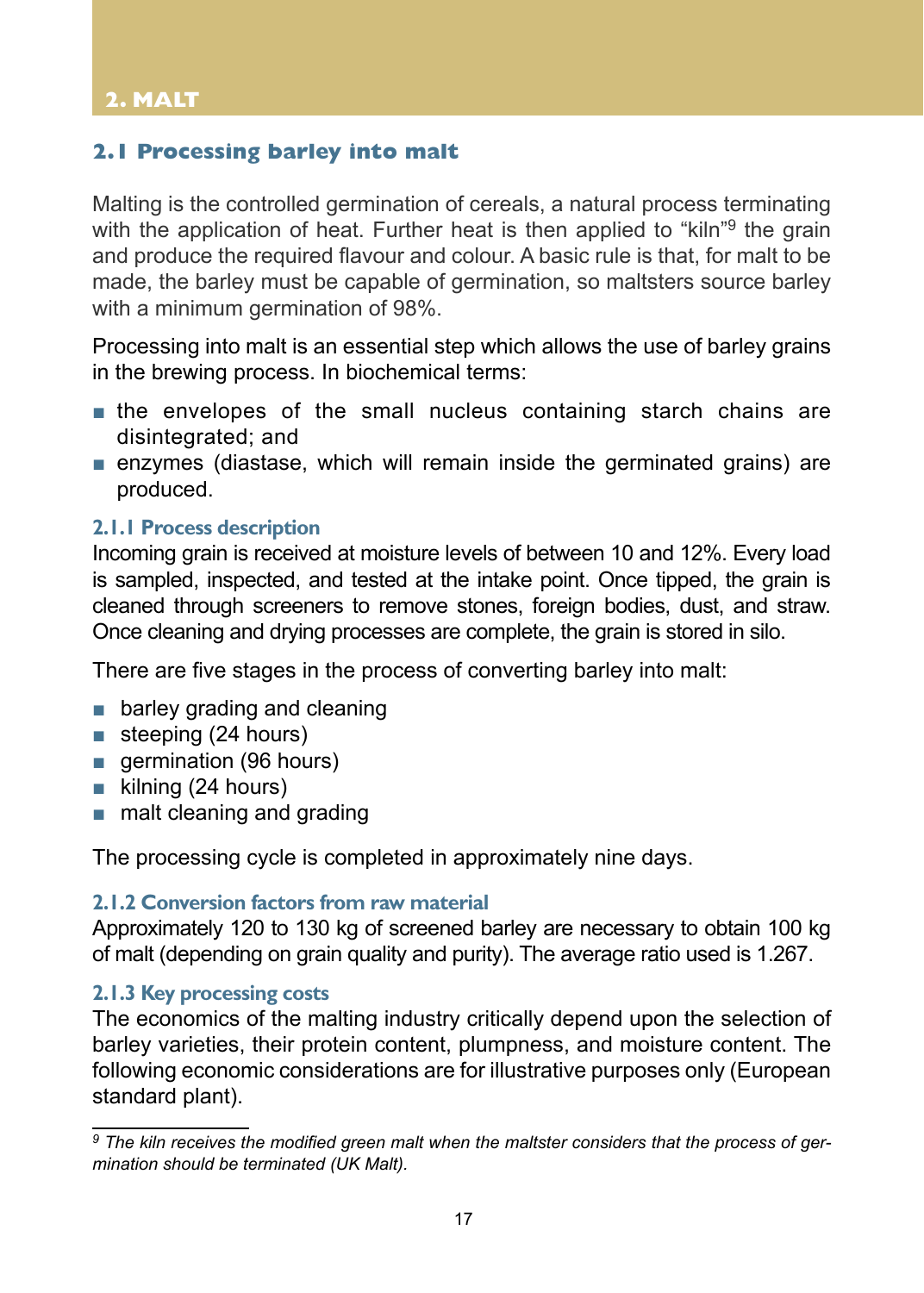# 2. MALT

## 2.1 Processing barley into malt

Malting is the controlled germination of cereals, a natural process terminating with the application of heat. Further heat is then applied to "kiln"[9] the grain and produce the required flavour and colour. A basic rule is that, for malt to be made, the barley must be capable of germination, so maltsters source barley with a minimum germination of 98%.

Processing into malt is an essential step which allows the use of barley grains in the brewing process. In biochemical terms:

- the envelopes of the small nucleus containing starch chains are disintegrated; and
- enzymes (diastase, which will remain inside the germinated grains) are produced.

### 2.1.1 Process description

Incoming grain is received at moisture levels of between 10 and 12%. Every load is sampled, inspected, and tested at the intake point. Once tipped, the grain is cleaned through screeners to remove stones, foreign bodies, dust, and straw. Once cleaning and drying processes are complete, the grain is stored in silo.

There are five stages in the process of converting barley into malt:

- barley grading and cleaning
- steeping (24 hours)
- germination (96 hours)
- kilning (24 hours)
- malt cleaning and grading

The processing cycle is completed in approximately nine days.

### 2.1.2 Conversion factors from raw material

Approximately 120 to 130 kg of screened barley are necessary to obtain 100 kg of malt (depending on grain quality and purity). The average ratio used is 1.267.

### 2.1.3 Key processing costs

The economics of the malting industry critically depend upon the selection of barley varieties, their protein content, plumpness, and moisture content. The following economic considerations are for illustrative purposes only (European standard plant).

---

[9] *The kiln receives the modified green malt when the maltster considers that the process of germination should be terminated (UK Malt).*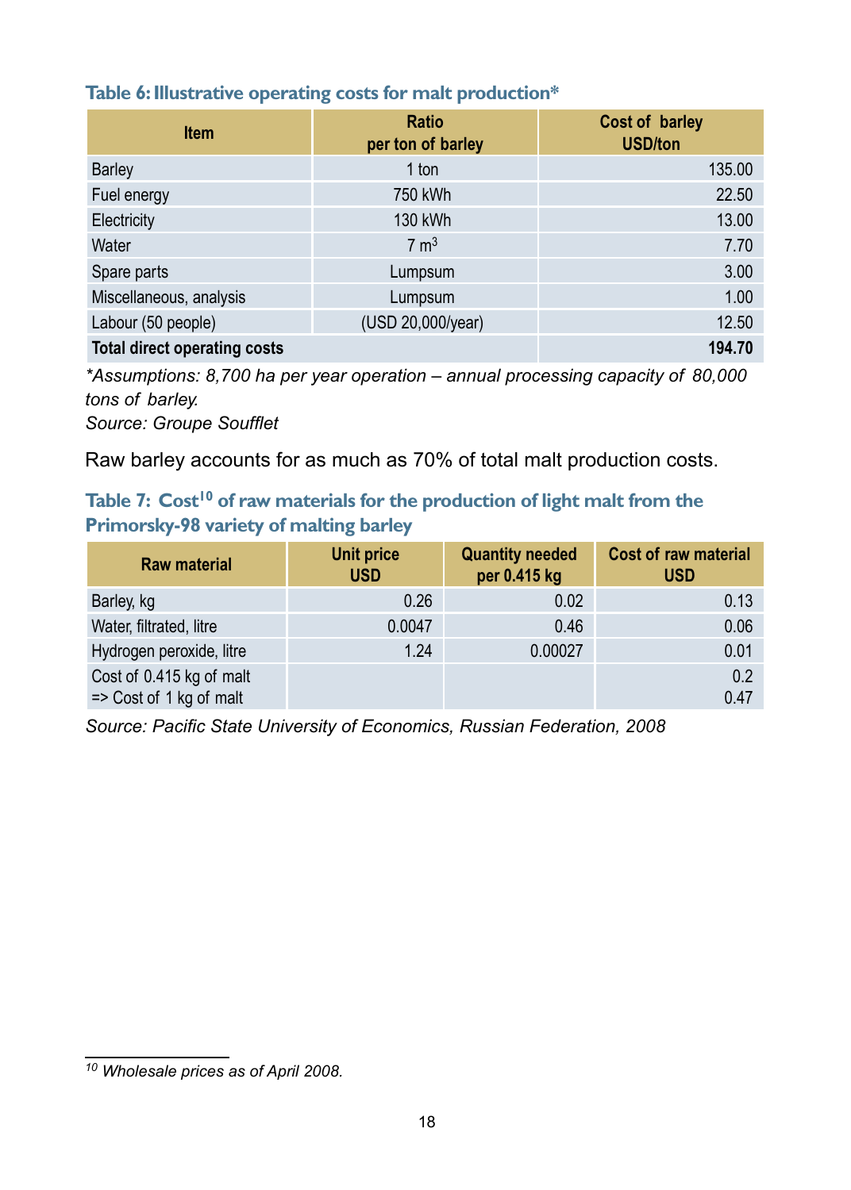### Table 6: Illustrative operating costs for malt production*

| Item | Ratio per ton of barley | Cost of barley USD/ton |
|---|---|---|
| Barley | 1 ton | 135.00 |
| Fuel energy | 750 kWh | 22.50 |
| Electricity | 130 kWh | 13.00 |
| Water | 7 $m^3$ | 7.70 |
| Spare parts | Lumpsum | 3.00 |
| Miscellaneous, analysis | Lumpsum | 1.00 |
| Labour (50 people) | (USD 20,000/year) | 12.50 |
| **Total direct operating costs** | | **194.70** |

*\*Assumptions: 8,700 ha per year operation – annual processing capacity of 80,000 tons of barley.*
*Source: Groupe Soufflet*

Raw barley accounts for as much as 70% of total malt production costs.

### Table 7: Cost[10] of raw materials for the production of light malt from the Primorsky-98 variety of malting barley

| Raw material | Unit price USD | Quantity needed per 0.415 kg | Cost of raw material USD |
|---|---|---|---|
| Barley, kg | 0.26 | 0.02 | 0.13 |
| Water, filtrated, litre | 0.0047 | 0.46 | 0.06 |
| Hydrogen peroxide, litre | 1.24 | 0.00027 | 0.01 |
| Cost of 0.415 kg of malt<br>=> Cost of 1 kg of malt | | | 0.2<br>0.47 |

*Source: Pacific State University of Economics, Russian Federation, 2008*

---

[10] *Wholesale prices as of April 2008.*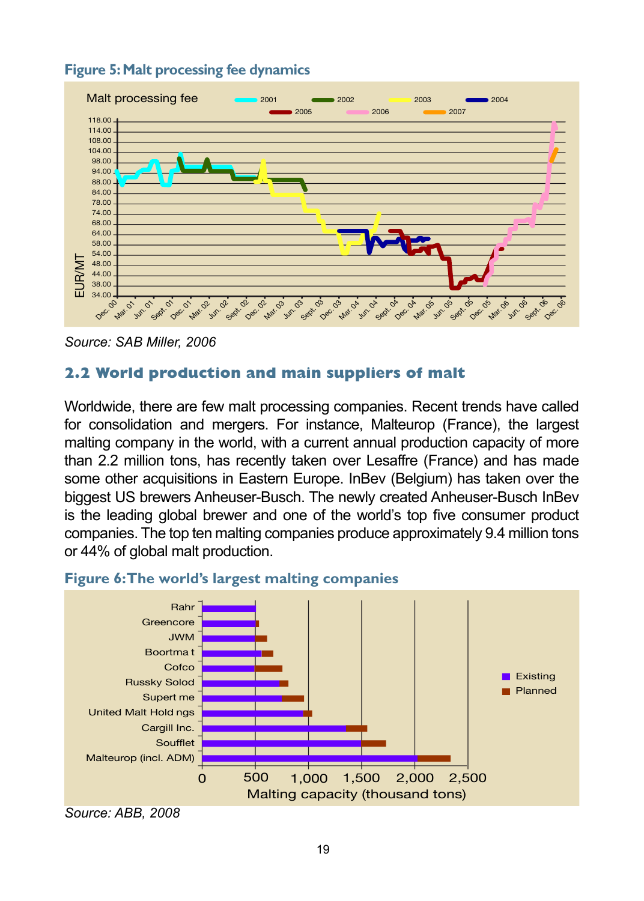**Figure 5: Malt processing fee dynamics**

Malt processing fee

2001 2002 2003 2004 2005 2006 2007

EUR/MT

118.00
114.00
108.00
104.00
98.00
94.00
88.00
84.00
78.00
74.00
68.00
64.00
58.00
54.00
48.00
44.00
38.00
34.00

Dec. 00 Mar. 01 Jun. 01 Sept. 01 Dec. 01 Mar. 02 Jun. 02 Sept. 02 Dec. 02 Mar. 03 Jun. 03 Sept. 03 Dec. 03 Mar. 04 Jun. 04 Sept. 04 Dec. 04 Mar. 05 Jun. 05 Sept. 05 Dec. 05 Mar. 06 Jun. 06 Sept. 06 Dec. 06

*Source: SAB Miller, 2006*

## 2.2 World production and main suppliers of malt

Worldwide, there are few malt processing companies. Recent trends have called for consolidation and mergers. For instance, Malteurop (France), the largest malting company in the world, with a current annual production capacity of more than 2.2 million tons, has recently taken over Lesaffre (France) and has made some other acquisitions in Eastern Europe. InBev (Belgium) has taken over the biggest US brewers Anheuser-Busch. The newly created Anheuser-Busch InBev is the leading global brewer and one of the world's top five consumer product companies. The top ten malting companies produce approximately 9.4 million tons or 44% of global malt production.

**Figure 6: The world's largest malting companies**

Rahr
Greencore
JWM
Boortma t
Cofco
Russky Solod
Supert me
United Malt Hold ngs
Cargill Inc.
Soufflet
Malteurop (incl. ADM)

0 500 1,000 1,500 2,000 2,500

Malting capacity (thousand tons)

Existing
Planned

*Source: ABB, 2008*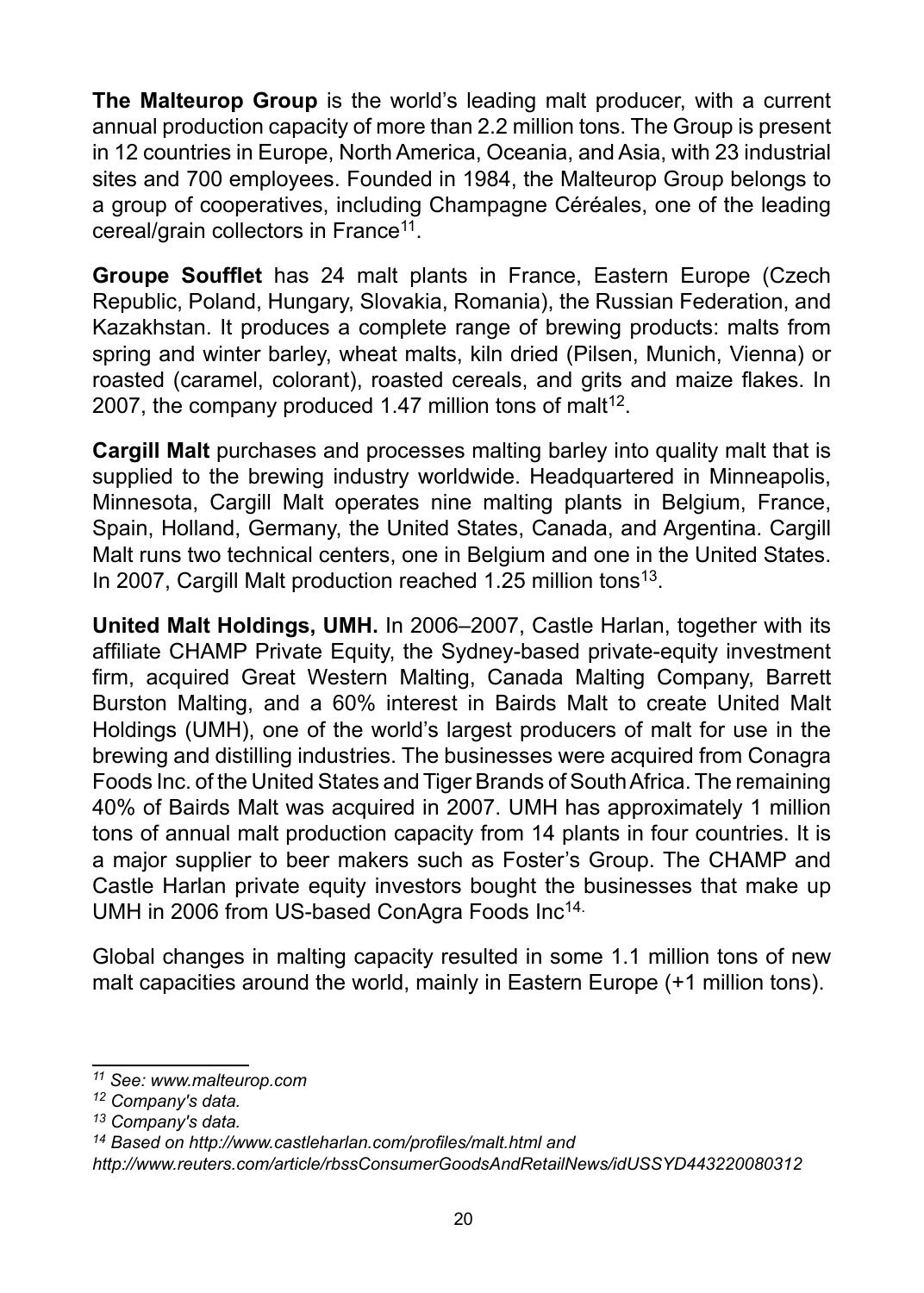**The Malteurop Group** is the world's leading malt producer, with a current annual production capacity of more than 2.2 million tons. The Group is present in 12 countries in Europe, North America, Oceania, and Asia, with 23 industrial sites and 700 employees. Founded in 1984, the Malteurop Group belongs to a group of cooperatives, including Champagne Céréales, one of the leading cereal/grain collectors in France[11].

**Groupe Soufflet** has 24 malt plants in France, Eastern Europe (Czech Republic, Poland, Hungary, Slovakia, Romania), the Russian Federation, and Kazakhstan. It produces a complete range of brewing products: malts from spring and winter barley, wheat malts, kiln dried (Pilsen, Munich, Vienna) or roasted (caramel, colorant), roasted cereals, and grits and maize flakes. In 2007, the company produced 1.47 million tons of malt[12].

**Cargill Malt** purchases and processes malting barley into quality malt that is supplied to the brewing industry worldwide. Headquartered in Minneapolis, Minnesota, Cargill Malt operates nine malting plants in Belgium, France, Spain, Holland, Germany, the United States, Canada, and Argentina. Cargill Malt runs two technical centers, one in Belgium and one in the United States. In 2007, Cargill Malt production reached 1.25 million tons[13].

**United Malt Holdings, UMH.** In 2006–2007, Castle Harlan, together with its affiliate CHAMP Private Equity, the Sydney-based private-equity investment firm, acquired Great Western Malting, Canada Malting Company, Barrett Burston Malting, and a 60% interest in Bairds Malt to create United Malt Holdings (UMH), one of the world's largest producers of malt for use in the brewing and distilling industries. The businesses were acquired from Conagra Foods Inc. of the United States and Tiger Brands of South Africa. The remaining 40% of Bairds Malt was acquired in 2007. UMH has approximately 1 million tons of annual malt production capacity from 14 plants in four countries. It is a major supplier to beer makers such as Foster's Group. The CHAMP and Castle Harlan private equity investors bought the businesses that make up UMH in 2006 from US-based ConAgra Foods Inc[14].

Global changes in malting capacity resulted in some 1.1 million tons of new malt capacities around the world, mainly in Eastern Europe (+1 million tons).

---

*[11] See: www.malteurop.com*

*[12] Company's data.*

*[13] Company's data.*

*[14] Based on http://www.castleharlan.com/profiles/malt.html and http://www.reuters.com/article/rbssConsumerGoodsAndRetailNews/idUSSYD443220080312*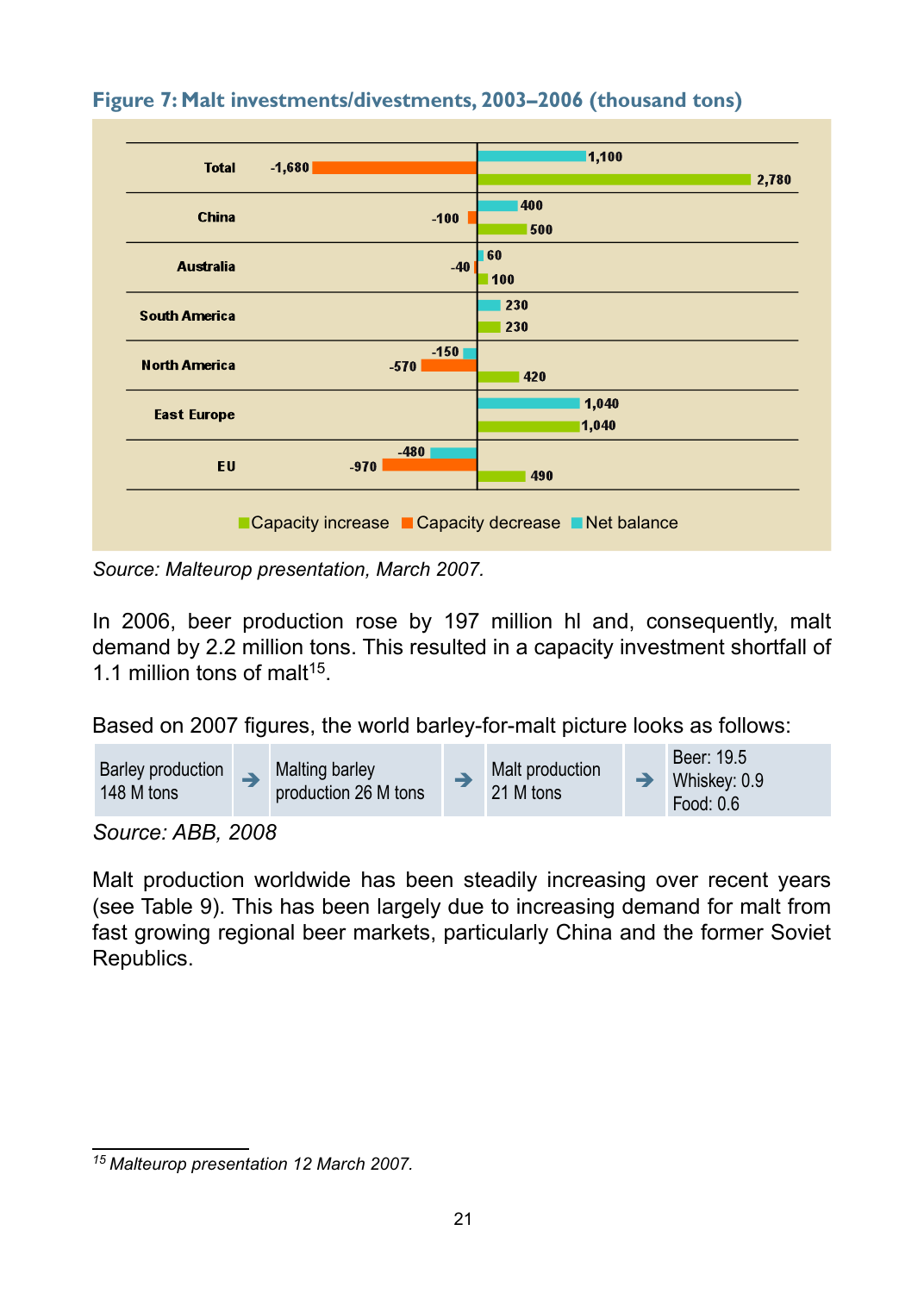**Figure 7: Malt investments/divestments, 2003–2006 (thousand tons)**

Total -1,680 1,100 2,780

China -100 400 500

Australia -40 60 100

South America 230 230

North America -150 -570 420

East Europe 1,040 1,040

EU -480 -970 490

Capacity increase  Capacity decrease  Net balance

*Source: Malteurop presentation, March 2007.*

In 2006, beer production rose by 197 million hl and, consequently, malt demand by 2.2 million tons. This resulted in a capacity investment shortfall of 1.1 million tons of malt[15].

Based on 2007 figures, the world barley-for-malt picture looks as follows:

| | | | | | | |
|---|---|---|---|---|---|---|
| Barley production 148 M tons | ➔ | Malting barley production 26 M tons | ➔ | Malt production 21 M tons | ➔ | Beer: 19.5<br>Whiskey: 0.9<br>Food: 0.6 |

*Source: ABB, 2008*

Malt production worldwide has been steadily increasing over recent years (see Table 9). This has been largely due to increasing demand for malt from fast growing regional beer markets, particularly China and the former Soviet Republics.

[15] *Malteurop presentation 12 March 2007.*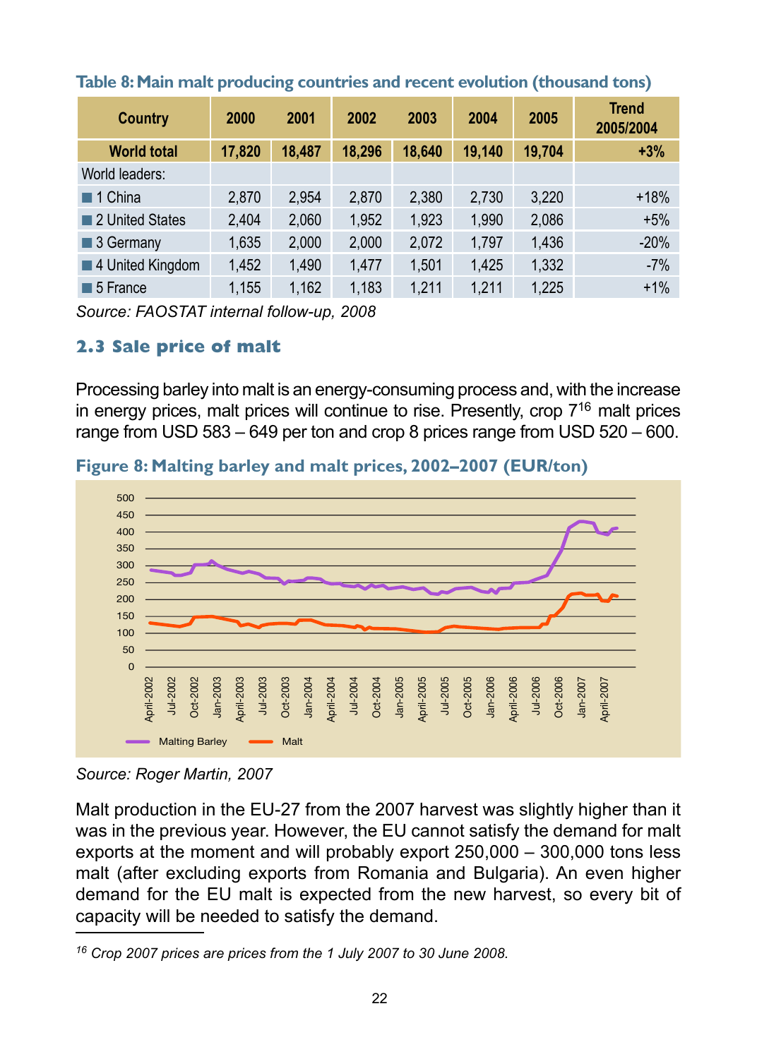**Table 8: Main malt producing countries and recent evolution (thousand tons)**

| Country | 2000 | 2001 | 2002 | 2003 | 2004 | 2005 | Trend 2005/2004 |
|---|---|---|---|---|---|---|---|
| **World total** | **17,820** | **18,487** | **18,296** | **18,640** | **19,140** | **19,704** | **+3%** |
| World leaders: | | | | | | | |
| ■ 1 China | 2,870 | 2,954 | 2,870 | 2,380 | 2,730 | 3,220 | +18% |
| ■ 2 United States | 2,404 | 2,060 | 1,952 | 1,923 | 1,990 | 2,086 | +5% |
| ■ 3 Germany | 1,635 | 2,000 | 2,000 | 2,072 | 1,797 | 1,436 | -20% |
| ■ 4 United Kingdom | 1,452 | 1,490 | 1,477 | 1,501 | 1,425 | 1,332 | -7% |
| ■ 5 France | 1,155 | 1,162 | 1,183 | 1,211 | 1,211 | 1,225 | +1% |

*Source: FAOSTAT internal follow-up, 2008*

### 2.3 Sale price of malt

Processing barley into malt is an energy-consuming process and, with the increase in energy prices, malt prices will continue to rise. Presently, crop 7[16] malt prices range from USD 583 – 649 per ton and crop 8 prices range from USD 520 – 600.

**Figure 8: Malting barley and malt prices, 2002–2007 (EUR/ton)**

500
450
400
350
300
250
200
150
100
50
0

April-2002 Jul-2002 Oct-2002 Jan-2003 April-2003 Jul-2003 Oct-2003 Jan-2004 April-2004 Jul-2004 Oct-2004 Jan-2005 April-2005 Jul-2005 Oct-2005 Jan-2006 April-2006 Jul-2006 Oct-2006 Jan-2007 April-2007

Malting Barley
Malt

*Source: Roger Martin, 2007*

Malt production in the EU-27 from the 2007 harvest was slightly higher than it was in the previous year. However, the EU cannot satisfy the demand for malt exports at the moment and will probably export 250,000 – 300,000 tons less malt (after excluding exports from Romania and Bulgaria). An even higher demand for the EU malt is expected from the new harvest, so every bit of capacity will be needed to satisfy the demand.

[16] *Crop 2007 prices are prices from the 1 July 2007 to 30 June 2008.*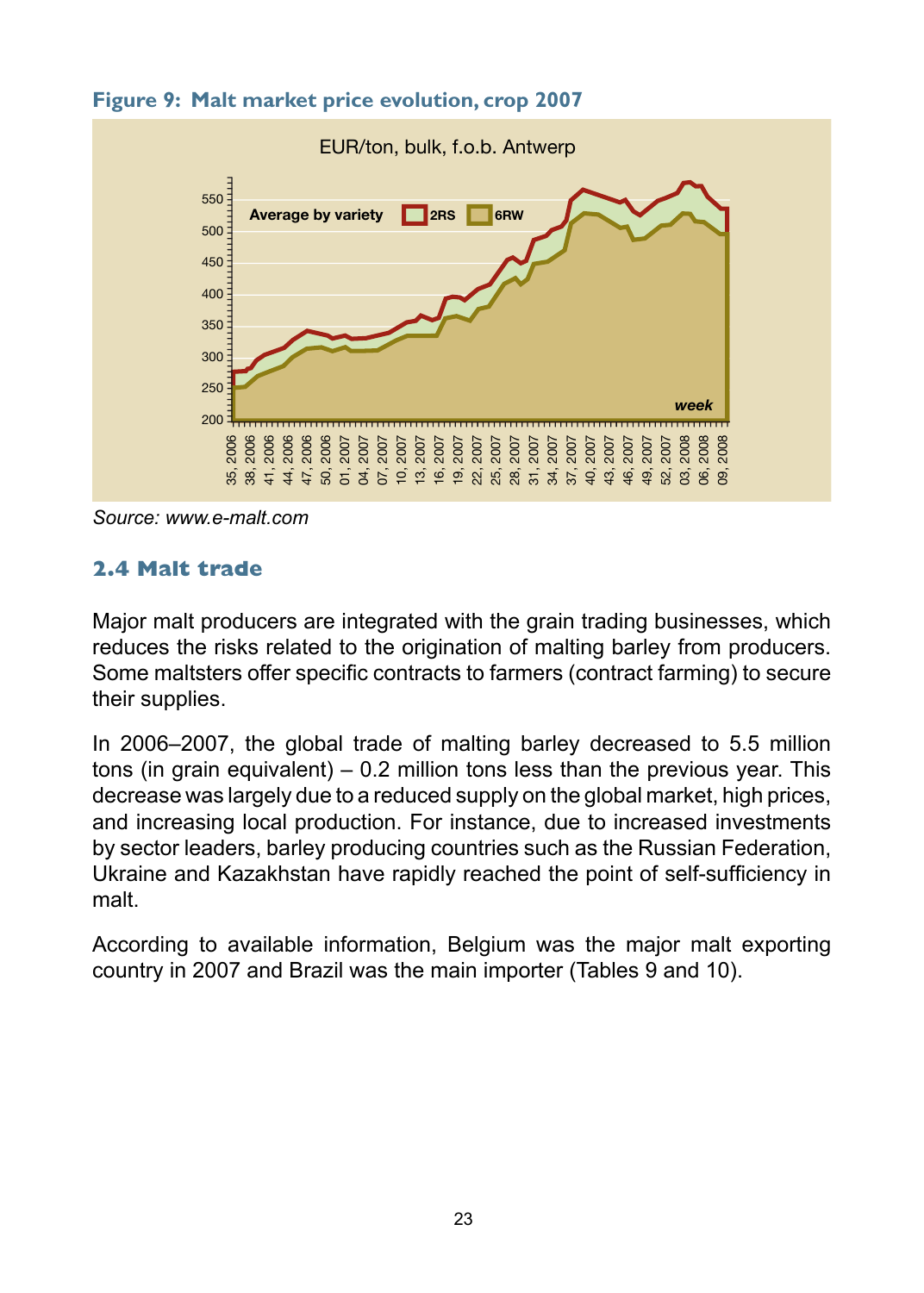**Figure 9: Malt market price evolution, crop 2007**

EUR/ton, bulk, f.o.b. Antwerp

Average by variety 2RS 6RW

550
500
450
400
350
300
250
200

week

35, 2006
38, 2006
41, 2006
44, 2006
47, 2006
50, 2006
01, 2007
04, 2007
07, 2007
10, 2007
13, 2007
16, 2007
19, 2007
22, 2007
25, 2007
28, 2007
31, 2007
34, 2007
37, 2007
40, 2007
43, 2007
46, 2007
49, 2007
52, 2007
03, 2008
06, 2008
09, 2008

*Source: www.e-malt.com*

## 2.4 Malt trade

Major malt producers are integrated with the grain trading businesses, which reduces the risks related to the origination of malting barley from producers. Some maltsters offer specific contracts to farmers (contract farming) to secure their supplies.

In 2006–2007, the global trade of malting barley decreased to 5.5 million tons (in grain equivalent) – 0.2 million tons less than the previous year. This decrease was largely due to a reduced supply on the global market, high prices, and increasing local production. For instance, due to increased investments by sector leaders, barley producing countries such as the Russian Federation, Ukraine and Kazakhstan have rapidly reached the point of self-sufficiency in malt.

According to available information, Belgium was the major malt exporting country in 2007 and Brazil was the main importer (Tables 9 and 10).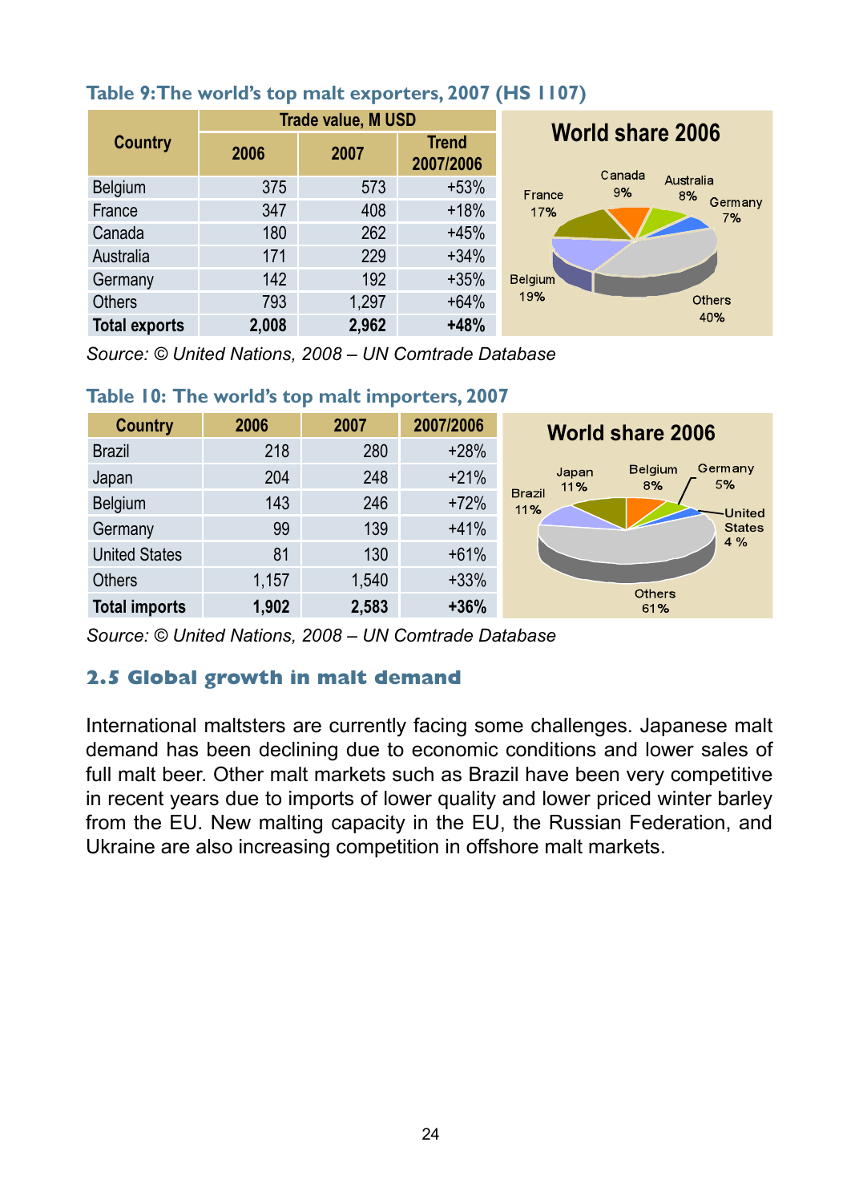**Table 9: The world's top malt exporters, 2007 (HS 1107)**

| Country | Trade value, M USD | | |
|---|---|---|---|
| | 2006 | 2007 | Trend 2007/2006 |
| Belgium | 375 | 573 | +53% |
| France | 347 | 408 | +18% |
| Canada | 180 | 262 | +45% |
| Australia | 171 | 229 | +34% |
| Germany | 142 | 192 | +35% |
| Others | 793 | 1,297 | +64% |
| **Total exports** | **2,008** | **2,962** | **+48%** |

World share 2006

France 17%
Canada 9%
Australia 8%
Germany 7%
Belgium 19%
Others 40%

*Source: © United Nations, 2008 – UN Comtrade Database*

**Table 10: The world's top malt importers, 2007**

| Country | 2006 | 2007 | 2007/2006 |
|---|---|---|---|
| Brazil | 218 | 280 | +28% |
| Japan | 204 | 248 | +21% |
| Belgium | 143 | 246 | +72% |
| Germany | 99 | 139 | +41% |
| United States | 81 | 130 | +61% |
| Others | 1,157 | 1,540 | +33% |
| **Total imports** | **1,902** | **2,583** | **+36%** |

World share 2006

Brazil 11%
Japan 11%
Belgium 8%
Germany 5%
United States 4 %
Others 61 %

*Source: © United Nations, 2008 – UN Comtrade Database*

## 2.5 Global growth in malt demand

International maltsters are currently facing some challenges. Japanese malt demand has been declining due to economic conditions and lower sales of full malt beer. Other malt markets such as Brazil have been very competitive in recent years due to imports of lower quality and lower priced winter barley from the EU. New malting capacity in the EU, the Russian Federation, and Ukraine are also increasing competition in offshore malt markets.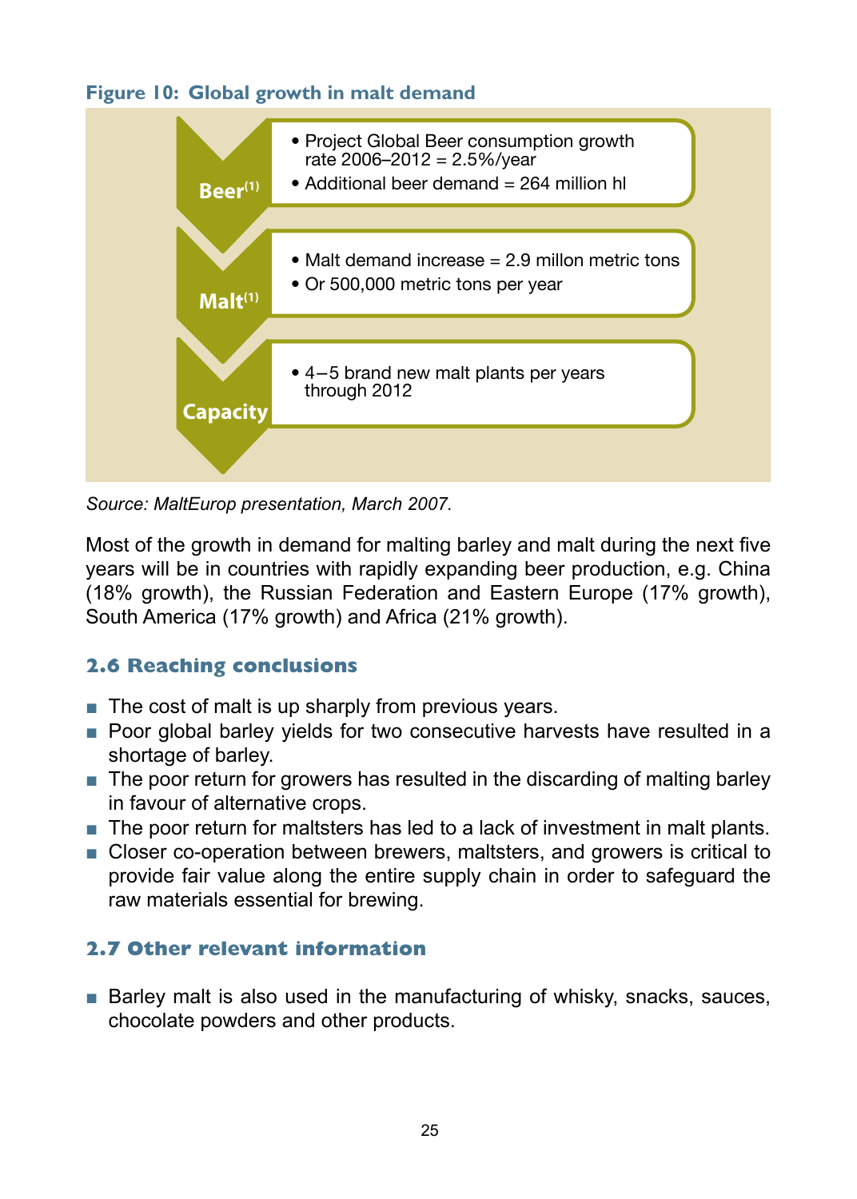**Figure 10: Global growth in malt demand**

Beer[1]

- Project Global Beer consumption growth rate 2006–2012 = 2.5%/year
- Additional beer demand = 264 million hl

Malt[1]

- Malt demand increase = 2.9 millon metric tons
- Or 500,000 metric tons per year

Capacity

- 4–5 brand new malt plants per years through 2012

*Source: MaltEurop presentation, March 2007.*

Most of the growth in demand for malting barley and malt during the next five years will be in countries with rapidly expanding beer production, e.g. China (18% growth), the Russian Federation and Eastern Europe (17% growth), South America (17% growth) and Africa (21% growth).

## 2.6 Reaching conclusions

- The cost of malt is up sharply from previous years.
- Poor global barley yields for two consecutive harvests have resulted in a shortage of barley.
- The poor return for growers has resulted in the discarding of malting barley in favour of alternative crops.
- The poor return for maltsters has led to a lack of investment in malt plants.
- Closer co-operation between brewers, maltsters, and growers is critical to provide fair value along the entire supply chain in order to safeguard the raw materials essential for brewing.

## 2.7 Other relevant information

- Barley malt is also used in the manufacturing of whisky, snacks, sauces, chocolate powders and other products.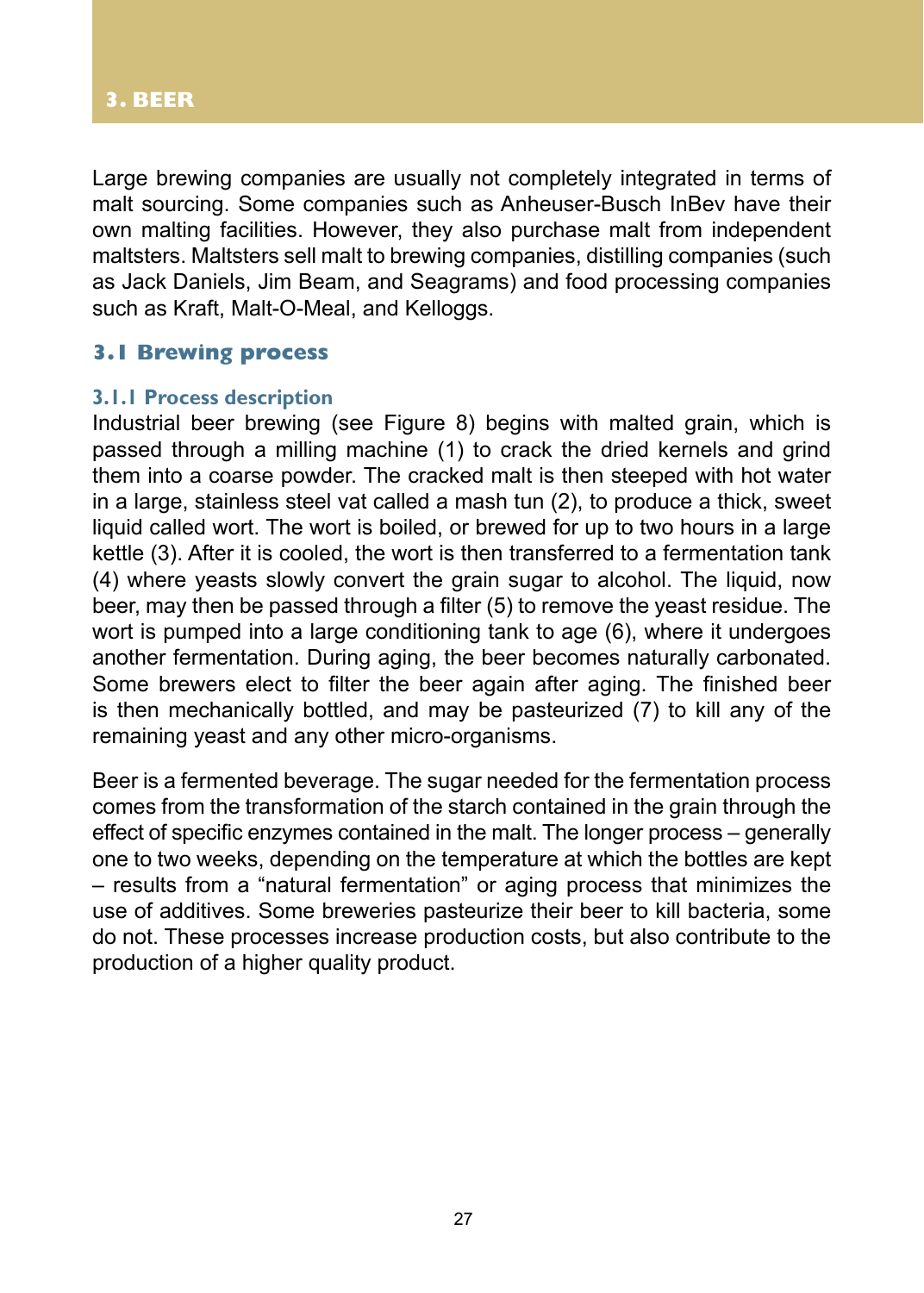Large brewing companies are usually not completely integrated in terms of malt sourcing. Some companies such as Anheuser-Busch InBev have their own malting facilities. However, they also purchase malt from independent maltsters. Maltsters sell malt to brewing companies, distilling companies (such as Jack Daniels, Jim Beam, and Seagrams) and food processing companies such as Kraft, Malt-O-Meal, and Kelloggs.

## 3.1 Brewing process

### 3.1.1 Process description

Industrial beer brewing (see Figure 8) begins with malted grain, which is passed through a milling machine (1) to crack the dried kernels and grind them into a coarse powder. The cracked malt is then steeped with hot water in a large, stainless steel vat called a mash tun (2), to produce a thick, sweet liquid called wort. The wort is boiled, or brewed for up to two hours in a large kettle (3). After it is cooled, the wort is then transferred to a fermentation tank (4) where yeasts slowly convert the grain sugar to alcohol. The liquid, now beer, may then be passed through a filter (5) to remove the yeast residue. The wort is pumped into a large conditioning tank to age (6), where it undergoes another fermentation. During aging, the beer becomes naturally carbonated. Some brewers elect to filter the beer again after aging. The finished beer is then mechanically bottled, and may be pasteurized (7) to kill any of the remaining yeast and any other micro-organisms.

Beer is a fermented beverage. The sugar needed for the fermentation process comes from the transformation of the starch contained in the grain through the effect of specific enzymes contained in the malt. The longer process – generally one to two weeks, depending on the temperature at which the bottles are kept – results from a "natural fermentation" or aging process that minimizes the use of additives. Some breweries pasteurize their beer to kill bacteria, some do not. These processes increase production costs, but also contribute to the production of a higher quality product.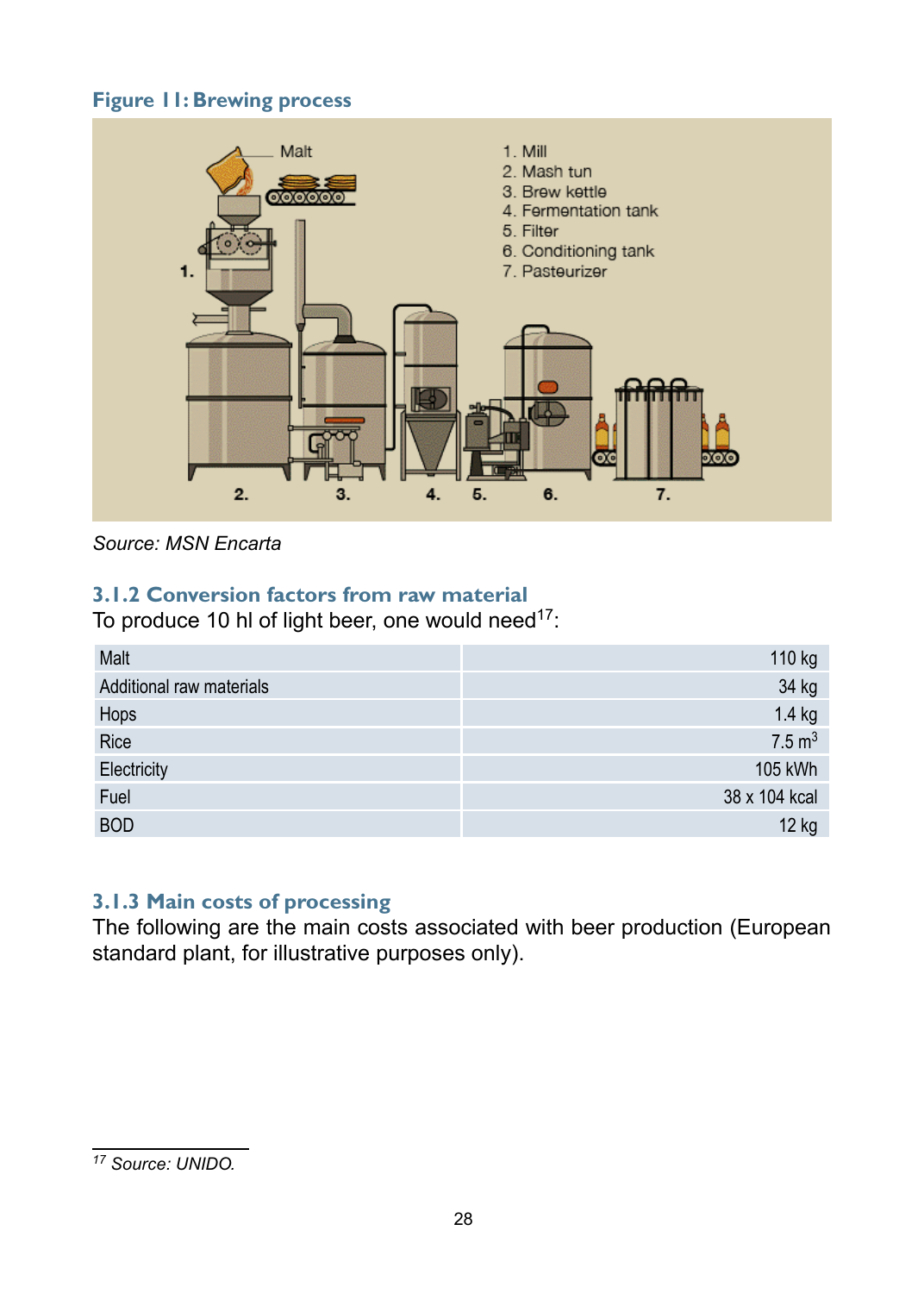**Figure 11: Brewing process**

Malt

1. Mill
2. Mash tun
3. Brew kettle
4. Fermentation tank
5. Filter
6. Conditioning tank
7. Pasteurizer

*Source: MSN Encarta*

### 3.1.2 Conversion factors from raw material

To produce 10 hl of light beer, one would need[17]:

| | |
|---|---|
| Malt | 110 kg |
| Additional raw materials | 34 kg |
| Hops | 1.4 kg |
| Rice | 7.5 $m^3$ |
| Electricity | 105 kWh |
| Fuel | 38 x 104 kcal |
| BOD | 12 kg |

### 3.1.3 Main costs of processing

The following are the main costs associated with beer production (European standard plant, for illustrative purposes only).

[17] *Source: UNIDO.*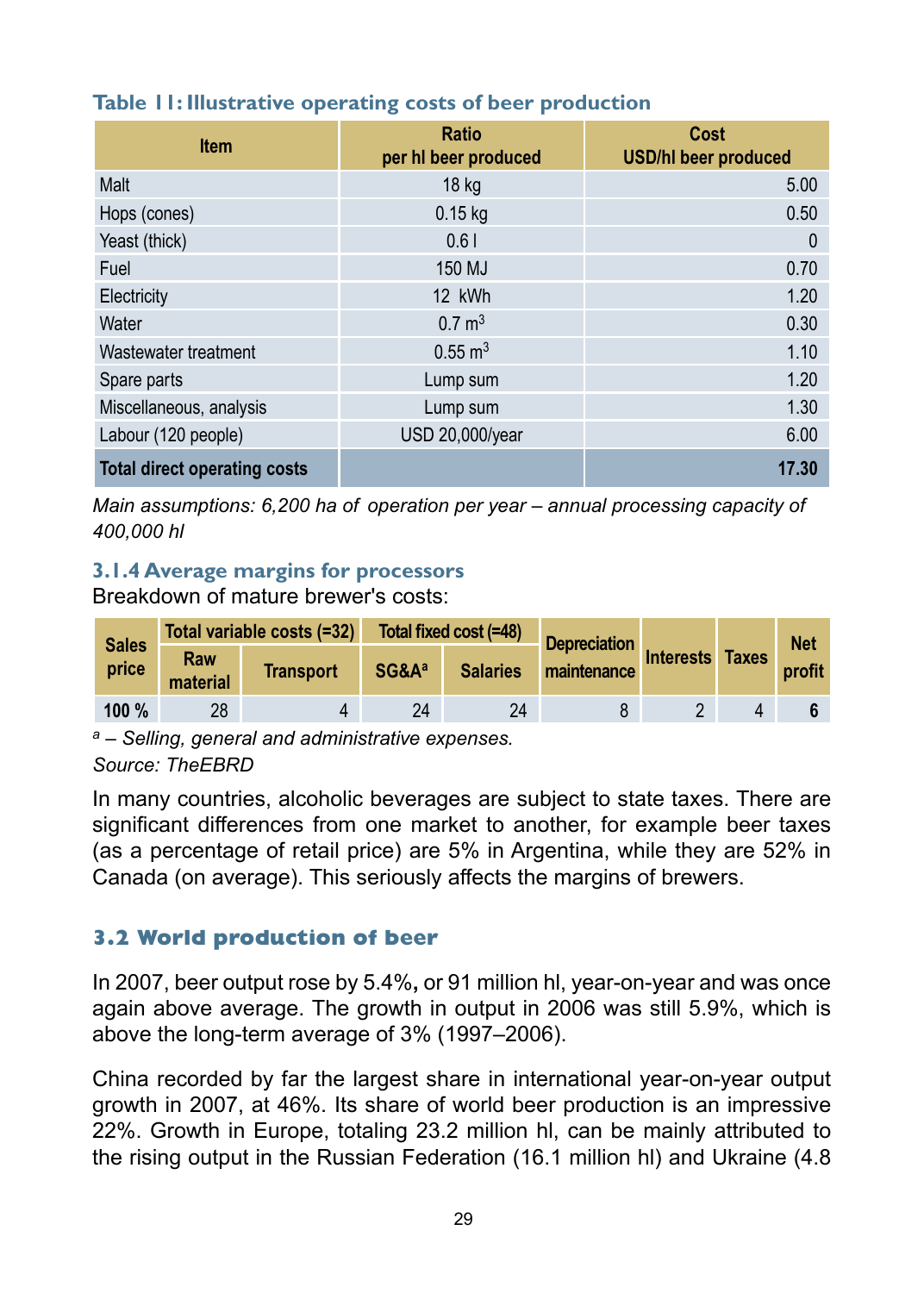**Table 11: Illustrative operating costs of beer production**

| Item | Ratio per hl beer produced | Cost USD/hl beer produced |
|---|---|---|
| Malt | 18 kg | 5.00 |
| Hops (cones) | 0.15 kg | 0.50 |
| Yeast (thick) | 0.6 l | 0 |
| Fuel | 150 MJ | 0.70 |
| Electricity | 12 kWh | 1.20 |
| Water | 0.7 $m^3$ | 0.30 |
| Wastewater treatment | 0.55 $m^3$ | 1.10 |
| Spare parts | Lump sum | 1.20 |
| Miscellaneous, analysis | Lump sum | 1.30 |
| Labour (120 people) | USD 20,000/year | 6.00 |
| **Total direct operating costs** | | **17.30** |

*Main assumptions: 6,200 ha of operation per year – annual processing capacity of 400,000 hl*

### 3.1.4 Average margins for processors

Breakdown of mature brewer's costs:

| Sales price | Total variable costs (=32) | | Total fixed cost (=48) | | Depreciation maintenance | Interests | Taxes | Net profit |
|---|---|---|---|---|---|---|---|---|
| | Raw material | Transport | SG&A[a] | Salaries | | | | |
| 100 % | 28 | 4 | 24 | 24 | 8 | 2 | 4 | **6** |

[a] – *Selling, general and administrative expenses.*

*Source: TheEBRD*

In many countries, alcoholic beverages are subject to state taxes. There are significant differences from one market to another, for example beer taxes (as a percentage of retail price) are 5% in Argentina, while they are 52% in Canada (on average). This seriously affects the margins of brewers.

## 3.2 World production of beer

In 2007, beer output rose by 5.4%, or 91 million hl, year-on-year and was once again above average. The growth in output in 2006 was still 5.9%, which is above the long-term average of 3% (1997–2006).

China recorded by far the largest share in international year-on-year output growth in 2007, at 46%. Its share of world beer production is an impressive 22%. Growth in Europe, totaling 23.2 million hl, can be mainly attributed to the rising output in the Russian Federation (16.1 million hl) and Ukraine (4.8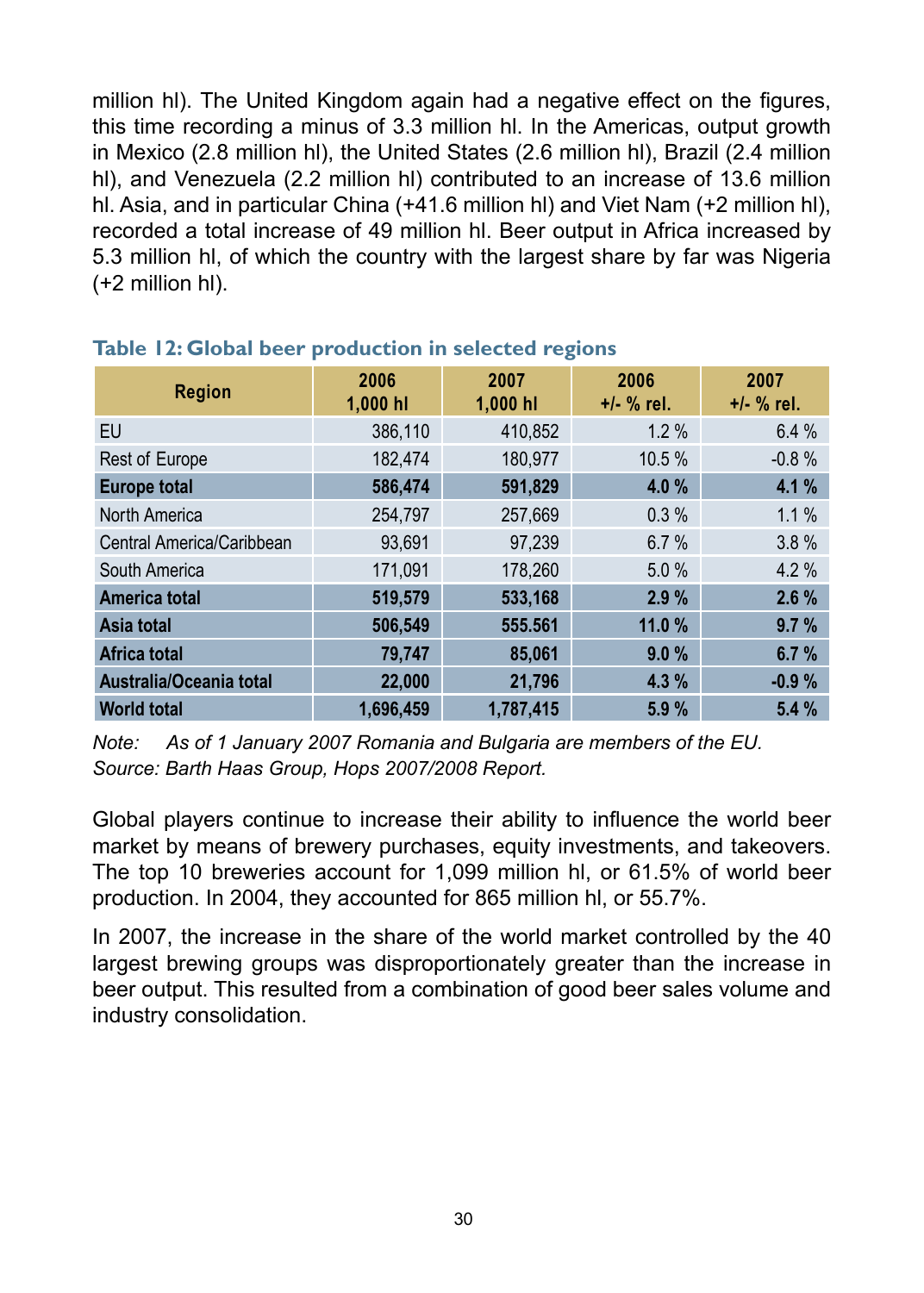million hl). The United Kingdom again had a negative effect on the figures, this time recording a minus of 3.3 million hl. In the Americas, output growth in Mexico (2.8 million hl), the United States (2.6 million hl), Brazil (2.4 million hl), and Venezuela (2.2 million hl) contributed to an increase of 13.6 million hl. Asia, and in particular China (+41.6 million hl) and Viet Nam (+2 million hl), recorded a total increase of 49 million hl. Beer output in Africa increased by 5.3 million hl, of which the country with the largest share by far was Nigeria (+2 million hl).

**Table 12: Global beer production in selected regions**

| Region | 2006 1,000 hl | 2007 1,000 hl | 2006 +/- % rel. | 2007 +/- % rel. |
|---|---|---|---|---|
| EU | 386,110 | 410,852 | 1.2 % | 6.4 % |
| Rest of Europe | 182,474 | 180,977 | 10.5 % | -0.8 % |
| **Europe total** | **586,474** | **591,829** | **4.0 %** | **4.1 %** |
| North America | 254,797 | 257,669 | 0.3 % | 1.1 % |
| Central America/Caribbean | 93,691 | 97,239 | 6.7 % | 3.8 % |
| South America | 171,091 | 178,260 | 5.0 % | 4.2 % |
| **America total** | **519,579** | **533,168** | **2.9 %** | **2.6 %** |
| **Asia total** | **506,549** | **555.561** | **11.0 %** | **9.7 %** |
| **Africa total** | **79,747** | **85,061** | **9.0 %** | **6.7 %** |
| **Australia/Oceania total** | **22,000** | **21,796** | **4.3 %** | **-0.9 %** |
| **World total** | **1,696,459** | **1,787,415** | **5.9 %** | **5.4 %** |

*Note: As of 1 January 2007 Romania and Bulgaria are members of the EU.*
*Source: Barth Haas Group, Hops 2007/2008 Report.*

Global players continue to increase their ability to influence the world beer market by means of brewery purchases, equity investments, and takeovers. The top 10 breweries account for 1,099 million hl, or 61.5% of world beer production. In 2004, they accounted for 865 million hl, or 55.7%.

In 2007, the increase in the share of the world market controlled by the 40 largest brewing groups was disproportionately greater than the increase in beer output. This resulted from a combination of good beer sales volume and industry consolidation.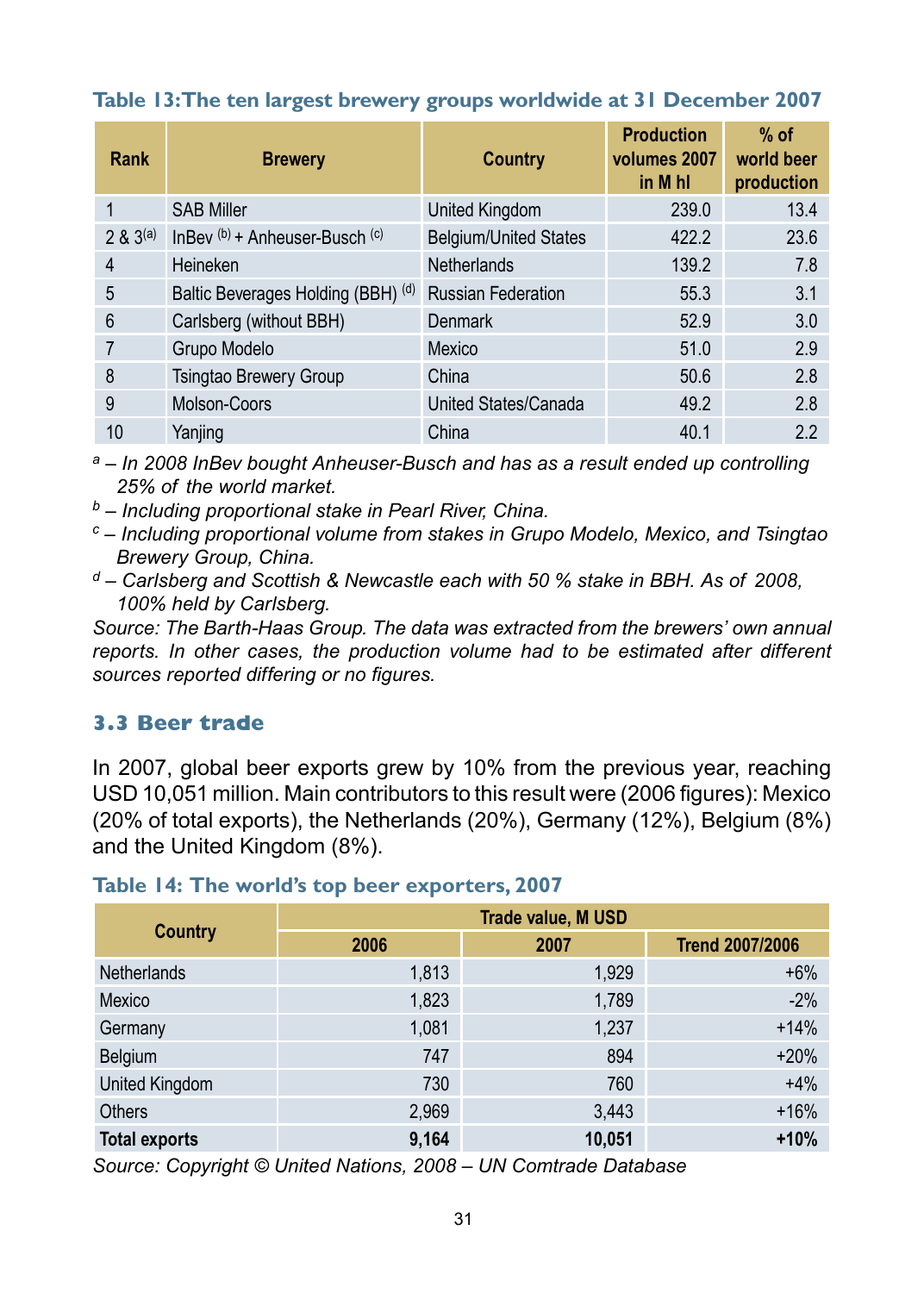**Table 13: The ten largest brewery groups worldwide at 31 December 2007**

| Rank | Brewery | Country | Production volumes 2007 in M hl | % of world beer production |
|---|---|---|---|---|
| 1 | SAB Miller | United Kingdom | 239.0 | 13.4 |
| 2 & 3[a] | InBev [b] + Anheuser-Busch [c] | Belgium/United States | 422.2 | 23.6 |
| 4 | Heineken | Netherlands | 139.2 | 7.8 |
| 5 | Baltic Beverages Holding (BBH) [d] | Russian Federation | 55.3 | 3.1 |
| 6 | Carlsberg (without BBH) | Denmark | 52.9 | 3.0 |
| 7 | Grupo Modelo | Mexico | 51.0 | 2.9 |
| 8 | Tsingtao Brewery Group | China | 50.6 | 2.8 |
| 9 | Molson-Coors | United States/Canada | 49.2 | 2.8 |
| 10 | Yanjing | China | 40.1 | 2.2 |

*[a] – In 2008 InBev bought Anheuser-Busch and has as a result ended up controlling 25% of the world market.*

*[b] – Including proportional stake in Pearl River, China.*

*[c] – Including proportional volume from stakes in Grupo Modelo, Mexico, and Tsingtao Brewery Group, China.*

*[d] – Carlsberg and Scottish & Newcastle each with 50 % stake in BBH. As of 2008, 100% held by Carlsberg.*

*Source: The Barth-Haas Group. The data was extracted from the brewers' own annual reports. In other cases, the production volume had to be estimated after different sources reported differing or no figures.*

## 3.3 Beer trade

In 2007, global beer exports grew by 10% from the previous year, reaching USD 10,051 million. Main contributors to this result were (2006 figures): Mexico (20% of total exports), the Netherlands (20%), Germany (12%), Belgium (8%) and the United Kingdom (8%).

**Table 14: The world's top beer exporters, 2007**

| Country | Trade value, M USD | | |
|---|---|---|---|
| | 2006 | 2007 | Trend 2007/2006 |
| Netherlands | 1,813 | 1,929 | +6% |
| Mexico | 1,823 | 1,789 | -2% |
| Germany | 1,081 | 1,237 | +14% |
| Belgium | 747 | 894 | +20% |
| United Kingdom | 730 | 760 | +4% |
| Others | 2,969 | 3,443 | +16% |
| **Total exports** | **9,164** | **10,051** | **+10%** |

*Source: Copyright © United Nations, 2008 – UN Comtrade Database*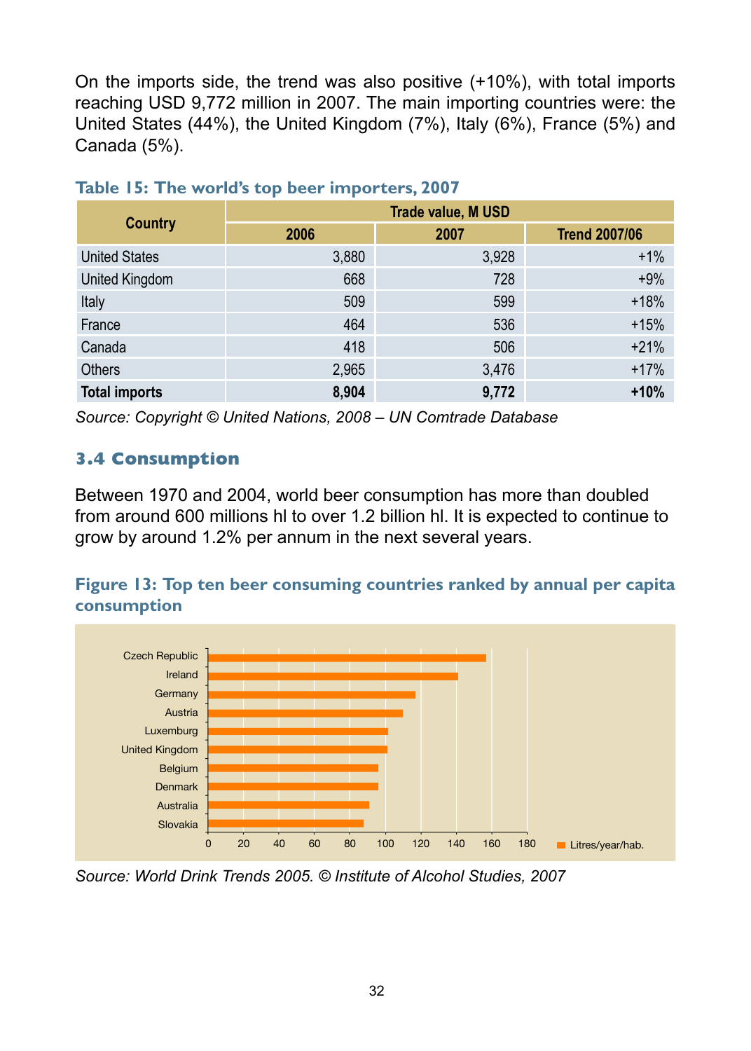On the imports side, the trend was also positive (+10%), with total imports reaching USD 9,772 million in 2007. The main importing countries were: the United States (44%), the United Kingdom (7%), Italy (6%), France (5%) and Canada (5%).

**Table 15: The world's top beer importers, 2007**

| Country | Trade value, M USD | | |
|---|---|---|---|
| | 2006 | 2007 | Trend 2007/06 |
| United States | 3,880 | 3,928 | +1% |
| United Kingdom | 668 | 728 | +9% |
| Italy | 509 | 599 | +18% |
| France | 464 | 536 | +15% |
| Canada | 418 | 506 | +21% |
| Others | 2,965 | 3,476 | +17% |
| **Total imports** | **8,904** | **9,772** | **+10%** |

*Source: Copyright © United Nations, 2008 – UN Comtrade Database*

## 3.4 Consumption

Between 1970 and 2004, world beer consumption has more than doubled from around 600 millions hl to over 1.2 billion hl. It is expected to continue to grow by around 1.2% per annum in the next several years.

**Figure 13: Top ten beer consuming countries ranked by annual per capita consumption**

Czech Republic
Ireland
Germany
Austria
Luxemburg
United Kingdom
Belgium
Denmark
Australia
Slovakia

0 20 40 60 80 100 120 140 160 180

Litres/year/hab.

*Source: World Drink Trends 2005. © Institute of Alcohol Studies, 2007*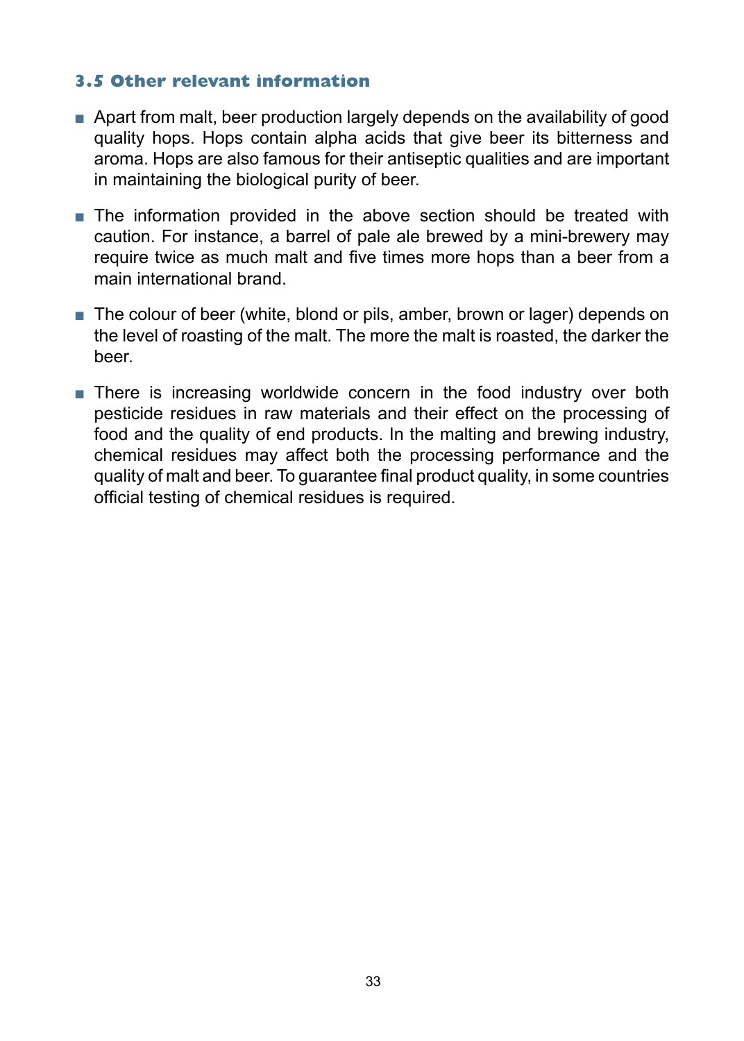### 3.5 Other relevant information

- Apart from malt, beer production largely depends on the availability of good quality hops. Hops contain alpha acids that give beer its bitterness and aroma. Hops are also famous for their antiseptic qualities and are important in maintaining the biological purity of beer.
- The information provided in the above section should be treated with caution. For instance, a barrel of pale ale brewed by a mini-brewery may require twice as much malt and five times more hops than a beer from a main international brand.
- The colour of beer (white, blond or pils, amber, brown or lager) depends on the level of roasting of the malt. The more the malt is roasted, the darker the beer.
- There is increasing worldwide concern in the food industry over both pesticide residues in raw materials and their effect on the processing of food and the quality of end products. In the malting and brewing industry, chemical residues may affect both the processing performance and the quality of malt and beer. To guarantee final product quality, in some countries official testing of chemical residues is required.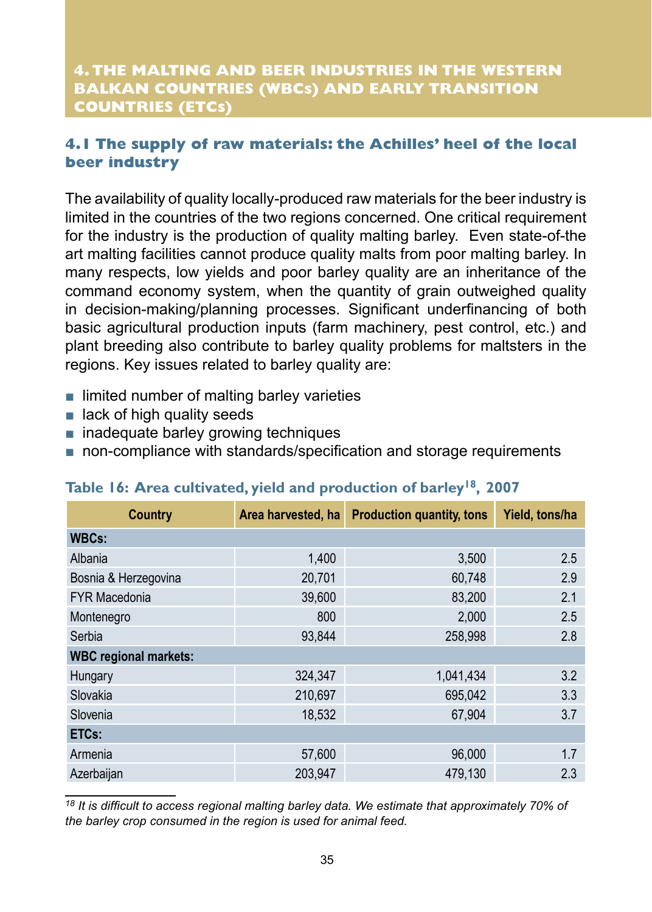# 4. THE MALTING AND BEER INDUSTRIES IN THE WESTERN BALKAN COUNTRIES (WBCs) AND EARLY TRANSITION COUNTRIES (ETCs)

## 4.1 The supply of raw materials: the Achilles' heel of the local beer industry

The availability of quality locally-produced raw materials for the beer industry is limited in the countries of the two regions concerned. One critical requirement for the industry is the production of quality malting barley. Even state-of-the art malting facilities cannot produce quality malts from poor malting barley. In many respects, low yields and poor barley quality are an inheritance of the command economy system, when the quantity of grain outweighed quality in decision-making/planning processes. Significant underfinancing of both basic agricultural production inputs (farm machinery, pest control, etc.) and plant breeding also contribute to barley quality problems for maltsters in the regions. Key issues related to barley quality are:

- limited number of malting barley varieties
- lack of high quality seeds
- inadequate barley growing techniques
- non-compliance with standards/specification and storage requirements

**Table 16: Area cultivated, yield and production of barley[18], 2007**

| Country | Area harvested, ha | Production quantity, tons | Yield, tons/ha |
|---|---|---|---|
| **WBCs:** | | | |
| Albania | 1,400 | 3,500 | 2.5 |
| Bosnia & Herzegovina | 20,701 | 60,748 | 2.9 |
| FYR Macedonia | 39,600 | 83,200 | 2.1 |
| Montenegro | 800 | 2,000 | 2.5 |
| Serbia | 93,844 | 258,998 | 2.8 |
| **WBC regional markets:** | | | |
| Hungary | 324,347 | 1,041,434 | 3.2 |
| Slovakia | 210,697 | 695,042 | 3.3 |
| Slovenia | 18,532 | 67,904 | 3.7 |
| **ETCs:** | | | |
| Armenia | 57,600 | 96,000 | 1.7 |
| Azerbaijan | 203,947 | 479,130 | 2.3 |

*[18] It is difficult to access regional malting barley data. We estimate that approximately 70% of the barley crop consumed in the region is used for animal feed.*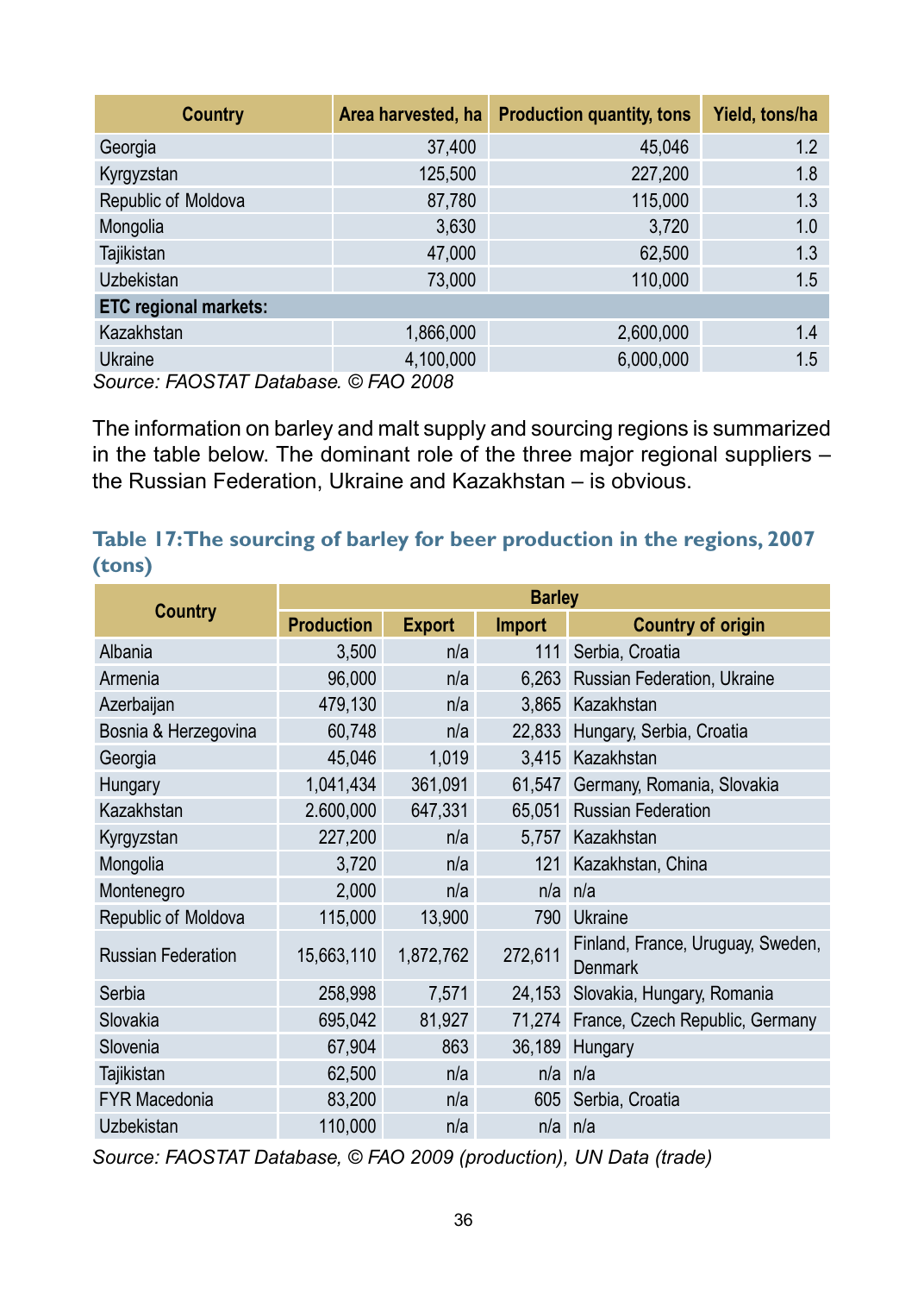| Country | Area harvested, ha | Production quantity, tons | Yield, tons/ha |
|---|---|---|---|
| Georgia | 37,400 | 45,046 | 1.2 |
| Kyrgyzstan | 125,500 | 227,200 | 1.8 |
| Republic of Moldova | 87,780 | 115,000 | 1.3 |
| Mongolia | 3,630 | 3,720 | 1.0 |
| Tajikistan | 47,000 | 62,500 | 1.3 |
| Uzbekistan | 73,000 | 110,000 | 1.5 |
| **ETC regional markets:** | | | |
| Kazakhstan | 1,866,000 | 2,600,000 | 1.4 |
| Ukraine | 4,100,000 | 6,000,000 | 1.5 |

*Source: FAOSTAT Database. © FAO 2008*

The information on barley and malt supply and sourcing regions is summarized in the table below. The dominant role of the three major regional suppliers – the Russian Federation, Ukraine and Kazakhstan – is obvious.

### Table 17: The sourcing of barley for beer production in the regions, 2007 (tons)

| Country | Barley | | | |
|---|---|---|---|---|
| | Production | Export | Import | Country of origin |
| Albania | 3,500 | n/a | 111 | Serbia, Croatia |
| Armenia | 96,000 | n/a | 6,263 | Russian Federation, Ukraine |
| Azerbaijan | 479,130 | n/a | 3,865 | Kazakhstan |
| Bosnia & Herzegovina | 60,748 | n/a | 22,833 | Hungary, Serbia, Croatia |
| Georgia | 45,046 | 1,019 | 3,415 | Kazakhstan |
| Hungary | 1,041,434 | 361,091 | 61,547 | Germany, Romania, Slovakia |
| Kazakhstan | 2.600,000 | 647,331 | 65,051 | Russian Federation |
| Kyrgyzstan | 227,200 | n/a | 5,757 | Kazakhstan |
| Mongolia | 3,720 | n/a | 121 | Kazakhstan, China |
| Montenegro | 2,000 | n/a | n/a | n/a |
| Republic of Moldova | 115,000 | 13,900 | 790 | Ukraine |
| Russian Federation | 15,663,110 | 1,872,762 | 272,611 | Finland, France, Uruguay, Sweden, Denmark |
| Serbia | 258,998 | 7,571 | 24,153 | Slovakia, Hungary, Romania |
| Slovakia | 695,042 | 81,927 | 71,274 | France, Czech Republic, Germany |
| Slovenia | 67,904 | 863 | 36,189 | Hungary |
| Tajikistan | 62,500 | n/a | n/a | n/a |
| FYR Macedonia | 83,200 | n/a | 605 | Serbia, Croatia |
| Uzbekistan | 110,000 | n/a | n/a | n/a |

*Source: FAOSTAT Database, © FAO 2009 (production), UN Data (trade)*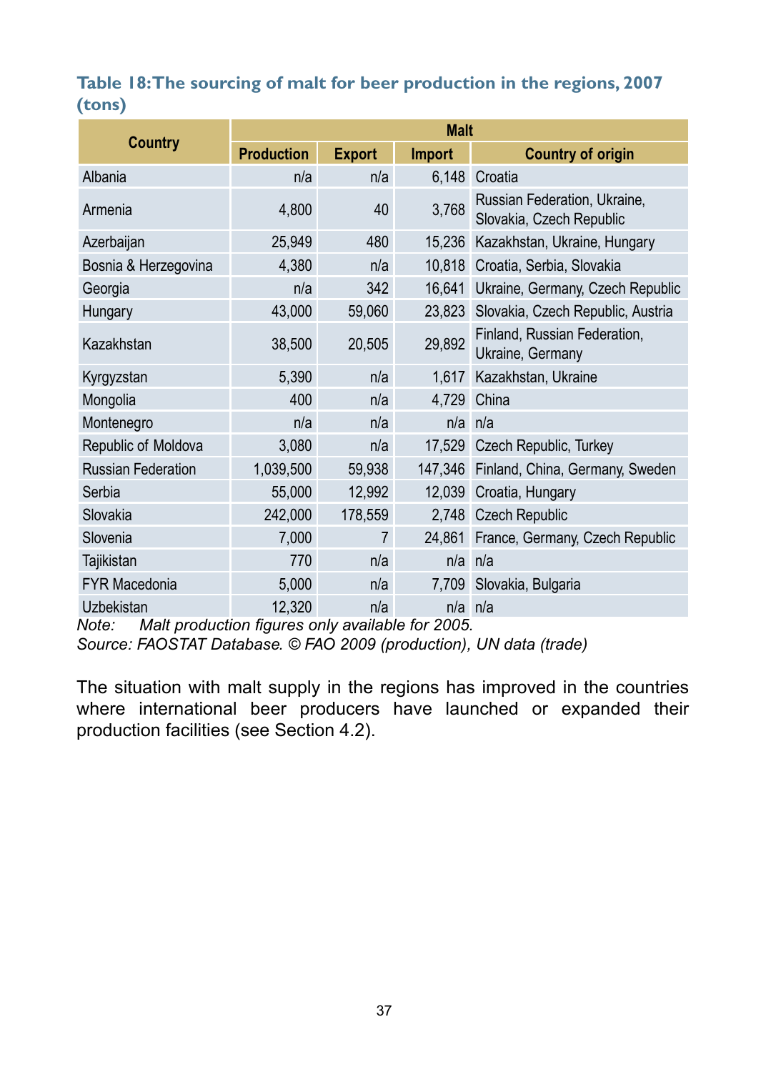**Table 18: The sourcing of malt for beer production in the regions, 2007 (tons)**

| Country | Malt | | | |
|---|---|---|---|---|
| | Production | Export | Import | Country of origin |
| Albania | n/a | n/a | 6,148 | Croatia |
| Armenia | 4,800 | 40 | 3,768 | Russian Federation, Ukraine, Slovakia, Czech Republic |
| Azerbaijan | 25,949 | 480 | 15,236 | Kazakhstan, Ukraine, Hungary |
| Bosnia & Herzegovina | 4,380 | n/a | 10,818 | Croatia, Serbia, Slovakia |
| Georgia | n/a | 342 | 16,641 | Ukraine, Germany, Czech Republic |
| Hungary | 43,000 | 59,060 | 23,823 | Slovakia, Czech Republic, Austria |
| Kazakhstan | 38,500 | 20,505 | 29,892 | Finland, Russian Federation, Ukraine, Germany |
| Kyrgyzstan | 5,390 | n/a | 1,617 | Kazakhstan, Ukraine |
| Mongolia | 400 | n/a | 4,729 | China |
| Montenegro | n/a | n/a | n/a | n/a |
| Republic of Moldova | 3,080 | n/a | 17,529 | Czech Republic, Turkey |
| Russian Federation | 1,039,500 | 59,938 | 147,346 | Finland, China, Germany, Sweden |
| Serbia | 55,000 | 12,992 | 12,039 | Croatia, Hungary |
| Slovakia | 242,000 | 178,559 | 2,748 | Czech Republic |
| Slovenia | 7,000 | 7 | 24,861 | France, Germany, Czech Republic |
| Tajikistan | 770 | n/a | n/a | n/a |
| FYR Macedonia | 5,000 | n/a | 7,709 | Slovakia, Bulgaria |
| Uzbekistan | 12,320 | n/a | n/a | n/a |

*Note: Malt production figures only available for 2005.*
*Source: FAOSTAT Database. © FAO 2009 (production), UN data (trade)*

The situation with malt supply in the regions has improved in the countries where international beer producers have launched or expanded their production facilities (see Section 4.2).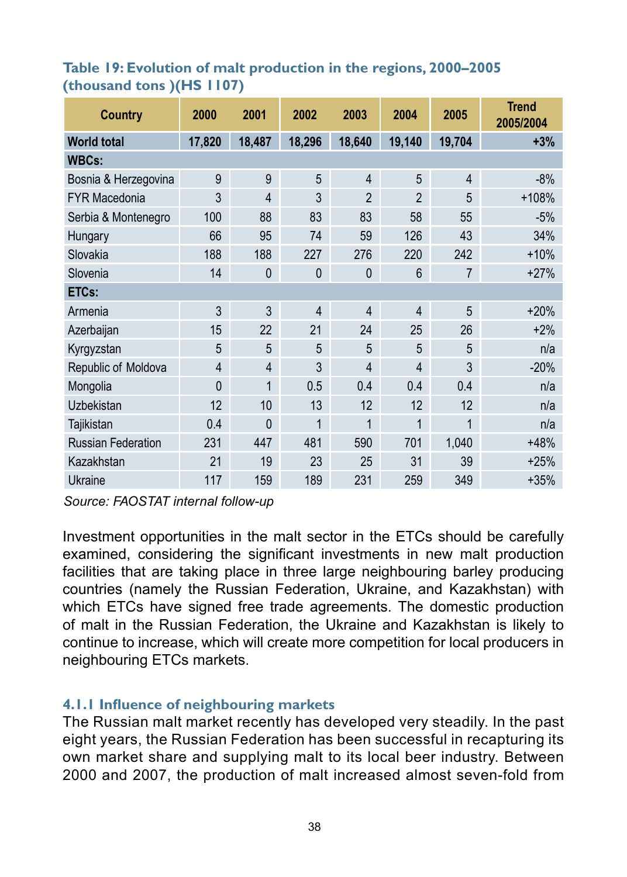**Table 19: Evolution of malt production in the regions, 2000–2005 (thousand tons )(HS 1107)**

| Country | 2000 | 2001 | 2002 | 2003 | 2004 | 2005 | Trend 2005/2004 |
|---|---|---|---|---|---|---|---|
| **World total** | **17,820** | **18,487** | **18,296** | **18,640** | **19,140** | **19,704** | **+3%** |
| **WBCs:** | | | | | | | |
| Bosnia & Herzegovina | 9 | 9 | 5 | 4 | 5 | 4 | -8% |
| FYR Macedonia | 3 | 4 | 3 | 2 | 2 | 5 | +108% |
| Serbia & Montenegro | 100 | 88 | 83 | 83 | 58 | 55 | -5% |
| Hungary | 66 | 95 | 74 | 59 | 126 | 43 | 34% |
| Slovakia | 188 | 188 | 227 | 276 | 220 | 242 | +10% |
| Slovenia | 14 | 0 | 0 | 0 | 6 | 7 | +27% |
| **ETCs:** | | | | | | | |
| Armenia | 3 | 3 | 4 | 4 | 4 | 5 | +20% |
| Azerbaijan | 15 | 22 | 21 | 24 | 25 | 26 | +2% |
| Kyrgyzstan | 5 | 5 | 5 | 5 | 5 | 5 | n/a |
| Republic of Moldova | 4 | 4 | 3 | 4 | 4 | 3 | -20% |
| Mongolia | 0 | 1 | 0.5 | 0.4 | 0.4 | 0.4 | n/a |
| Uzbekistan | 12 | 10 | 13 | 12 | 12 | 12 | n/a |
| Tajikistan | 0.4 | 0 | 1 | 1 | 1 | 1 | n/a |
| Russian Federation | 231 | 447 | 481 | 590 | 701 | 1,040 | +48% |
| Kazakhstan | 21 | 19 | 23 | 25 | 31 | 39 | +25% |
| Ukraine | 117 | 159 | 189 | 231 | 259 | 349 | +35% |

*Source: FAOSTAT internal follow-up*

Investment opportunities in the malt sector in the ETCs should be carefully examined, considering the significant investments in new malt production facilities that are taking place in three large neighbouring barley producing countries (namely the Russian Federation, Ukraine, and Kazakhstan) with which ETCs have signed free trade agreements. The domestic production of malt in the Russian Federation, the Ukraine and Kazakhstan is likely to continue to increase, which will create more competition for local producers in neighbouring ETCs markets.

### 4.1.1 Influence of neighbouring markets

The Russian malt market recently has developed very steadily. In the past eight years, the Russian Federation has been successful in recapturing its own market share and supplying malt to its local beer industry. Between 2000 and 2007, the production of malt increased almost seven-fold from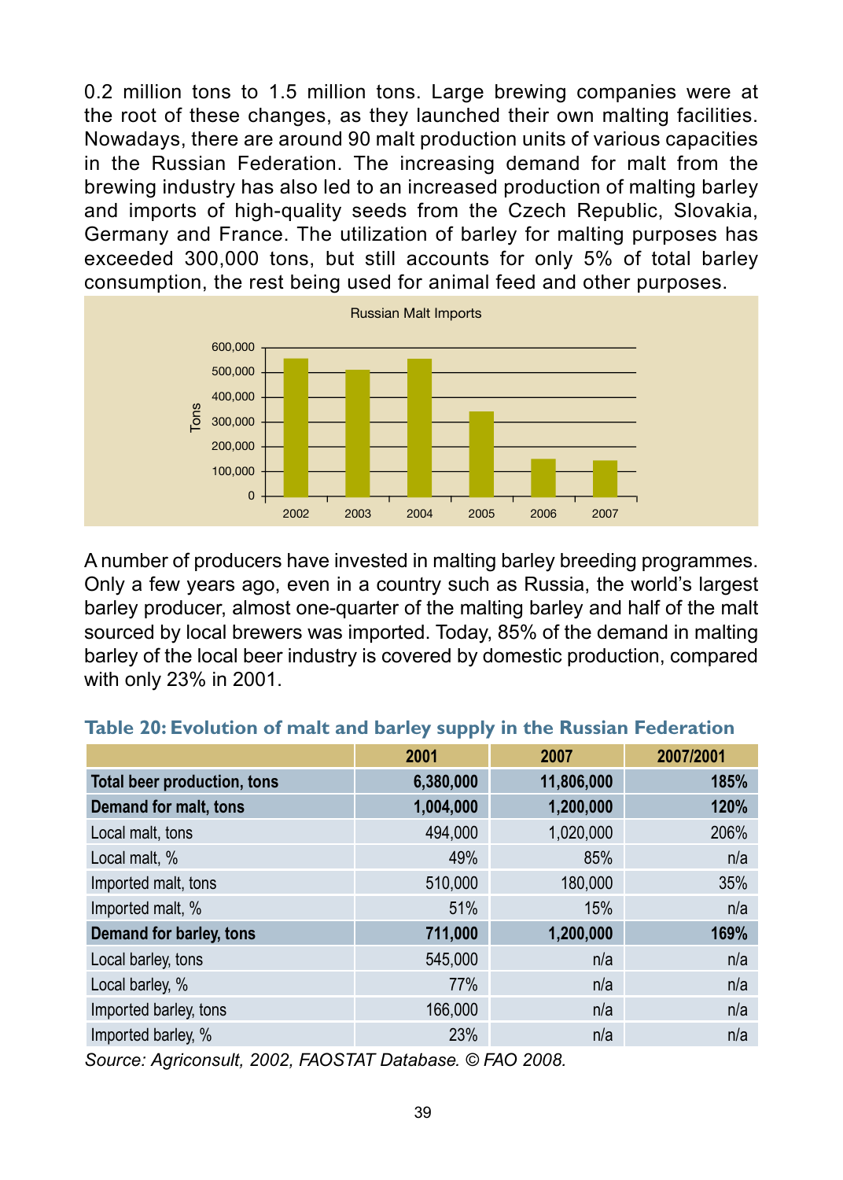0.2 million tons to 1.5 million tons. Large brewing companies were at the root of these changes, as they launched their own malting facilities. Nowadays, there are around 90 malt production units of various capacities in the Russian Federation. The increasing demand for malt from the brewing industry has also led to an increased production of malting barley and imports of high-quality seeds from the Czech Republic, Slovakia, Germany and France. The utilization of barley for malting purposes has exceeded 300,000 tons, but still accounts for only 5% of total barley consumption, the rest being used for animal feed and other purposes.

Russian Malt Imports

Tons

600,000
500,000
400,000
300,000
200,000
100,000
0

2002 2003 2004 2005 2006 2007

A number of producers have invested in malting barley breeding programmes. Only a few years ago, even in a country such as Russia, the world's largest barley producer, almost one-quarter of the malting barley and half of the malt sourced by local brewers was imported. Today, 85% of the demand in malting barley of the local beer industry is covered by domestic production, compared with only 23% in 2001.

### Table 20: Evolution of malt and barley supply in the Russian Federation

| | 2001 | 2007 | 2007/2001 |
|---|---|---|---|
| **Total beer production, tons** | **6,380,000** | **11,806,000** | **185%** |
| **Demand for malt, tons** | **1,004,000** | **1,200,000** | **120%** |
| Local malt, tons | 494,000 | 1,020,000 | 206% |
| Local malt, % | 49% | 85% | n/a |
| Imported malt, tons | 510,000 | 180,000 | 35% |
| Imported malt, % | 51% | 15% | n/a |
| **Demand for barley, tons** | **711,000** | **1,200,000** | **169%** |
| Local barley, tons | 545,000 | n/a | n/a |
| Local barley, % | 77% | n/a | n/a |
| Imported barley, tons | 166,000 | n/a | n/a |
| Imported barley, % | 23% | n/a | n/a |

*Source: Agriconsult, 2002, FAOSTAT Database. © FAO 2008.*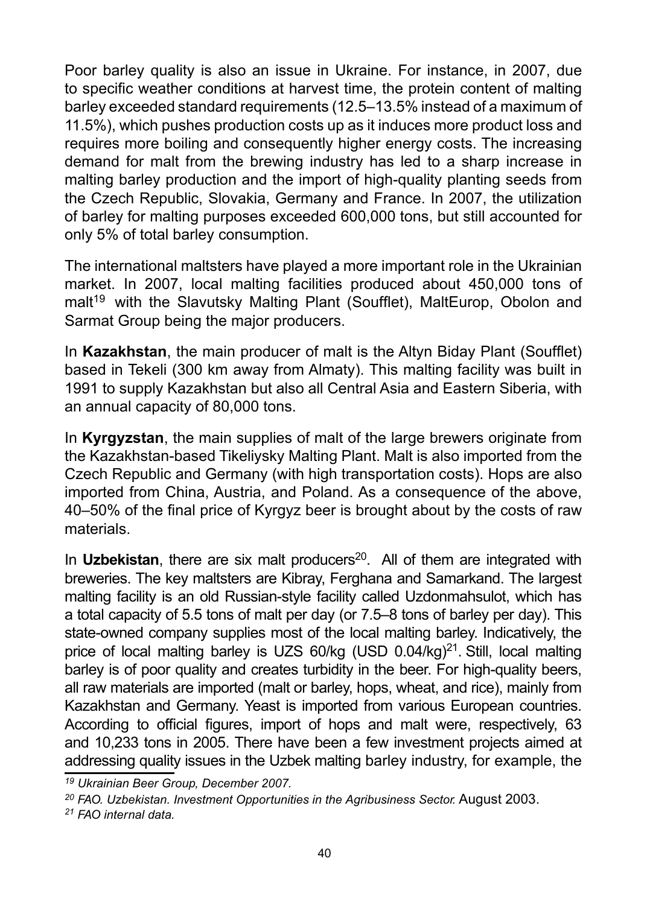Poor barley quality is also an issue in Ukraine. For instance, in 2007, due to specific weather conditions at harvest time, the protein content of malting barley exceeded standard requirements (12.5–13.5% instead of a maximum of 11.5%), which pushes production costs up as it induces more product loss and requires more boiling and consequently higher energy costs. The increasing demand for malt from the brewing industry has led to a sharp increase in malting barley production and the import of high-quality planting seeds from the Czech Republic, Slovakia, Germany and France. In 2007, the utilization of barley for malting purposes exceeded 600,000 tons, but still accounted for only 5% of total barley consumption.

The international maltsters have played a more important role in the Ukrainian market. In 2007, local malting facilities produced about 450,000 tons of malt[19] with the Slavutsky Malting Plant (Soufflet), MaltEurop, Obolon and Sarmat Group being the major producers.

In **Kazakhstan**, the main producer of malt is the Altyn Biday Plant (Soufflet) based in Tekeli (300 km away from Almaty). This malting facility was built in 1991 to supply Kazakhstan but also all Central Asia and Eastern Siberia, with an annual capacity of 80,000 tons.

In **Kyrgyzstan**, the main supplies of malt of the large brewers originate from the Kazakhstan-based Tikeliysky Malting Plant. Malt is also imported from the Czech Republic and Germany (with high transportation costs). Hops are also imported from China, Austria, and Poland. As a consequence of the above, 40–50% of the final price of Kyrgyz beer is brought about by the costs of raw materials.

In **Uzbekistan**, there are six malt producers[20]. All of them are integrated with breweries. The key maltsters are Kibray, Ferghana and Samarkand. The largest malting facility is an old Russian-style facility called Uzdonmahsulot, which has a total capacity of 5.5 tons of malt per day (or 7.5–8 tons of barley per day). This state-owned company supplies most of the local malting barley. Indicatively, the price of local malting barley is UZS 60/kg (USD 0.04/kg)[21]. Still, local malting barley is of poor quality and creates turbidity in the beer. For high-quality beers, all raw materials are imported (malt or barley, hops, wheat, and rice), mainly from Kazakhstan and Germany. Yeast is imported from various European countries. According to official figures, import of hops and malt were, respectively, 63 and 10,233 tons in 2005. There have been a few investment projects aimed at addressing quality issues in the Uzbek malting barley industry, for example, the

---

[19] *Ukrainian Beer Group, December 2007.*

[20] *FAO. Uzbekistan. Investment Opportunities in the Agribusiness Sector.* August 2003.

[21] *FAO internal data.*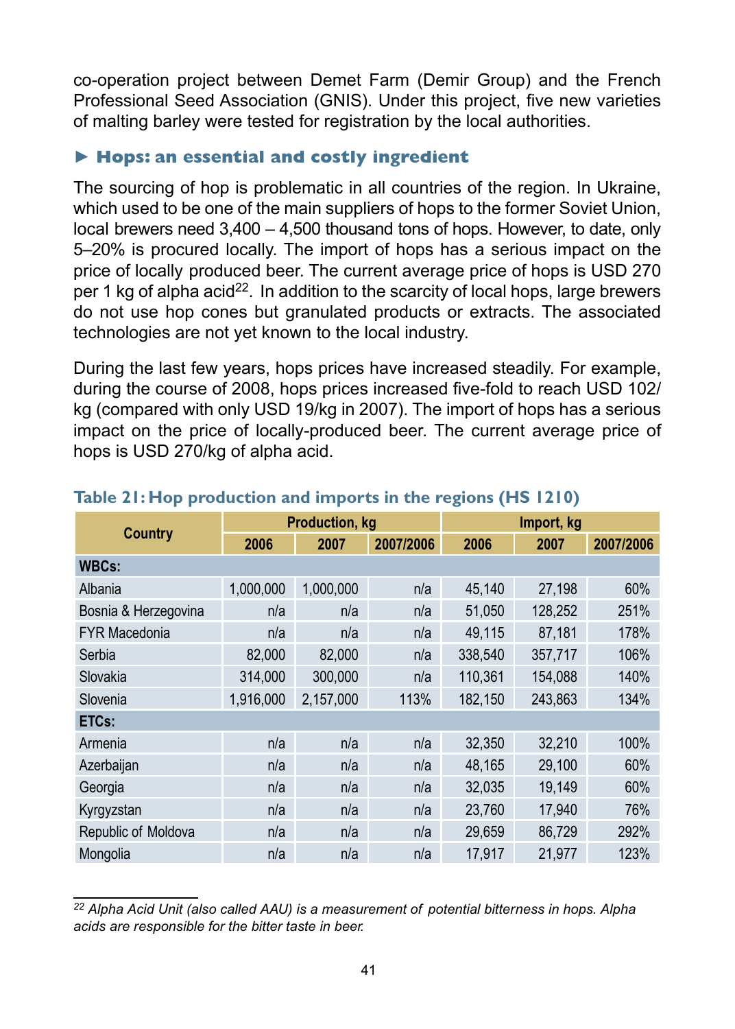co-operation project between Demet Farm (Demir Group) and the French Professional Seed Association (GNIS). Under this project, five new varieties of malting barley were tested for registration by the local authorities.

### ► Hops: an essential and costly ingredient

The sourcing of hop is problematic in all countries of the region. In Ukraine, which used to be one of the main suppliers of hops to the former Soviet Union, local brewers need 3,400 – 4,500 thousand tons of hops. However, to date, only 5–20% is procured locally. The import of hops has a serious impact on the price of locally produced beer. The current average price of hops is USD 270 per 1 kg of alpha acid[22]. In addition to the scarcity of local hops, large brewers do not use hop cones but granulated products or extracts. The associated technologies are not yet known to the local industry.

During the last few years, hops prices have increased steadily. For example, during the course of 2008, hops prices increased five-fold to reach USD 102/kg (compared with only USD 19/kg in 2007). The import of hops has a serious impact on the price of locally-produced beer. The current average price of hops is USD 270/kg of alpha acid.

**Table 21: Hop production and imports in the regions (HS 1210)**

| Country | Production, kg | | | Import, kg | | |
|---|---|---|---|---|---|---|
| | 2006 | 2007 | 2007/2006 | 2006 | 2007 | 2007/2006 |
| **WBCs:** | | | | | | |
| Albania | 1,000,000 | 1,000,000 | n/a | 45,140 | 27,198 | 60% |
| Bosnia & Herzegovina | n/a | n/a | n/a | 51,050 | 128,252 | 251% |
| FYR Macedonia | n/a | n/a | n/a | 49,115 | 87,181 | 178% |
| Serbia | 82,000 | 82,000 | n/a | 338,540 | 357,717 | 106% |
| Slovakia | 314,000 | 300,000 | n/a | 110,361 | 154,088 | 140% |
| Slovenia | 1,916,000 | 2,157,000 | 113% | 182,150 | 243,863 | 134% |
| **ETCs:** | | | | | | |
| Armenia | n/a | n/a | n/a | 32,350 | 32,210 | 100% |
| Azerbaijan | n/a | n/a | n/a | 48,165 | 29,100 | 60% |
| Georgia | n/a | n/a | n/a | 32,035 | 19,149 | 60% |
| Kyrgyzstan | n/a | n/a | n/a | 23,760 | 17,940 | 76% |
| Republic of Moldova | n/a | n/a | n/a | 29,659 | 86,729 | 292% |
| Mongolia | n/a | n/a | n/a | 17,917 | 21,977 | 123% |

*[22] Alpha Acid Unit (also called AAU) is a measurement of potential bitterness in hops. Alpha acids are responsible for the bitter taste in beer.*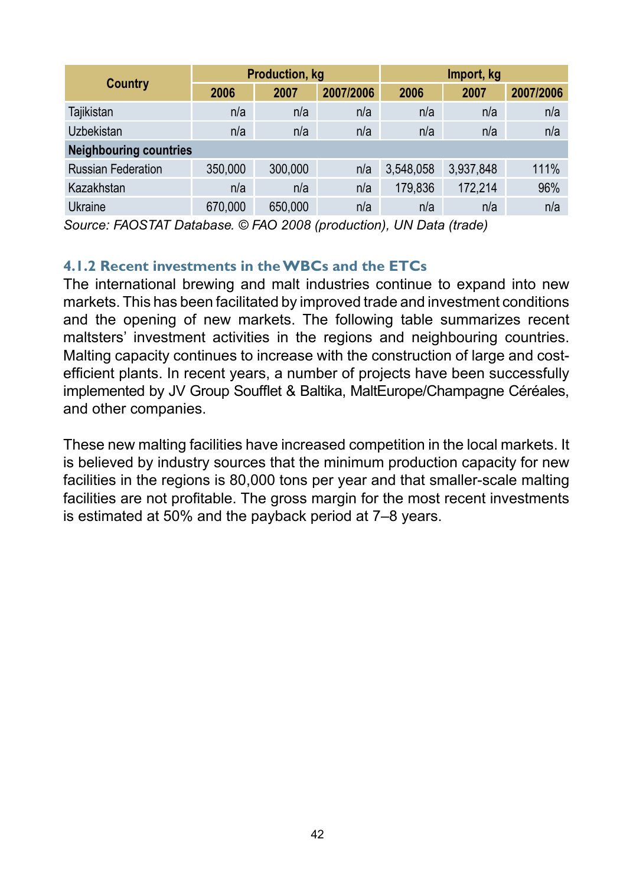| Country | Production, kg | | | Import, kg | | |
|---|---|---|---|---|---|---|
| | 2006 | 2007 | 2007/2006 | 2006 | 2007 | 2007/2006 |
| Tajikistan | n/a | n/a | n/a | n/a | n/a | n/a |
| Uzbekistan | n/a | n/a | n/a | n/a | n/a | n/a |
| **Neighbouring countries** | | | | | | |
| Russian Federation | 350,000 | 300,000 | n/a | 3,548,058 | 3,937,848 | 111% |
| Kazakhstan | n/a | n/a | n/a | 179,836 | 172,214 | 96% |
| Ukraine | 670,000 | 650,000 | n/a | n/a | n/a | n/a |

*Source: FAOSTAT Database. © FAO 2008 (production), UN Data (trade)*

### 4.1.2 Recent investments in the WBCs and the ETCs

The international brewing and malt industries continue to expand into new markets. This has been facilitated by improved trade and investment conditions and the opening of new markets. The following table summarizes recent maltsters' investment activities in the regions and neighbouring countries. Malting capacity continues to increase with the construction of large and cost-efficient plants. In recent years, a number of projects have been successfully implemented by JV Group Soufflet & Baltika, MaltEurope/Champagne Céréales, and other companies.

These new malting facilities have increased competition in the local markets. It is believed by industry sources that the minimum production capacity for new facilities in the regions is 80,000 tons per year and that smaller-scale malting facilities are not profitable. The gross margin for the most recent investments is estimated at 50% and the payback period at 7–8 years.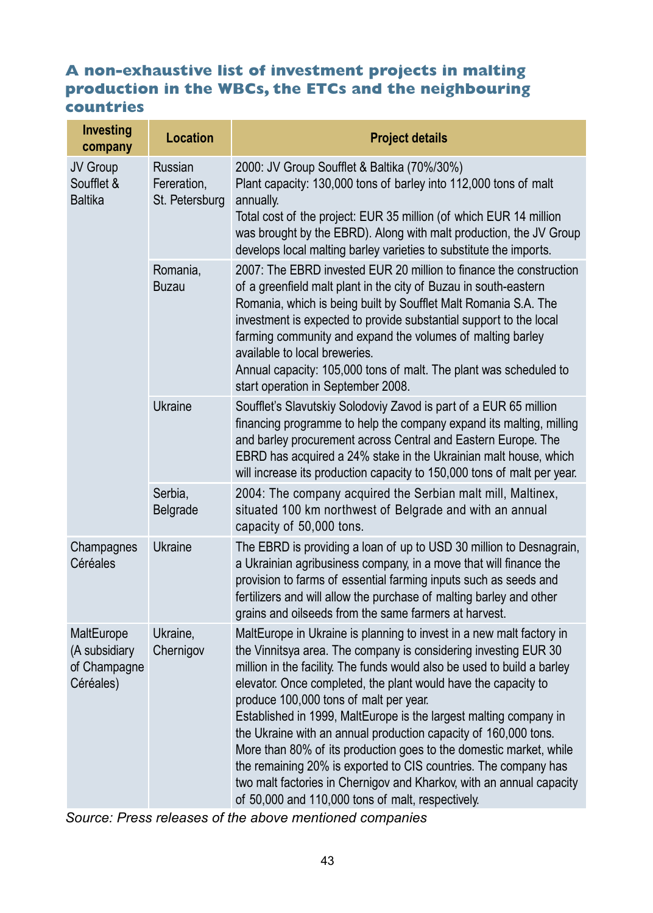### A non-exhaustive list of investment projects in malting production in the WBCs, the ETCs and the neighbouring countries

| Investing company | Location | Project details |
|---|---|---|
| JV Group Soufflet & Baltika | Russian Fereration, St. Petersburg | 2000: JV Group Soufflet & Baltika (70%/30%)<br>Plant capacity: 130,000 tons of barley into 112,000 tons of malt annually.<br>Total cost of the project: EUR 35 million (of which EUR 14 million was brought by the EBRD). Along with malt production, the JV Group develops local malting barley varieties to substitute the imports. |
| | Romania, Buzau | 2007: The EBRD invested EUR 20 million to finance the construction of a greenfield malt plant in the city of Buzau in south-eastern Romania, which is being built by Soufflet Malt Romania S.A. The investment is expected to provide substantial support to the local farming community and expand the volumes of malting barley available to local breweries.<br>Annual capacity: 105,000 tons of malt. The plant was scheduled to start operation in September 2008. |
| | Ukraine | Soufflet's Slavutskiy Solodoviy Zavod is part of a EUR 65 million financing programme to help the company expand its malting, milling and barley procurement across Central and Eastern Europe. The EBRD has acquired a 24% stake in the Ukrainian malt house, which will increase its production capacity to 150,000 tons of malt per year. |
| | Serbia, Belgrade | 2004: The company acquired the Serbian malt mill, Maltinex, situated 100 km northwest of Belgrade and with an annual capacity of 50,000 tons. |
| Champagnes Céréales | Ukraine | The EBRD is providing a loan of up to USD 30 million to Desnagrain, a Ukrainian agribusiness company, in a move that will finance the provision to farms of essential farming inputs such as seeds and fertilizers and will allow the purchase of malting barley and other grains and oilseeds from the same farmers at harvest. |
| MaltEurope (A subsidiary of Champagne Céréales) | Ukraine, Chernigov | MaltEurope in Ukraine is planning to invest in a new malt factory in the Vinnitsya area. The company is considering investing EUR 30 million in the facility. The funds would also be used to build a barley elevator. Once completed, the plant would have the capacity to produce 100,000 tons of malt per year.<br>Established in 1999, MaltEurope is the largest malting company in the Ukraine with an annual production capacity of 160,000 tons. More than 80% of its production goes to the domestic market, while the remaining 20% is exported to CIS countries. The company has two malt factories in Chernigov and Kharkov, with an annual capacity of 50,000 and 110,000 tons of malt, respectively. |

*Source: Press releases of the above mentioned companies*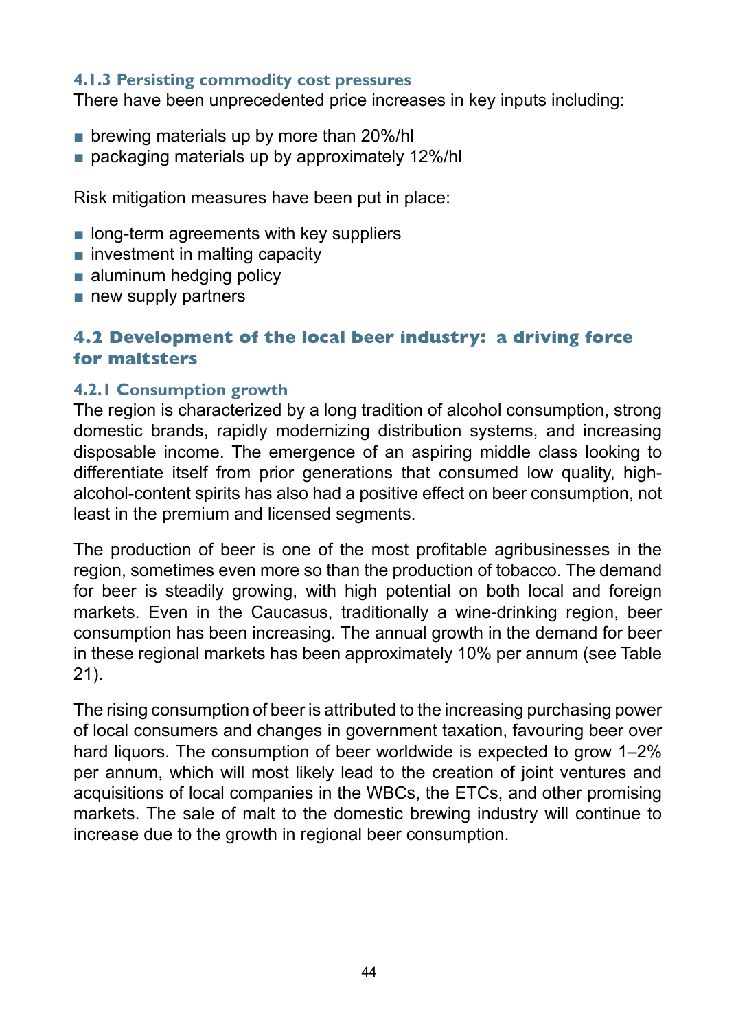#### 4.1.3 Persisting commodity cost pressures

There have been unprecedented price increases in key inputs including:

- brewing materials up by more than 20%/hl
- packaging materials up by approximately 12%/hl

Risk mitigation measures have been put in place:

- long-term agreements with key suppliers
- investment in malting capacity
- aluminum hedging policy
- new supply partners

### 4.2 Development of the local beer industry: a driving force for maltsters

#### 4.2.1 Consumption growth

The region is characterized by a long tradition of alcohol consumption, strong domestic brands, rapidly modernizing distribution systems, and increasing disposable income. The emergence of an aspiring middle class looking to differentiate itself from prior generations that consumed low quality, high-alcohol-content spirits has also had a positive effect on beer consumption, not least in the premium and licensed segments.

The production of beer is one of the most profitable agribusinesses in the region, sometimes even more so than the production of tobacco. The demand for beer is steadily growing, with high potential on both local and foreign markets. Even in the Caucasus, traditionally a wine-drinking region, beer consumption has been increasing. The annual growth in the demand for beer in these regional markets has been approximately 10% per annum (see Table 21).

The rising consumption of beer is attributed to the increasing purchasing power of local consumers and changes in government taxation, favouring beer over hard liquors. The consumption of beer worldwide is expected to grow 1–2% per annum, which will most likely lead to the creation of joint ventures and acquisitions of local companies in the WBCs, the ETCs, and other promising markets. The sale of malt to the domestic brewing industry will continue to increase due to the growth in regional beer consumption.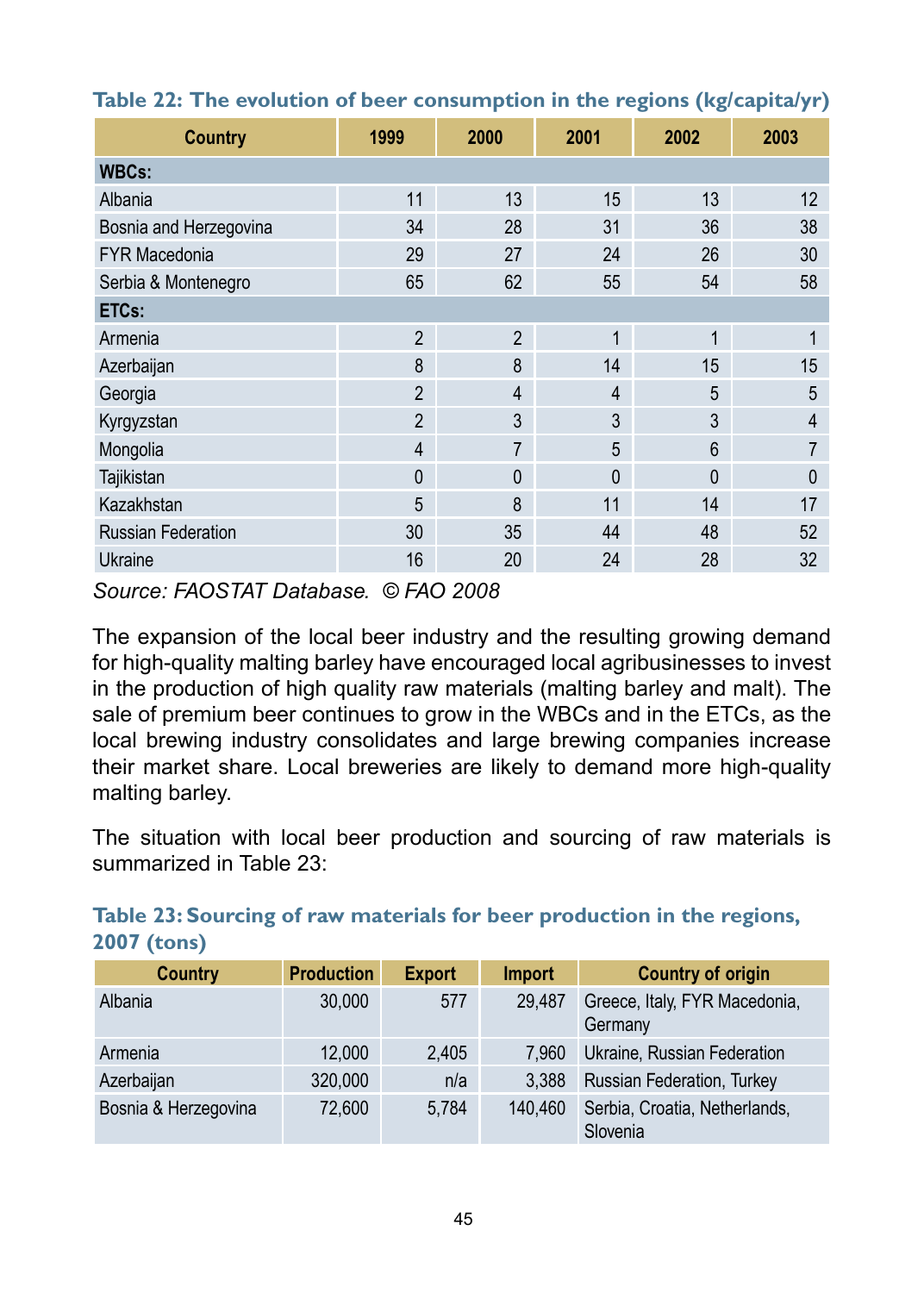**Table 22: The evolution of beer consumption in the regions (kg/capita/yr)**

| Country | 1999 | 2000 | 2001 | 2002 | 2003 |
|---|---|---|---|---|---|
| **WBCs:** | | | | | |
| Albania | 11 | 13 | 15 | 13 | 12 |
| Bosnia and Herzegovina | 34 | 28 | 31 | 36 | 38 |
| FYR Macedonia | 29 | 27 | 24 | 26 | 30 |
| Serbia & Montenegro | 65 | 62 | 55 | 54 | 58 |
| **ETCs:** | | | | | |
| Armenia | 2 | 2 | 1 | 1 | 1 |
| Azerbaijan | 8 | 8 | 14 | 15 | 15 |
| Georgia | 2 | 4 | 4 | 5 | 5 |
| Kyrgyzstan | 2 | 3 | 3 | 3 | 4 |
| Mongolia | 4 | 7 | 5 | 6 | 7 |
| Tajikistan | 0 | 0 | 0 | 0 | 0 |
| Kazakhstan | 5 | 8 | 11 | 14 | 17 |
| Russian Federation | 30 | 35 | 44 | 48 | 52 |
| Ukraine | 16 | 20 | 24 | 28 | 32 |

*Source: FAOSTAT Database. © FAO 2008*

The expansion of the local beer industry and the resulting growing demand for high-quality malting barley have encouraged local agribusinesses to invest in the production of high quality raw materials (malting barley and malt). The sale of premium beer continues to grow in the WBCs and in the ETCs, as the local brewing industry consolidates and large brewing companies increase their market share. Local breweries are likely to demand more high-quality malting barley.

The situation with local beer production and sourcing of raw materials is summarized in Table 23:

**Table 23: Sourcing of raw materials for beer production in the regions, 2007 (tons)**

| Country | Production | Export | Import | Country of origin |
|---|---|---|---|---|
| Albania | 30,000 | 577 | 29,487 | Greece, Italy, FYR Macedonia, Germany |
| Armenia | 12,000 | 2,405 | 7,960 | Ukraine, Russian Federation |
| Azerbaijan | 320,000 | n/a | 3,388 | Russian Federation, Turkey |
| Bosnia & Herzegovina | 72,600 | 5,784 | 140,460 | Serbia, Croatia, Netherlands, Slovenia |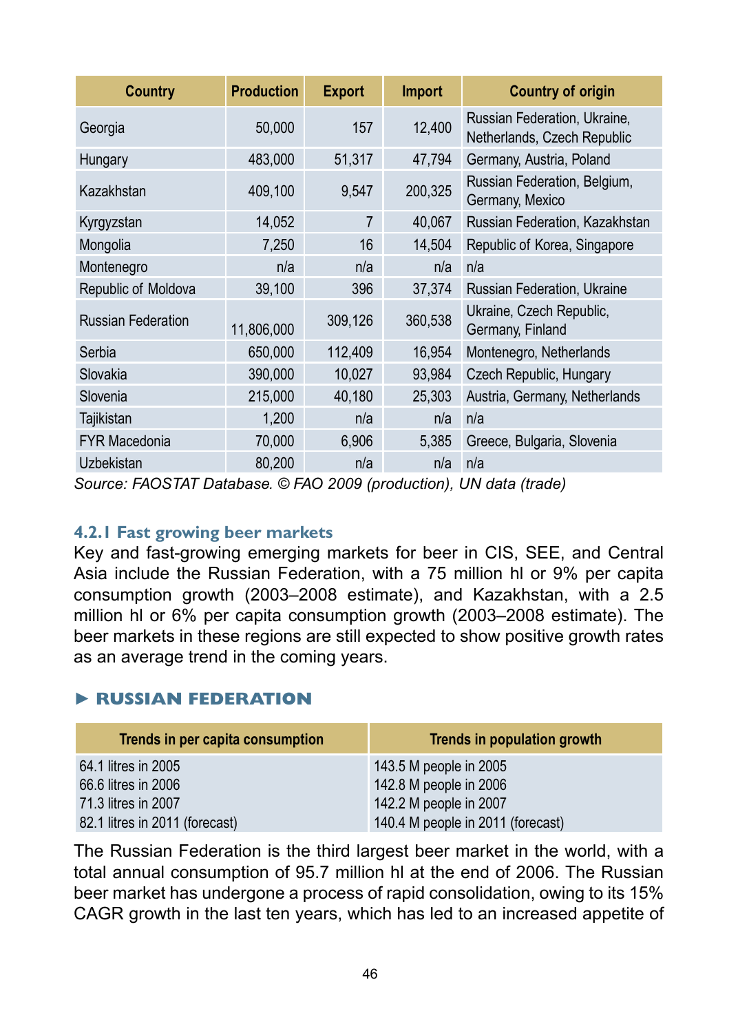| Country | Production | Export | Import | Country of origin |
|---|---|---|---|---|
| Georgia | 50,000 | 157 | 12,400 | Russian Federation, Ukraine, Netherlands, Czech Republic |
| Hungary | 483,000 | 51,317 | 47,794 | Germany, Austria, Poland |
| Kazakhstan | 409,100 | 9,547 | 200,325 | Russian Federation, Belgium, Germany, Mexico |
| Kyrgyzstan | 14,052 | 7 | 40,067 | Russian Federation, Kazakhstan |
| Mongolia | 7,250 | 16 | 14,504 | Republic of Korea, Singapore |
| Montenegro | n/a | n/a | n/a | n/a |
| Republic of Moldova | 39,100 | 396 | 37,374 | Russian Federation, Ukraine |
| Russian Federation | 11,806,000 | 309,126 | 360,538 | Ukraine, Czech Republic, Germany, Finland |
| Serbia | 650,000 | 112,409 | 16,954 | Montenegro, Netherlands |
| Slovakia | 390,000 | 10,027 | 93,984 | Czech Republic, Hungary |
| Slovenia | 215,000 | 40,180 | 25,303 | Austria, Germany, Netherlands |
| Tajikistan | 1,200 | n/a | n/a | n/a |
| FYR Macedonia | 70,000 | 6,906 | 5,385 | Greece, Bulgaria, Slovenia |
| Uzbekistan | 80,200 | n/a | n/a | n/a |

*Source: FAOSTAT Database. © FAO 2009 (production), UN data (trade)*

### 4.2.1 Fast growing beer markets

Key and fast-growing emerging markets for beer in CIS, SEE, and Central Asia include the Russian Federation, with a 75 million hl or 9% per capita consumption growth (2003–2008 estimate), and Kazakhstan, with a 2.5 million hl or 6% per capita consumption growth (2003–2008 estimate). The beer markets in these regions are still expected to show positive growth rates as an average trend in the coming years.

#### ► RUSSIAN FEDERATION

| Trends in per capita consumption | Trends in population growth |
|---|---|
| 64.1 litres in 2005<br>66.6 litres in 2006<br>71.3 litres in 2007<br>82.1 litres in 2011 (forecast) | 143.5 M people in 2005<br>142.8 M people in 2006<br>142.2 M people in 2007<br>140.4 M people in 2011 (forecast) |

The Russian Federation is the third largest beer market in the world, with a total annual consumption of 95.7 million hl at the end of 2006. The Russian beer market has undergone a process of rapid consolidation, owing to its 15% CAGR growth in the last ten years, which has led to an increased appetite of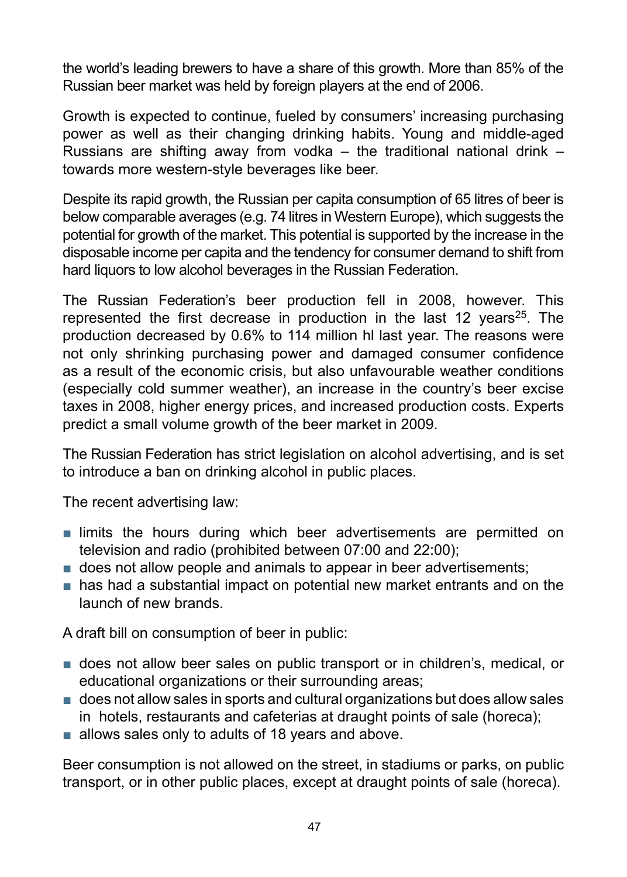the world's leading brewers to have a share of this growth. More than 85% of the Russian beer market was held by foreign players at the end of 2006.

Growth is expected to continue, fueled by consumers' increasing purchasing power as well as their changing drinking habits. Young and middle-aged Russians are shifting away from vodka – the traditional national drink – towards more western-style beverages like beer.

Despite its rapid growth, the Russian per capita consumption of 65 litres of beer is below comparable averages (e.g. 74 litres in Western Europe), which suggests the potential for growth of the market. This potential is supported by the increase in the disposable income per capita and the tendency for consumer demand to shift from hard liquors to low alcohol beverages in the Russian Federation.

The Russian Federation's beer production fell in 2008, however. This represented the first decrease in production in the last 12 years[25]. The production decreased by 0.6% to 114 million hl last year. The reasons were not only shrinking purchasing power and damaged consumer confidence as a result of the economic crisis, but also unfavourable weather conditions (especially cold summer weather), an increase in the country's beer excise taxes in 2008, higher energy prices, and increased production costs. Experts predict a small volume growth of the beer market in 2009.

The Russian Federation has strict legislation on alcohol advertising, and is set to introduce a ban on drinking alcohol in public places.

The recent advertising law:

- limits the hours during which beer advertisements are permitted on television and radio (prohibited between 07:00 and 22:00);
- does not allow people and animals to appear in beer advertisements;
- has had a substantial impact on potential new market entrants and on the launch of new brands.

A draft bill on consumption of beer in public:

- does not allow beer sales on public transport or in children's, medical, or educational organizations or their surrounding areas;
- does not allow sales in sports and cultural organizations but does allow sales in hotels, restaurants and cafeterias at draught points of sale (horeca);
- allows sales only to adults of 18 years and above.

Beer consumption is not allowed on the street, in stadiums or parks, on public transport, or in other public places, except at draught points of sale (horeca).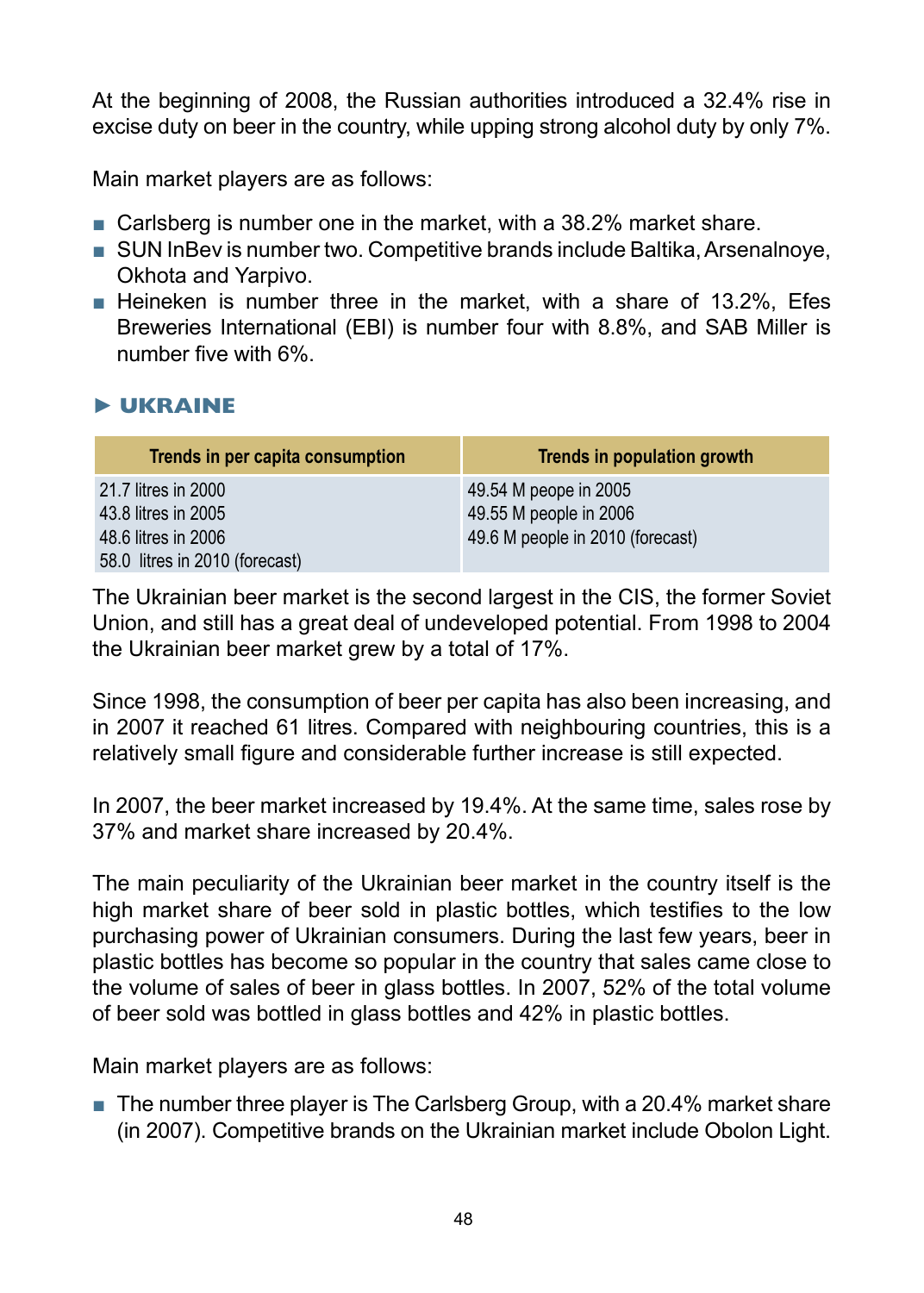At the beginning of 2008, the Russian authorities introduced a 32.4% rise in excise duty on beer in the country, while upping strong alcohol duty by only 7%.

Main market players are as follows:

- Carlsberg is number one in the market, with a 38.2% market share.
- SUN InBev is number two. Competitive brands include Baltika, Arsenalnoye, Okhota and Yarpivo.
- Heineken is number three in the market, with a share of 13.2%, Efes Breweries International (EBI) is number four with 8.8%, and SAB Miller is number five with 6%.

## ► UKRAINE

| Trends in per capita consumption | Trends in population growth |
|---|---|
| 21.7 litres in 2000<br>43.8 litres in 2005<br>48.6 litres in 2006<br>58.0 litres in 2010 (forecast) | 49.54 M peope in 2005<br>49.55 M people in 2006<br>49.6 M people in 2010 (forecast) |

The Ukrainian beer market is the second largest in the CIS, the former Soviet Union, and still has a great deal of undeveloped potential. From 1998 to 2004 the Ukrainian beer market grew by a total of 17%.

Since 1998, the consumption of beer per capita has also been increasing, and in 2007 it reached 61 litres. Compared with neighbouring countries, this is a relatively small figure and considerable further increase is still expected.

In 2007, the beer market increased by 19.4%. At the same time, sales rose by 37% and market share increased by 20.4%.

The main peculiarity of the Ukrainian beer market in the country itself is the high market share of beer sold in plastic bottles, which testifies to the low purchasing power of Ukrainian consumers. During the last few years, beer in plastic bottles has become so popular in the country that sales came close to the volume of sales of beer in glass bottles. In 2007, 52% of the total volume of beer sold was bottled in glass bottles and 42% in plastic bottles.

Main market players are as follows:

- The number three player is The Carlsberg Group, with a 20.4% market share (in 2007). Competitive brands on the Ukrainian market include Obolon Light.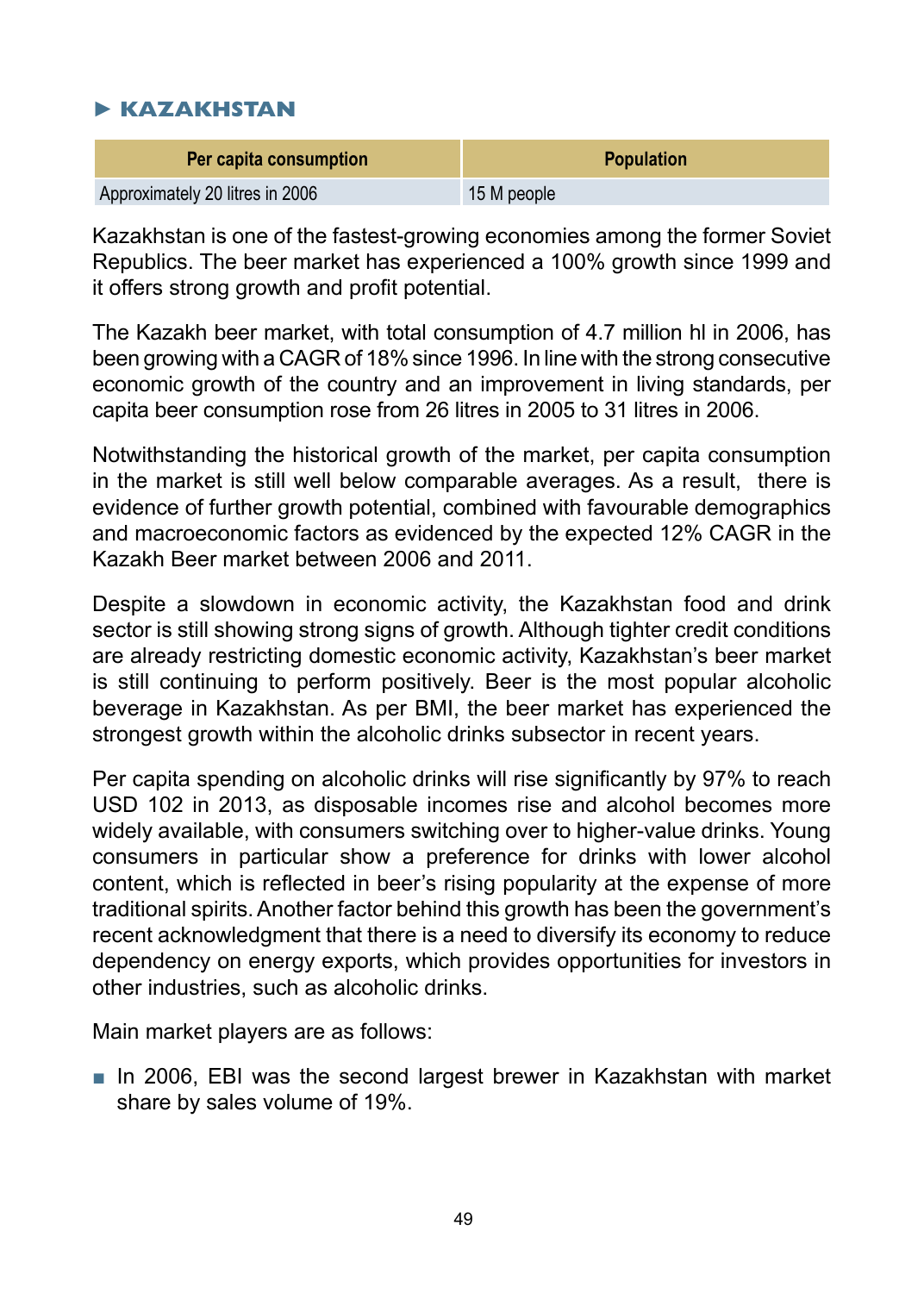## ► KAZAKHSTAN

| Per capita consumption | Population |
|---|---|
| Approximately 20 litres in 2006 | 15 M people |

Kazakhstan is one of the fastest-growing economies among the former Soviet Republics. The beer market has experienced a 100% growth since 1999 and it offers strong growth and profit potential.

The Kazakh beer market, with total consumption of 4.7 million hl in 2006, has been growing with a CAGR of 18% since 1996. In line with the strong consecutive economic growth of the country and an improvement in living standards, per capita beer consumption rose from 26 litres in 2005 to 31 litres in 2006.

Notwithstanding the historical growth of the market, per capita consumption in the market is still well below comparable averages. As a result, there is evidence of further growth potential, combined with favourable demographics and macroeconomic factors as evidenced by the expected 12% CAGR in the Kazakh Beer market between 2006 and 2011.

Despite a slowdown in economic activity, the Kazakhstan food and drink sector is still showing strong signs of growth. Although tighter credit conditions are already restricting domestic economic activity, Kazakhstan's beer market is still continuing to perform positively. Beer is the most popular alcoholic beverage in Kazakhstan. As per BMI, the beer market has experienced the strongest growth within the alcoholic drinks subsector in recent years.

Per capita spending on alcoholic drinks will rise significantly by 97% to reach USD 102 in 2013, as disposable incomes rise and alcohol becomes more widely available, with consumers switching over to higher-value drinks. Young consumers in particular show a preference for drinks with lower alcohol content, which is reflected in beer's rising popularity at the expense of more traditional spirits. Another factor behind this growth has been the government's recent acknowledgment that there is a need to diversify its economy to reduce dependency on energy exports, which provides opportunities for investors in other industries, such as alcoholic drinks.

Main market players are as follows:

- In 2006, EBI was the second largest brewer in Kazakhstan with market share by sales volume of 19%.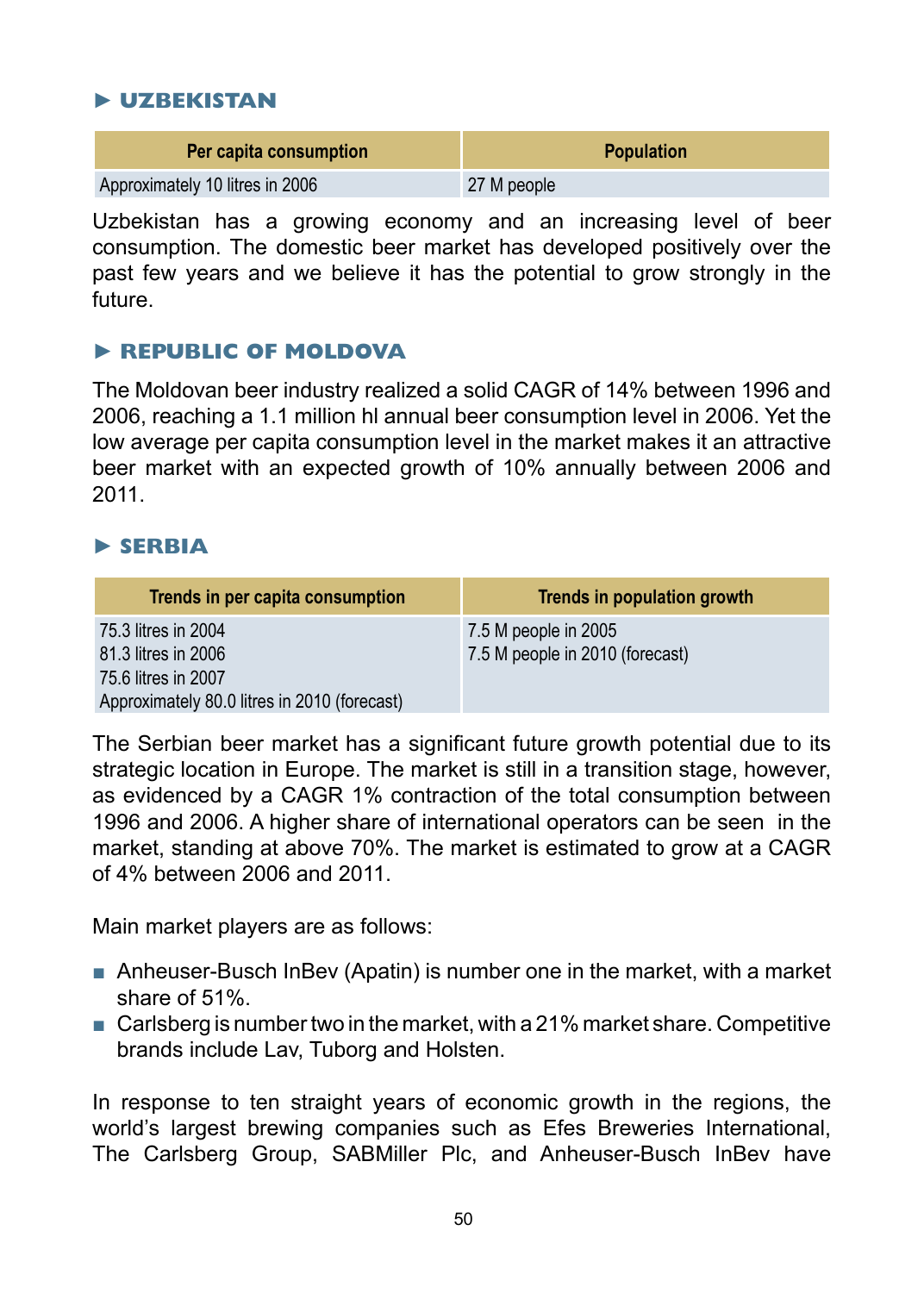## ► UZBEKISTAN

| Per capita consumption | Population |
|---|---|
| Approximately 10 litres in 2006 | 27 M people |

Uzbekistan has a growing economy and an increasing level of beer consumption. The domestic beer market has developed positively over the past few years and we believe it has the potential to grow strongly in the future.

## ► REPUBLIC OF MOLDOVA

The Moldovan beer industry realized a solid CAGR of 14% between 1996 and 2006, reaching a 1.1 million hl annual beer consumption level in 2006. Yet the low average per capita consumption level in the market makes it an attractive beer market with an expected growth of 10% annually between 2006 and 2011.

## ► SERBIA

| Trends in per capita consumption | Trends in population growth |
|---|---|
| 75.3 litres in 2004<br>81.3 litres in 2006<br>75.6 litres in 2007<br>Approximately 80.0 litres in 2010 (forecast) | 7.5 M people in 2005<br>7.5 M people in 2010 (forecast) |

The Serbian beer market has a significant future growth potential due to its strategic location in Europe. The market is still in a transition stage, however, as evidenced by a CAGR 1% contraction of the total consumption between 1996 and 2006. A higher share of international operators can be seen in the market, standing at above 70%. The market is estimated to grow at a CAGR of 4% between 2006 and 2011.

Main market players are as follows:

- Anheuser-Busch InBev (Apatin) is number one in the market, with a market share of 51%.
- Carlsberg is number two in the market, with a 21% market share. Competitive brands include Lav, Tuborg and Holsten.

In response to ten straight years of economic growth in the regions, the world's largest brewing companies such as Efes Breweries International, The Carlsberg Group, SABMiller Plc, and Anheuser-Busch InBev have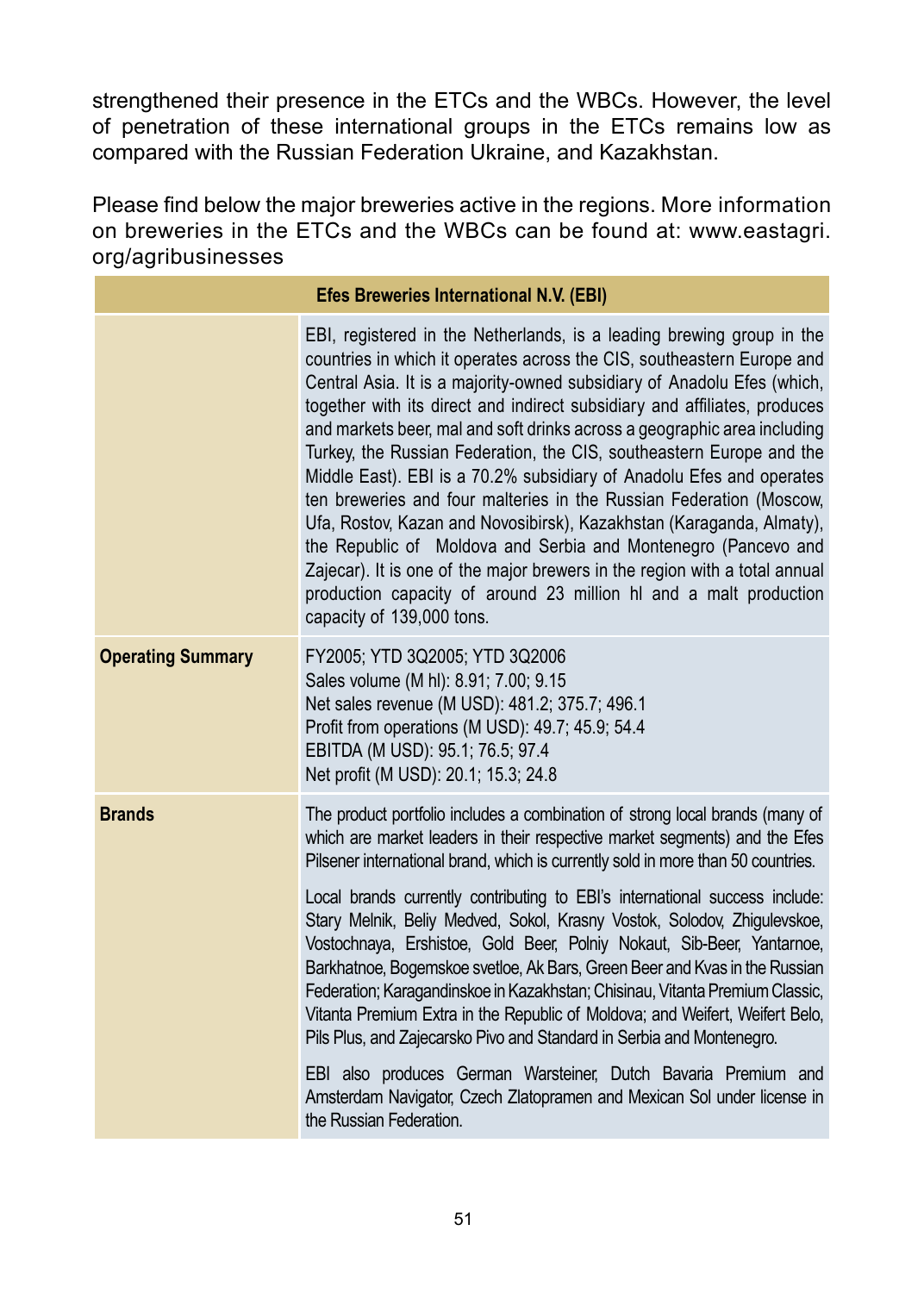strengthened their presence in the ETCs and the WBCs. However, the level of penetration of these international groups in the ETCs remains low as compared with the Russian Federation Ukraine, and Kazakhstan.

Please find below the major breweries active in the regions. More information on breweries in the ETCs and the WBCs can be found at: www.eastagri.org/agribusinesses

| Efes Breweries International N.V. (EBI) | |
|---|---|
| | EBI, registered in the Netherlands, is a leading brewing group in the countries in which it operates across the CIS, southeastern Europe and Central Asia. It is a majority-owned subsidiary of Anadolu Efes (which, together with its direct and indirect subsidiary and affiliates, produces and markets beer, mal and soft drinks across a geographic area including Turkey, the Russian Federation, the CIS, southeastern Europe and the Middle East). EBI is a 70.2% subsidiary of Anadolu Efes and operates ten breweries and four malteries in the Russian Federation (Moscow, Ufa, Rostov, Kazan and Novosibirsk), Kazakhstan (Karaganda, Almaty), the Republic of Moldova and Serbia and Montenegro (Pancevo and Zajecar). It is one of the major brewers in the region with a total annual production capacity of around 23 million hl and a malt production capacity of 139,000 tons. |
| **Operating Summary** | FY2005; YTD 3Q2005; YTD 3Q2006<br>Sales volume (M hl): 8.91; 7.00; 9.15<br>Net sales revenue (M USD): 481.2; 375.7; 496.1<br>Profit from operations (M USD): 49.7; 45.9; 54.4<br>EBITDA (M USD): 95.1; 76.5; 97.4<br>Net profit (M USD): 20.1; 15.3; 24.8 |
| **Brands** | The product portfolio includes a combination of strong local brands (many of which are market leaders in their respective market segments) and the Efes Pilsener international brand, which is currently sold in more than 50 countries.<br><br>Local brands currently contributing to EBI's international success include: Stary Melnik, Beliy Medved, Sokol, Krasny Vostok, Solodov, Zhigulevskoe, Vostochnaya, Ershistoe, Gold Beer, Polniy Nokaut, Sib-Beer, Yantarnoe, Barkhatnoe, Bogemskoe svetloe, Ak Bars, Green Beer and Kvas in the Russian Federation; Karagandinskoe in Kazakhstan; Chisinau, Vitanta Premium Classic, Vitanta Premium Extra in the Republic of Moldova; and Weifert, Weifert Belo, Pils Plus, and Zajecarsko Pivo and Standard in Serbia and Montenegro.<br><br>EBI also produces German Warsteiner, Dutch Bavaria Premium and Amsterdam Navigator, Czech Zlatopramen and Mexican Sol under license in the Russian Federation. |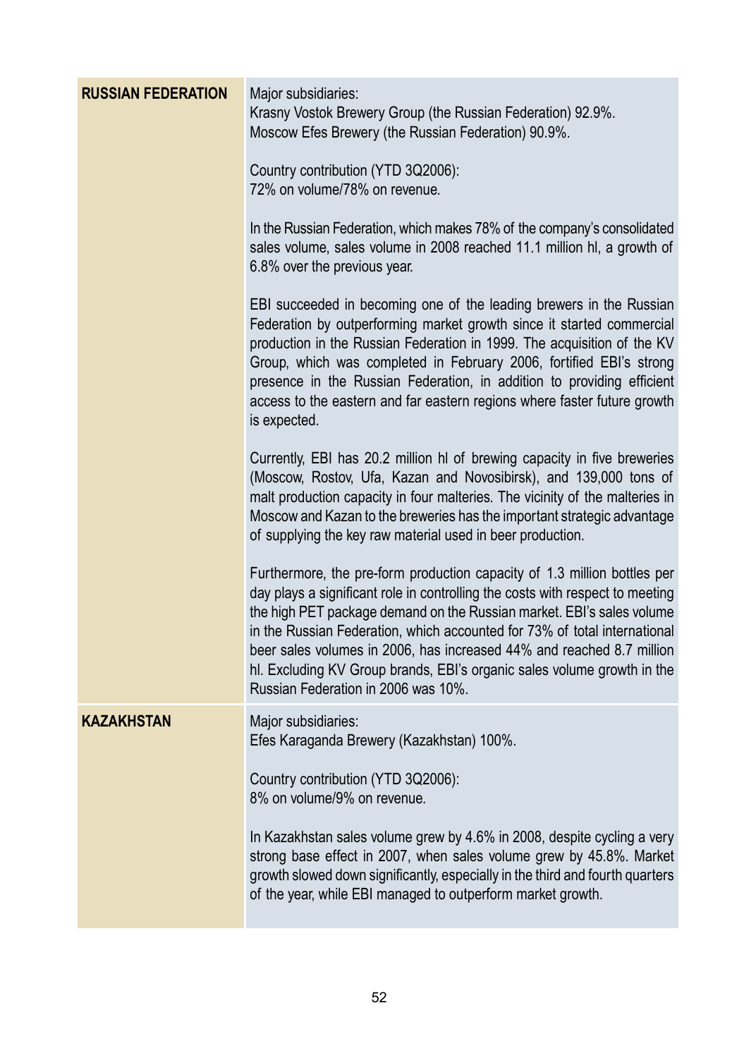| | |
|---|---|
| **RUSSIAN FEDERATION** | Major subsidiaries:<br>Krasny Vostok Brewery Group (the Russian Federation) 92.9%.<br>Moscow Efes Brewery (the Russian Federation) 90.9%.<br><br>Country contribution (YTD 3Q2006):<br>72% on volume/78% on revenue.<br><br>In the Russian Federation, which makes 78% of the company's consolidated sales volume, sales volume in 2008 reached 11.1 million hl, a growth of 6.8% over the previous year.<br><br>EBI succeeded in becoming one of the leading brewers in the Russian Federation by outperforming market growth since it started commercial production in the Russian Federation in 1999. The acquisition of the KV Group, which was completed in February 2006, fortified EBI's strong presence in the Russian Federation, in addition to providing efficient access to the eastern and far eastern regions where faster future growth is expected.<br><br>Currently, EBI has 20.2 million hl of brewing capacity in five breweries (Moscow, Rostov, Ufa, Kazan and Novosibirsk), and 139,000 tons of malt production capacity in four malteries. The vicinity of the malteries in Moscow and Kazan to the breweries has the important strategic advantage of supplying the key raw material used in beer production.<br><br>Furthermore, the pre-form production capacity of 1.3 million bottles per day plays a significant role in controlling the costs with respect to meeting the high PET package demand on the Russian market. EBI's sales volume in the Russian Federation, which accounted for 73% of total international beer sales volumes in 2006, has increased 44% and reached 8.7 million hl. Excluding KV Group brands, EBI's organic sales volume growth in the Russian Federation in 2006 was 10%. |
| **KAZAKHSTAN** | Major subsidiaries:<br>Efes Karaganda Brewery (Kazakhstan) 100%.<br><br>Country contribution (YTD 3Q2006):<br>8% on volume/9% on revenue.<br><br>In Kazakhstan sales volume grew by 4.6% in 2008, despite cycling a very strong base effect in 2007, when sales volume grew by 45.8%. Market growth slowed down significantly, especially in the third and fourth quarters of the year, while EBI managed to outperform market growth. |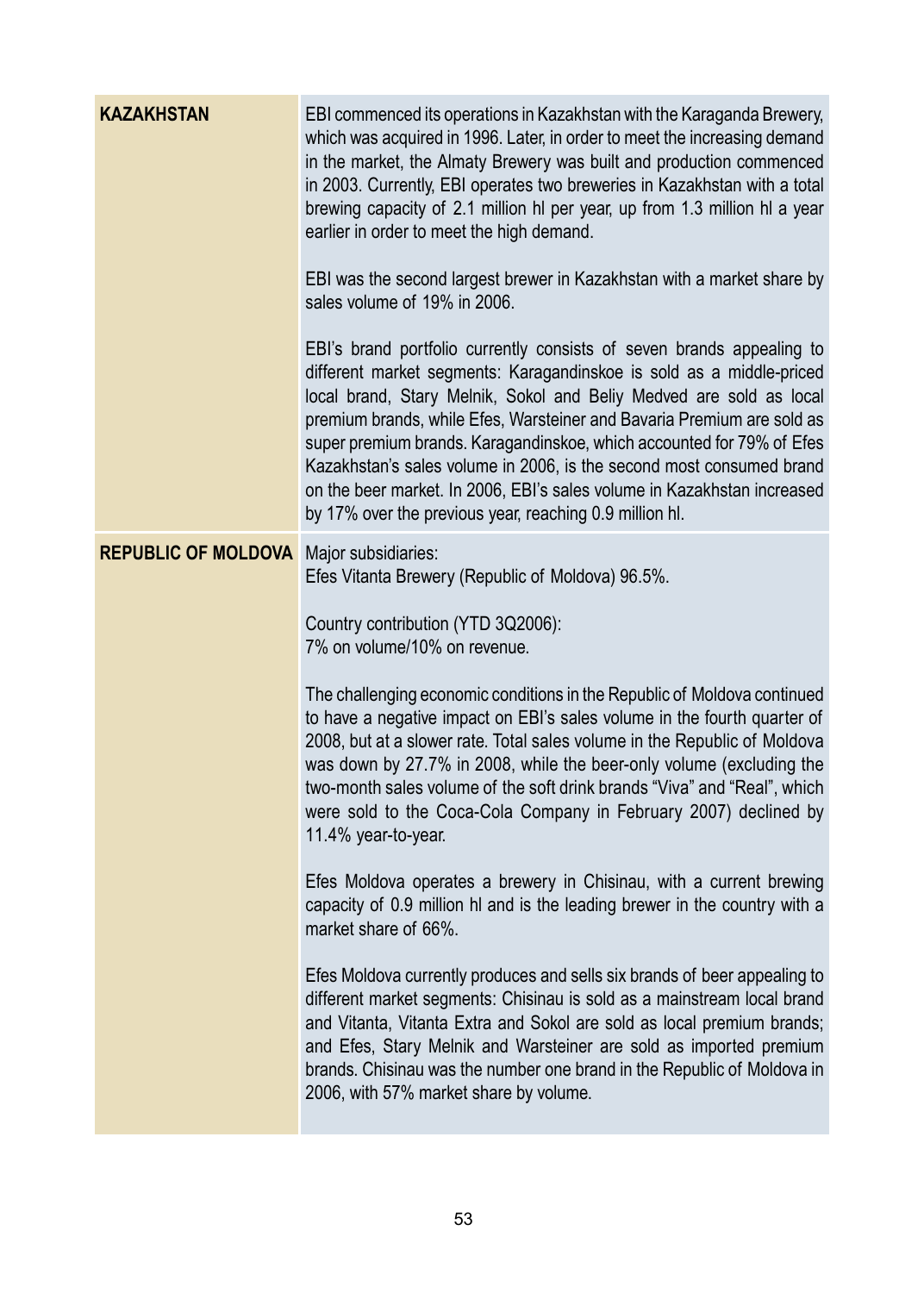| | |
|---|---|
| **KAZAKHSTAN** | EBI commenced its operations in Kazakhstan with the Karaganda Brewery, which was acquired in 1996. Later, in order to meet the increasing demand in the market, the Almaty Brewery was built and production commenced in 2003. Currently, EBI operates two breweries in Kazakhstan with a total brewing capacity of 2.1 million hl per year, up from 1.3 million hl a year earlier in order to meet the high demand.<br><br>EBI was the second largest brewer in Kazakhstan with a market share by sales volume of 19% in 2006.<br><br>EBI's brand portfolio currently consists of seven brands appealing to different market segments: Karagandinskoe is sold as a middle-priced local brand, Stary Melnik, Sokol and Beliy Medved are sold as local premium brands, while Efes, Warsteiner and Bavaria Premium are sold as super premium brands. Karagandinskoe, which accounted for 79% of Efes Kazakhstan's sales volume in 2006, is the second most consumed brand on the beer market. In 2006, EBI's sales volume in Kazakhstan increased by 17% over the previous year, reaching 0.9 million hl. |
| **REPUBLIC OF MOLDOVA** | Major subsidiaries:<br>Efes Vitanta Brewery (Republic of Moldova) 96.5%.<br><br>Country contribution (YTD 3Q2006):<br>7% on volume/10% on revenue.<br><br>The challenging economic conditions in the Republic of Moldova continued to have a negative impact on EBI's sales volume in the fourth quarter of 2008, but at a slower rate. Total sales volume in the Republic of Moldova was down by 27.7% in 2008, while the beer-only volume (excluding the two-month sales volume of the soft drink brands "Viva" and "Real", which were sold to the Coca-Cola Company in February 2007) declined by 11.4% year-to-year.<br><br>Efes Moldova operates a brewery in Chisinau, with a current brewing capacity of 0.9 million hl and is the leading brewer in the country with a market share of 66%.<br><br>Efes Moldova currently produces and sells six brands of beer appealing to different market segments: Chisinau is sold as a mainstream local brand and Vitanta, Vitanta Extra and Sokol are sold as local premium brands; and Efes, Stary Melnik and Warsteiner are sold as imported premium brands. Chisinau was the number one brand in the Republic of Moldova in 2006, with 57% market share by volume. |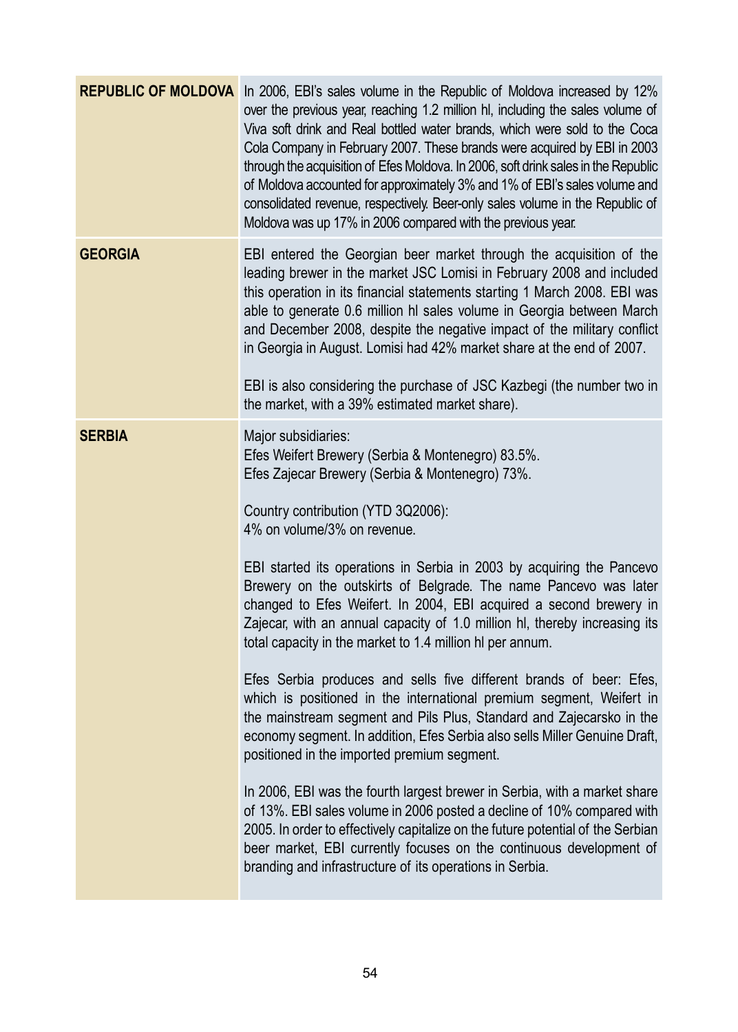| | |
|---|---|
| **REPUBLIC OF MOLDOVA** | In 2006, EBI's sales volume in the Republic of Moldova increased by 12% over the previous year, reaching 1.2 million hl, including the sales volume of Viva soft drink and Real bottled water brands, which were sold to the Coca Cola Company in February 2007. These brands were acquired by EBI in 2003 through the acquisition of Efes Moldova. In 2006, soft drink sales in the Republic of Moldova accounted for approximately 3% and 1% of EBI's sales volume and consolidated revenue, respectively. Beer-only sales volume in the Republic of Moldova was up 17% in 2006 compared with the previous year. |
| **GEORGIA** | EBI entered the Georgian beer market through the acquisition of the leading brewer in the market JSC Lomisi in February 2008 and included this operation in its financial statements starting 1 March 2008. EBI was able to generate 0.6 million hl sales volume in Georgia between March and December 2008, despite the negative impact of the military conflict in Georgia in August. Lomisi had 42% market share at the end of 2007.<br><br>EBI is also considering the purchase of JSC Kazbegi (the number two in the market, with a 39% estimated market share). |
| **SERBIA** | Major subsidiaries:<br>Efes Weifert Brewery (Serbia & Montenegro) 83.5%.<br>Efes Zajecar Brewery (Serbia & Montenegro) 73%.<br><br>Country contribution (YTD 3Q2006):<br>4% on volume/3% on revenue.<br><br>EBI started its operations in Serbia in 2003 by acquiring the Pancevo Brewery on the outskirts of Belgrade. The name Pancevo was later changed to Efes Weifert. In 2004, EBI acquired a second brewery in Zajecar, with an annual capacity of 1.0 million hl, thereby increasing its total capacity in the market to 1.4 million hl per annum.<br><br>Efes Serbia produces and sells five different brands of beer: Efes, which is positioned in the international premium segment, Weifert in the mainstream segment and Pils Plus, Standard and Zajecarsko in the economy segment. In addition, Efes Serbia also sells Miller Genuine Draft, positioned in the imported premium segment.<br><br>In 2006, EBI was the fourth largest brewer in Serbia, with a market share of 13%. EBI sales volume in 2006 posted a decline of 10% compared with 2005. In order to effectively capitalize on the future potential of the Serbian beer market, EBI currently focuses on the continuous development of branding and infrastructure of its operations in Serbia. |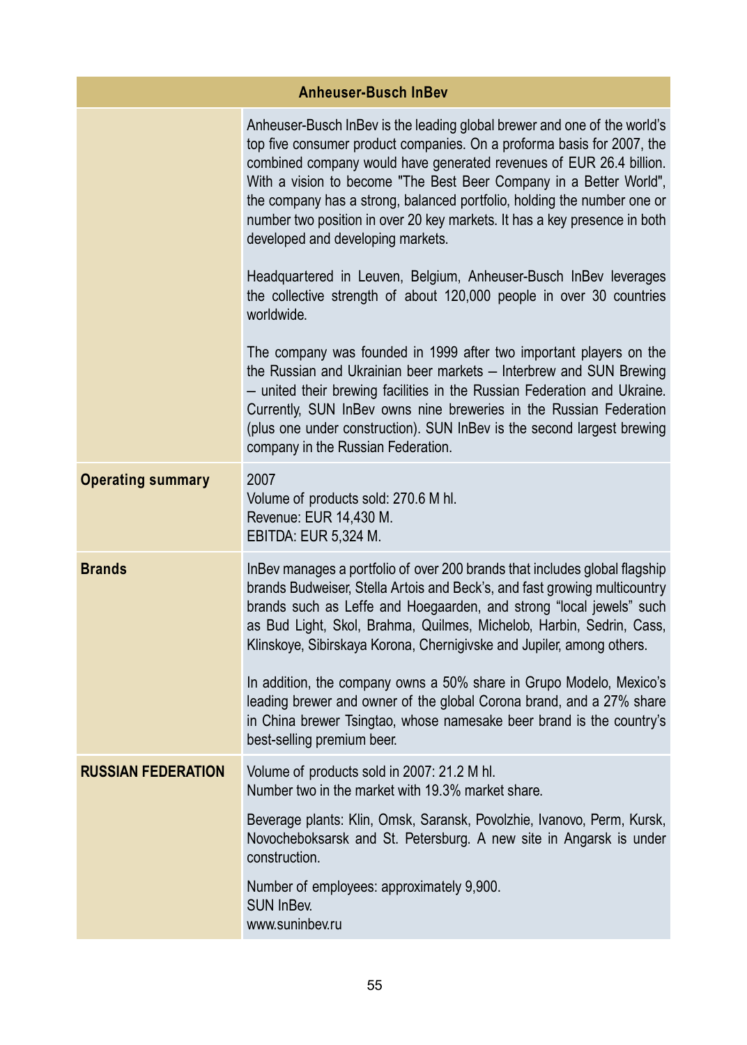| Anheuser-Busch InBev | |
|---|---|
| | Anheuser-Busch InBev is the leading global brewer and one of the world's top five consumer product companies. On a proforma basis for 2007, the combined company would have generated revenues of EUR 26.4 billion. With a vision to become "The Best Beer Company in a Better World", the company has a strong, balanced portfolio, holding the number one or number two position in over 20 key markets. It has a key presence in both developed and developing markets.<br><br>Headquartered in Leuven, Belgium, Anheuser-Busch InBev leverages the collective strength of about 120,000 people in over 30 countries worldwide.<br><br>The company was founded in 1999 after two important players on the the Russian and Ukrainian beer markets – Interbrew and SUN Brewing – united their brewing facilities in the Russian Federation and Ukraine. Currently, SUN InBev owns nine breweries in the Russian Federation (plus one under construction). SUN InBev is the second largest brewing company in the Russian Federation. |
| **Operating summary** | 2007<br>Volume of products sold: 270.6 M hl.<br>Revenue: EUR 14,430 M.<br>EBITDA: EUR 5,324 M. |
| **Brands** | InBev manages a portfolio of over 200 brands that includes global flagship brands Budweiser, Stella Artois and Beck's, and fast growing multicountry brands such as Leffe and Hoegaarden, and strong "local jewels" such as Bud Light, Skol, Brahma, Quilmes, Michelob, Harbin, Sedrin, Cass, Klinskoye, Sibirskaya Korona, Chernigivske and Jupiler, among others.<br><br>In addition, the company owns a 50% share in Grupo Modelo, Mexico's leading brewer and owner of the global Corona brand, and a 27% share in China brewer Tsingtao, whose namesake beer brand is the country's best-selling premium beer. |
| **RUSSIAN FEDERATION** | Volume of products sold in 2007: 21.2 M hl.<br>Number two in the market with 19.3% market share.<br><br>Beverage plants: Klin, Omsk, Saransk, Povolzhie, Ivanovo, Perm, Kursk, Novocheboksarsk and St. Petersburg. A new site in Angarsk is under construction.<br><br>Number of employees: approximately 9,900.<br>SUN InBev.<br>www.suninbev.ru |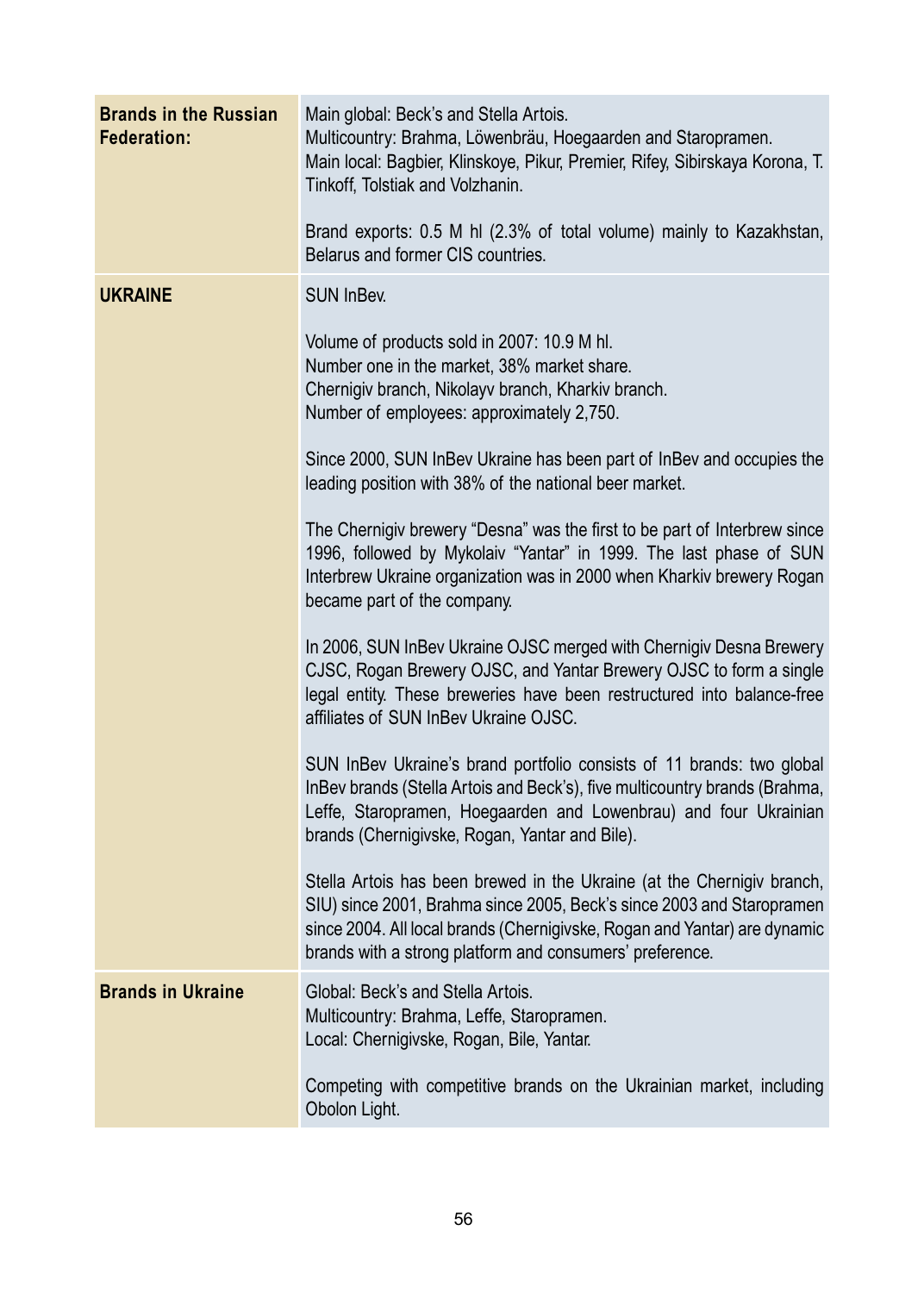| | |
|---|---|
| **Brands in the Russian Federation:** | Main global: Beck's and Stella Artois.<br>Multicountry: Brahma, Löwenbräu, Hoegaarden and Staropramen.<br>Main local: Bagbier, Klinskoye, Pikur, Premier, Rifey, Sibirskaya Korona, T. Tinkoff, Tolstiak and Volzhanin.<br><br>Brand exports: 0.5 M hl (2.3% of total volume) mainly to Kazakhstan, Belarus and former CIS countries. |
| **UKRAINE** | SUN InBev.<br><br>Volume of products sold in 2007: 10.9 M hl.<br>Number one in the market, 38% market share.<br>Chernigiv branch, Nikolayv branch, Kharkiv branch.<br>Number of employees: approximately 2,750.<br><br>Since 2000, SUN InBev Ukraine has been part of InBev and occupies the leading position with 38% of the national beer market.<br><br>The Chernigiv brewery "Desna" was the first to be part of Interbrew since 1996, followed by Mykolaiv "Yantar" in 1999. The last phase of SUN Interbrew Ukraine organization was in 2000 when Kharkiv brewery Rogan became part of the company.<br><br>In 2006, SUN InBev Ukraine OJSC merged with Chernigiv Desna Brewery CJSC, Rogan Brewery OJSC, and Yantar Brewery OJSC to form a single legal entity. These breweries have been restructured into balance-free affiliates of SUN InBev Ukraine OJSC.<br><br>SUN InBev Ukraine's brand portfolio consists of 11 brands: two global InBev brands (Stella Artois and Beck's), five multicountry brands (Brahma, Leffe, Staropramen, Hoegaarden and Lowenbrau) and four Ukrainian brands (Chernigivske, Rogan, Yantar and Bile).<br><br>Stella Artois has been brewed in the Ukraine (at the Chernigiv branch, SIU) since 2001, Brahma since 2005, Beck's since 2003 and Staropramen since 2004. All local brands (Chernigivske, Rogan and Yantar) are dynamic brands with a strong platform and consumers' preference. |
| **Brands in Ukraine** | Global: Beck's and Stella Artois.<br>Multicountry: Brahma, Leffe, Staropramen.<br>Local: Chernigivske, Rogan, Bile, Yantar.<br><br>Competing with competitive brands on the Ukrainian market, including Obolon Light. |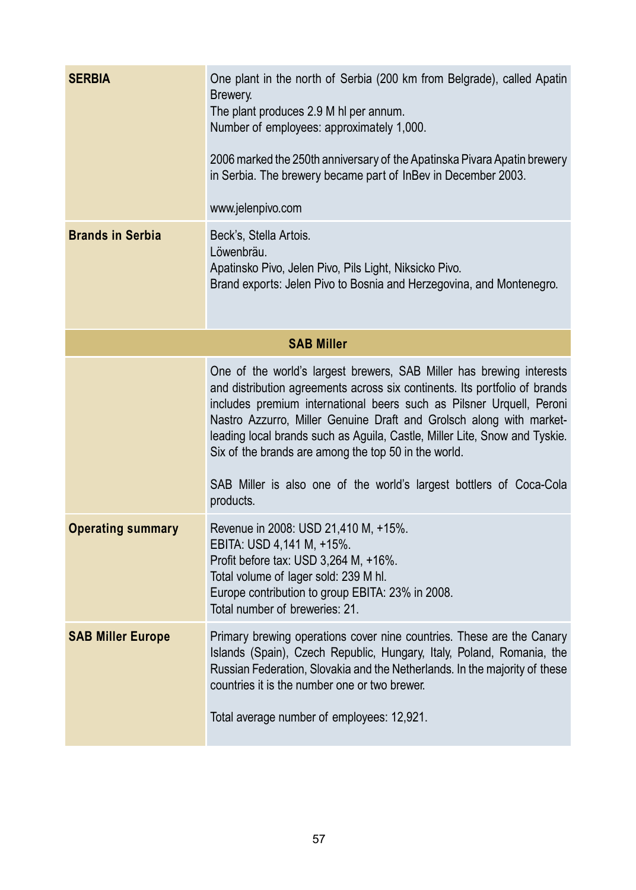| | |
|---|---|
| **SERBIA** | One plant in the north of Serbia (200 km from Belgrade), called Apatin Brewery.<br>The plant produces 2.9 M hl per annum.<br>Number of employees: approximately 1,000.<br><br>2006 marked the 250th anniversary of the Apatinska Pivara Apatin brewery in Serbia. The brewery became part of InBev in December 2003.<br><br>www.jelenpivo.com |
| **Brands in Serbia** | Beck's, Stella Artois.<br>Löwenbräu.<br>Apatinsko Pivo, Jelen Pivo, Pils Light, Niksicko Pivo.<br>Brand exports: Jelen Pivo to Bosnia and Herzegovina, and Montenegro. |
| **SAB Miller** | |
| | One of the world's largest brewers, SAB Miller has brewing interests and distribution agreements across six continents. Its portfolio of brands includes premium international beers such as Pilsner Urquell, Peroni Nastro Azzurro, Miller Genuine Draft and Grolsch along with market-leading local brands such as Aguila, Castle, Miller Lite, Snow and Tyskie. Six of the brands are among the top 50 in the world.<br><br>SAB Miller is also one of the world's largest bottlers of Coca-Cola products. |
| **Operating summary** | Revenue in 2008: USD 21,410 M, +15%.<br>EBITA: USD 4,141 M, +15%.<br>Profit before tax: USD 3,264 M, +16%.<br>Total volume of lager sold: 239 M hl.<br>Europe contribution to group EBITA: 23% in 2008.<br>Total number of breweries: 21. |
| **SAB Miller Europe** | Primary brewing operations cover nine countries. These are the Canary Islands (Spain), Czech Republic, Hungary, Italy, Poland, Romania, the Russian Federation, Slovakia and the Netherlands. In the majority of these countries it is the number one or two brewer.<br><br>Total average number of employees: 12,921. |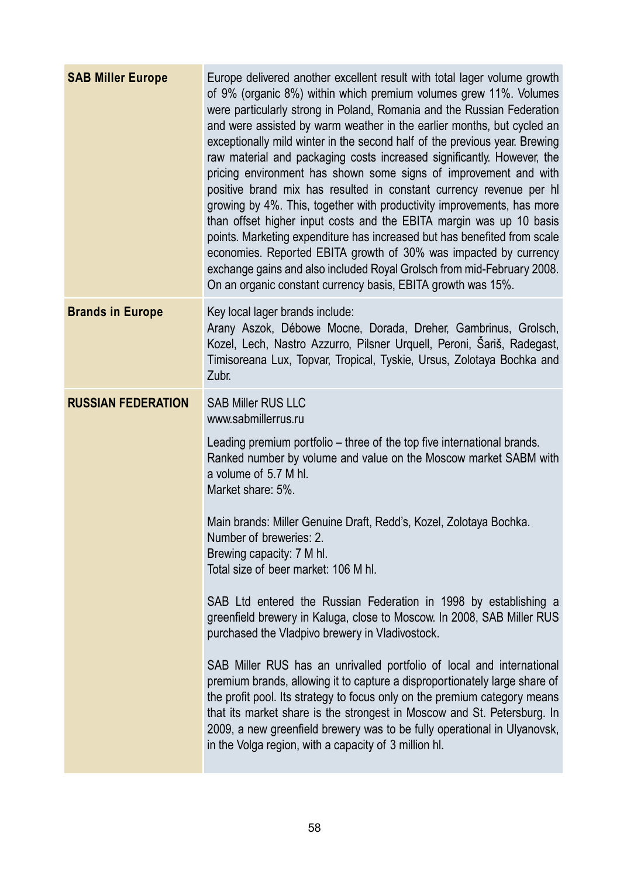| | |
|---|---|
| **SAB Miller Europe** | Europe delivered another excellent result with total lager volume growth of 9% (organic 8%) within which premium volumes grew 11%. Volumes were particularly strong in Poland, Romania and the Russian Federation and were assisted by warm weather in the earlier months, but cycled an exceptionally mild winter in the second half of the previous year. Brewing raw material and packaging costs increased significantly. However, the pricing environment has shown some signs of improvement and with positive brand mix has resulted in constant currency revenue per hl growing by 4%. This, together with productivity improvements, has more than offset higher input costs and the EBITA margin was up 10 basis points. Marketing expenditure has increased but has benefited from scale economies. Reported EBITA growth of 30% was impacted by currency exchange gains and also included Royal Grolsch from mid-February 2008. On an organic constant currency basis, EBITA growth was 15%. |
| **Brands in Europe** | Key local lager brands include:<br>Arany Aszok, Débowe Mocne, Dorada, Dreher, Gambrinus, Grolsch, Kozel, Lech, Nastro Azzurro, Pilsner Urquell, Peroni, Šariš, Radegast, Timisoreana Lux, Topvar, Tropical, Tyskie, Ursus, Zolotaya Bochka and Zubr. |
| **RUSSIAN FEDERATION** | SAB Miller RUS LLC<br>www.sabmillerrus.ru<br><br>Leading premium portfolio – three of the top five international brands.<br>Ranked number by volume and value on the Moscow market SABM with a volume of 5.7 M hl.<br>Market share: 5%.<br><br>Main brands: Miller Genuine Draft, Redd's, Kozel, Zolotaya Bochka.<br>Number of breweries: 2.<br>Brewing capacity: 7 M hl.<br>Total size of beer market: 106 M hl.<br><br>SAB Ltd entered the Russian Federation in 1998 by establishing a greenfield brewery in Kaluga, close to Moscow. In 2008, SAB Miller RUS purchased the Vladpivo brewery in Vladivostock.<br><br>SAB Miller RUS has an unrivalled portfolio of local and international premium brands, allowing it to capture a disproportionately large share of the profit pool. Its strategy to focus only on the premium category means that its market share is the strongest in Moscow and St. Petersburg. In 2009, a new greenfield brewery was to be fully operational in Ulyanovsk, in the Volga region, with a capacity of 3 million hl. |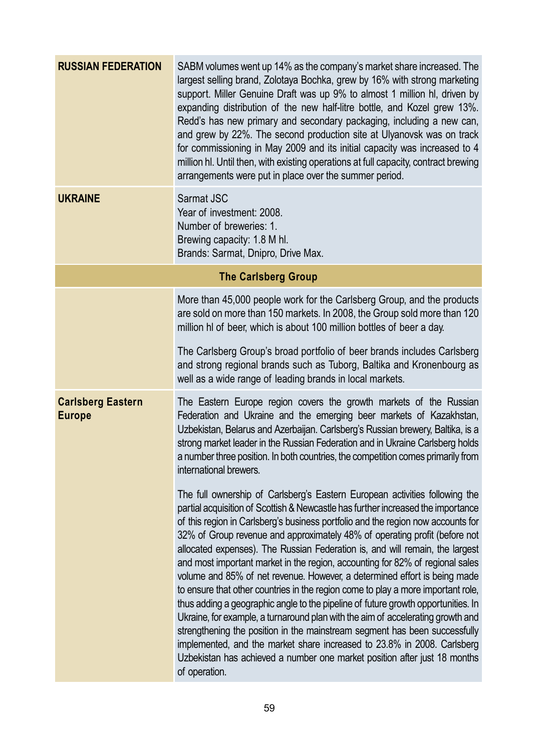| | |
|---|---|
| **RUSSIAN FEDERATION** | SABM volumes went up 14% as the company's market share increased. The largest selling brand, Zolotaya Bochka, grew by 16% with strong marketing support. Miller Genuine Draft was up 9% to almost 1 million hl, driven by expanding distribution of the new half-litre bottle, and Kozel grew 13%. Redd's has new primary and secondary packaging, including a new can, and grew by 22%. The second production site at Ulyanovsk was on track for commissioning in May 2009 and its initial capacity was increased to 4 million hl. Until then, with existing operations at full capacity, contract brewing arrangements were put in place over the summer period. |
| **UKRAINE** | Sarmat JSC<br>Year of investment: 2008.<br>Number of breweries: 1.<br>Brewing capacity: 1.8 M hl.<br>Brands: Sarmat, Dnipro, Drive Max. |
| **The Carlsberg Group** | |
| | More than 45,000 people work for the Carlsberg Group, and the products are sold on more than 150 markets. In 2008, the Group sold more than 120 million hl of beer, which is about 100 million bottles of beer a day.<br><br>The Carlsberg Group's broad portfolio of beer brands includes Carlsberg and strong regional brands such as Tuborg, Baltika and Kronenbourg as well as a wide range of leading brands in local markets. |
| **Carlsberg Eastern Europe** | The Eastern Europe region covers the growth markets of the Russian Federation and Ukraine and the emerging beer markets of Kazakhstan, Uzbekistan, Belarus and Azerbaijan. Carlsberg's Russian brewery, Baltika, is a strong market leader in the Russian Federation and in Ukraine Carlsberg holds a number three position. In both countries, the competition comes primarily from international brewers.<br><br>The full ownership of Carlsberg's Eastern European activities following the partial acquisition of Scottish & Newcastle has further increased the importance of this region in Carlsberg's business portfolio and the region now accounts for 32% of Group revenue and approximately 48% of operating profit (before not allocated expenses). The Russian Federation is, and will remain, the largest and most important market in the region, accounting for 82% of regional sales volume and 85% of net revenue. However, a determined effort is being made to ensure that other countries in the region come to play a more important role, thus adding a geographic angle to the pipeline of future growth opportunities. In Ukraine, for example, a turnaround plan with the aim of accelerating growth and strengthening the position in the mainstream segment has been successfully implemented, and the market share increased to 23.8% in 2008. Carlsberg Uzbekistan has achieved a number one market position after just 18 months of operation. |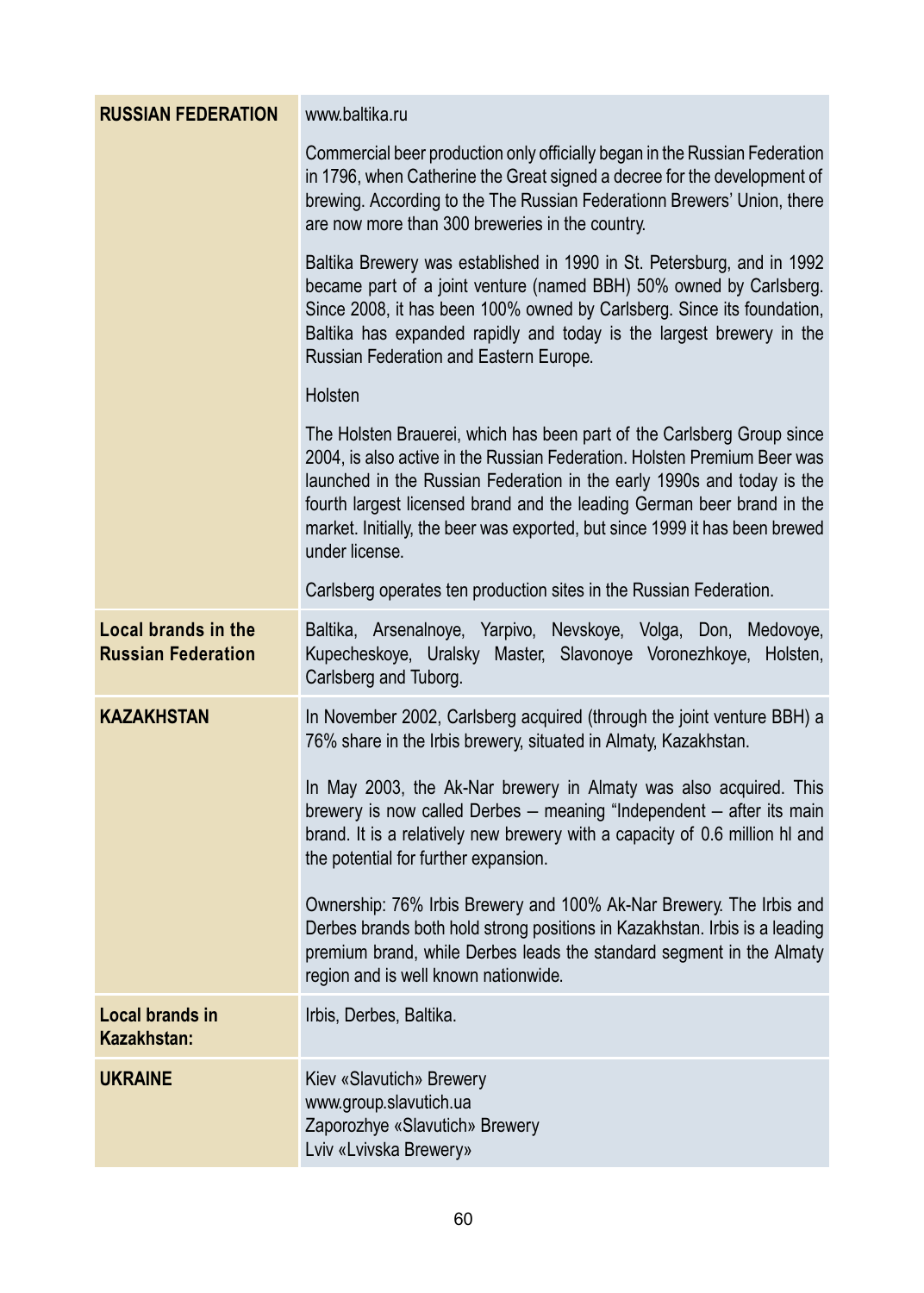| | |
|---|---|
| **RUSSIAN FEDERATION** | www.baltika.ru<br><br>Commercial beer production only officially began in the Russian Federation in 1796, when Catherine the Great signed a decree for the development of brewing. According to the The Russian Federationn Brewers' Union, there are now more than 300 breweries in the country.<br><br>Baltika Brewery was established in 1990 in St. Petersburg, and in 1992 became part of a joint venture (named BBH) 50% owned by Carlsberg. Since 2008, it has been 100% owned by Carlsberg. Since its foundation, Baltika has expanded rapidly and today is the largest brewery in the Russian Federation and Eastern Europe.<br><br>Holsten<br><br>The Holsten Brauerei, which has been part of the Carlsberg Group since 2004, is also active in the Russian Federation. Holsten Premium Beer was launched in the Russian Federation in the early 1990s and today is the fourth largest licensed brand and the leading German beer brand in the market. Initially, the beer was exported, but since 1999 it has been brewed under license.<br><br>Carlsberg operates ten production sites in the Russian Federation. |
| **Local brands in the Russian Federation** | Baltika, Arsenalnoye, Yarpivo, Nevskoye, Volga, Don, Medovoye, Kupecheskoye, Uralsky Master, Slavonoye Voronezhkoye, Holsten, Carlsberg and Tuborg. |
| **KAZAKHSTAN** | In November 2002, Carlsberg acquired (through the joint venture BBH) a 76% share in the Irbis brewery, situated in Almaty, Kazakhstan.<br><br>In May 2003, the Ak-Nar brewery in Almaty was also acquired. This brewery is now called Derbes – meaning "Independent – after its main brand. It is a relatively new brewery with a capacity of 0.6 million hl and the potential for further expansion.<br><br>Ownership: 76% Irbis Brewery and 100% Ak-Nar Brewery. The Irbis and Derbes brands both hold strong positions in Kazakhstan. Irbis is a leading premium brand, while Derbes leads the standard segment in the Almaty region and is well known nationwide. |
| **Local brands in Kazakhstan:** | Irbis, Derbes, Baltika. |
| **UKRAINE** | Kiev «Slavutich» Brewery<br>www.group.slavutich.ua<br>Zaporozhye «Slavutich» Brewery<br>Lviv «Lvivska Brewery» |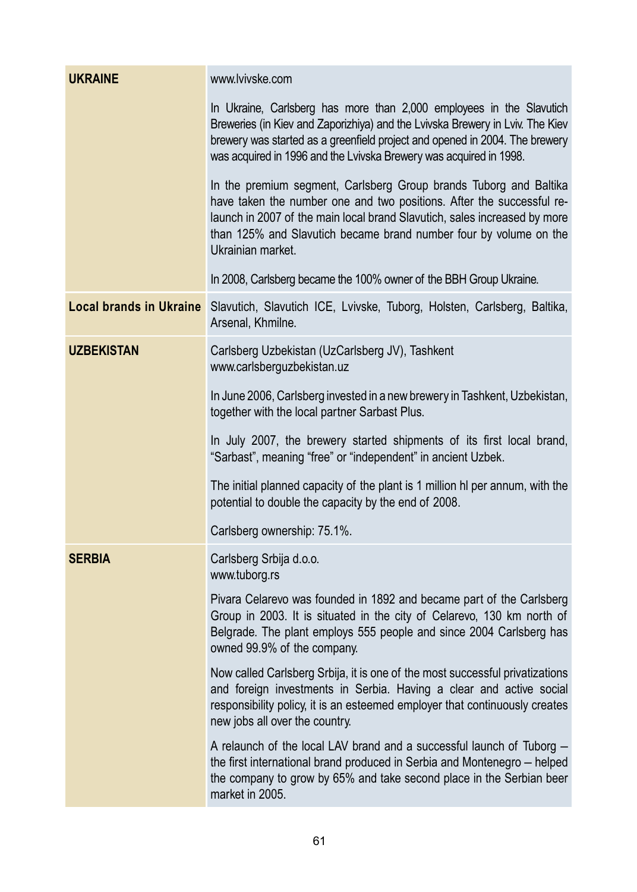| | |
|---|---|
| **UKRAINE** | www.lvivske.com<br><br>In Ukraine, Carlsberg has more than 2,000 employees in the Slavutich Breweries (in Kiev and Zaporizhiya) and the Lvivska Brewery in Lviv. The Kiev brewery was started as a greenfield project and opened in 2004. The brewery was acquired in 1996 and the Lvivska Brewery was acquired in 1998.<br><br>In the premium segment, Carlsberg Group brands Tuborg and Baltika have taken the number one and two positions. After the successful re-launch in 2007 of the main local brand Slavutich, sales increased by more than 125% and Slavutich became brand number four by volume on the Ukrainian market.<br><br>In 2008, Carlsberg became the 100% owner of the BBH Group Ukraine. |
| **Local brands in Ukraine** | Slavutich, Slavutich ICE, Lvivske, Tuborg, Holsten, Carlsberg, Baltika, Arsenal, Khmilne. |
| **UZBEKISTAN** | Carlsberg Uzbekistan (UzCarlsberg JV), Tashkent<br>www.carlsberguzbekistan.uz<br><br>In June 2006, Carlsberg invested in a new brewery in Tashkent, Uzbekistan, together with the local partner Sarbast Plus.<br><br>In July 2007, the brewery started shipments of its first local brand, "Sarbast", meaning "free" or "independent" in ancient Uzbek.<br><br>The initial planned capacity of the plant is 1 million hl per annum, with the potential to double the capacity by the end of 2008.<br><br>Carlsberg ownership: 75.1%. |
| **SERBIA** | Carlsberg Srbija d.o.o.<br>www.tuborg.rs<br><br>Pivara Celarevo was founded in 1892 and became part of the Carlsberg Group in 2003. It is situated in the city of Celarevo, 130 km north of Belgrade. The plant employs 555 people and since 2004 Carlsberg has owned 99.9% of the company.<br><br>Now called Carlsberg Srbija, it is one of the most successful privatizations and foreign investments in Serbia. Having a clear and active social responsibility policy, it is an esteemed employer that continuously creates new jobs all over the country.<br><br>A relaunch of the local LAV brand and a successful launch of Tuborg – the first international brand produced in Serbia and Montenegro – helped the company to grow by 65% and take second place in the Serbian beer market in 2005. |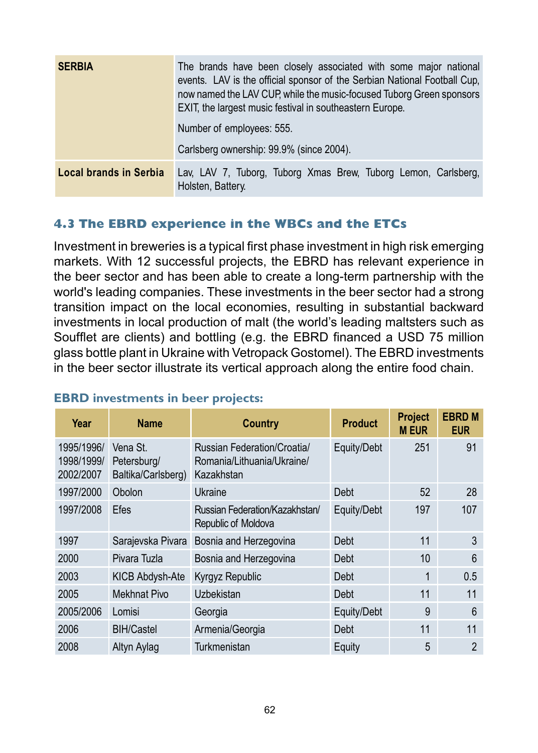| | |
|---|---|
| **SERBIA** | The brands have been closely associated with some major national events. LAV is the official sponsor of the Serbian National Football Cup, now named the LAV CUP, while the music-focused Tuborg Green sponsors EXIT, the largest music festival in southeastern Europe.<br><br>Number of employees: 555.<br><br>Carlsberg ownership: 99.9% (since 2004). |
| **Local brands in Serbia** | Lav, LAV 7, Tuborg, Tuborg Xmas Brew, Tuborg Lemon, Carlsberg, Holsten, Battery. |

### 4.3 The EBRD experience in the WBCs and the ETCs

Investment in breweries is a typical first phase investment in high risk emerging markets. With 12 successful projects, the EBRD has relevant experience in the beer sector and has been able to create a long-term partnership with the world's leading companies. These investments in the beer sector had a strong transition impact on the local economies, resulting in substantial backward investments in local production of malt (the world's leading maltsters such as Soufflet are clients) and bottling (e.g. the EBRD financed a USD 75 million glass bottle plant in Ukraine with Vetropack Gostomel). The EBRD investments in the beer sector illustrate its vertical approach along the entire food chain.

**EBRD investments in beer projects:**

| Year | Name | Country | Product | Project M EUR | EBRD M EUR |
|---|---|---|---|---|---|
| 1995/1996/ 1998/1999/ 2002/2007 | Vena St. Petersburg/ Baltika/Carlsberg) | Russian Federation/Croatia/ Romania/Lithuania/Ukraine/ Kazakhstan | Equity/Debt | 251 | 91 |
| 1997/2000 | Obolon | Ukraine | Debt | 52 | 28 |
| 1997/2008 | Efes | Russian Federation/Kazakhstan/ Republic of Moldova | Equity/Debt | 197 | 107 |
| 1997 | Sarajevska Pivara | Bosnia and Herzegovina | Debt | 11 | 3 |
| 2000 | Pivara Tuzla | Bosnia and Herzegovina | Debt | 10 | 6 |
| 2003 | KICB Abdysh-Ate | Kyrgyz Republic | Debt | 1 | 0.5 |
| 2005 | Mekhnat Pivo | Uzbekistan | Debt | 11 | 11 |
| 2005/2006 | Lomisi | Georgia | Equity/Debt | 9 | 6 |
| 2006 | BIH/Castel | Armenia/Georgia | Debt | 11 | 11 |
| 2008 | Altyn Aylag | Turkmenistan | Equity | 5 | 2 |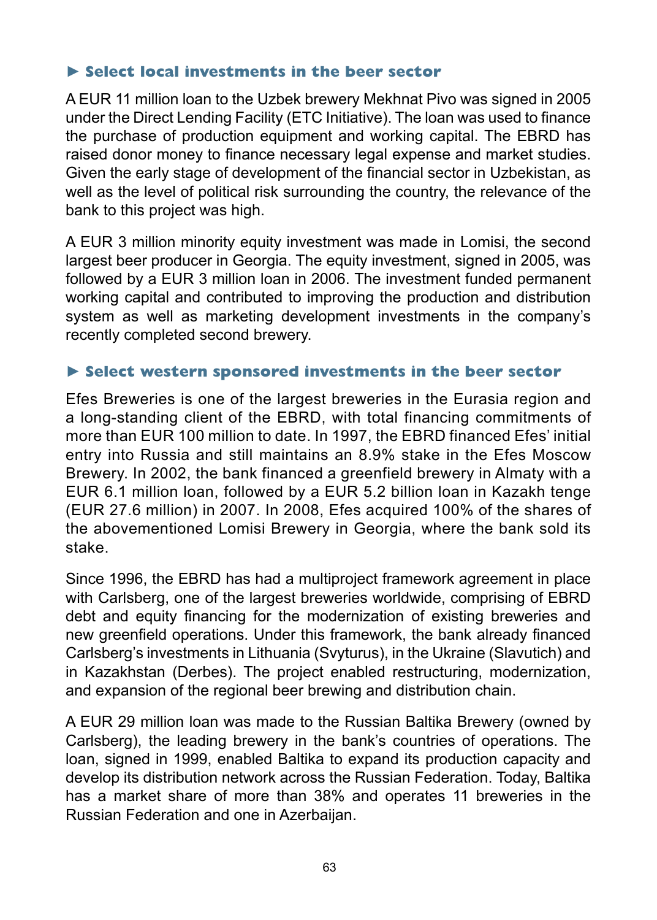### ► Select local investments in the beer sector

A EUR 11 million loan to the Uzbek brewery Mekhnat Pivo was signed in 2005 under the Direct Lending Facility (ETC Initiative). The loan was used to finance the purchase of production equipment and working capital. The EBRD has raised donor money to finance necessary legal expense and market studies. Given the early stage of development of the financial sector in Uzbekistan, as well as the level of political risk surrounding the country, the relevance of the bank to this project was high.

A EUR 3 million minority equity investment was made in Lomisi, the second largest beer producer in Georgia. The equity investment, signed in 2005, was followed by a EUR 3 million loan in 2006. The investment funded permanent working capital and contributed to improving the production and distribution system as well as marketing development investments in the company's recently completed second brewery.

### ► Select western sponsored investments in the beer sector

Efes Breweries is one of the largest breweries in the Eurasia region and a long-standing client of the EBRD, with total financing commitments of more than EUR 100 million to date. In 1997, the EBRD financed Efes' initial entry into Russia and still maintains an 8.9% stake in the Efes Moscow Brewery. In 2002, the bank financed a greenfield brewery in Almaty with a EUR 6.1 million loan, followed by a EUR 5.2 billion loan in Kazakh tenge (EUR 27.6 million) in 2007. In 2008, Efes acquired 100% of the shares of the abovementioned Lomisi Brewery in Georgia, where the bank sold its stake.

Since 1996, the EBRD has had a multiproject framework agreement in place with Carlsberg, one of the largest breweries worldwide, comprising of EBRD debt and equity financing for the modernization of existing breweries and new greenfield operations. Under this framework, the bank already financed Carlsberg's investments in Lithuania (Svyturus), in the Ukraine (Slavutich) and in Kazakhstan (Derbes). The project enabled restructuring, modernization, and expansion of the regional beer brewing and distribution chain.

A EUR 29 million loan was made to the Russian Baltika Brewery (owned by Carlsberg), the leading brewery in the bank's countries of operations. The loan, signed in 1999, enabled Baltika to expand its production capacity and develop its distribution network across the Russian Federation. Today, Baltika has a market share of more than 38% and operates 11 breweries in the Russian Federation and one in Azerbaijan.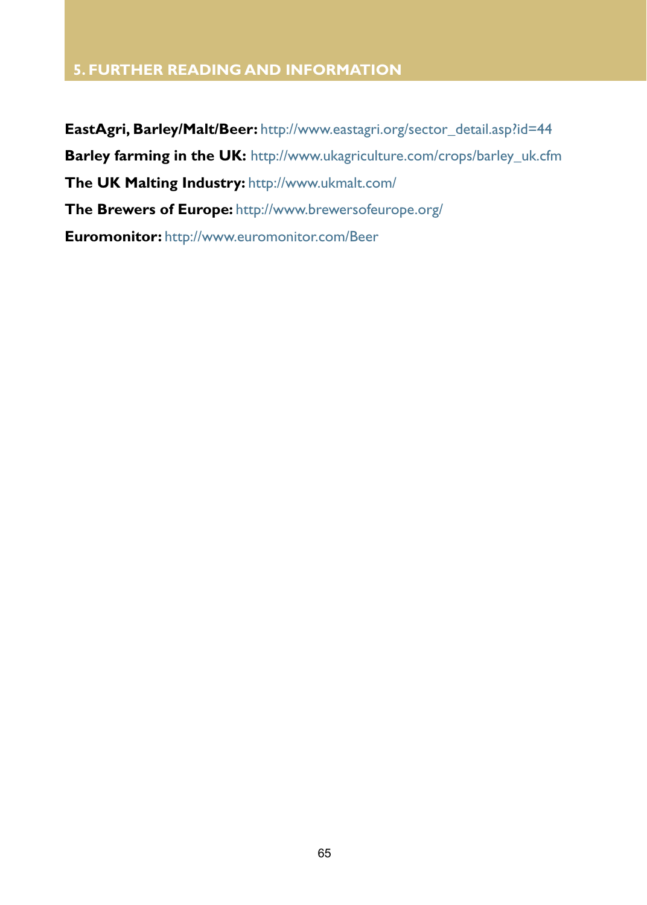## 5. FURTHER READING AND INFORMATION

**EastAgri, Barley/Malt/Beer:** http://www.eastagri.org/sector_detail.asp?id=44

**Barley farming in the UK:** http://www.ukagriculture.com/crops/barley_uk.cfm

**The UK Malting Industry:** http://www.ukmalt.com/

**The Brewers of Europe:** http://www.brewersofeurope.org/

**Euromonitor:** http://www.euromonitor.com/Beer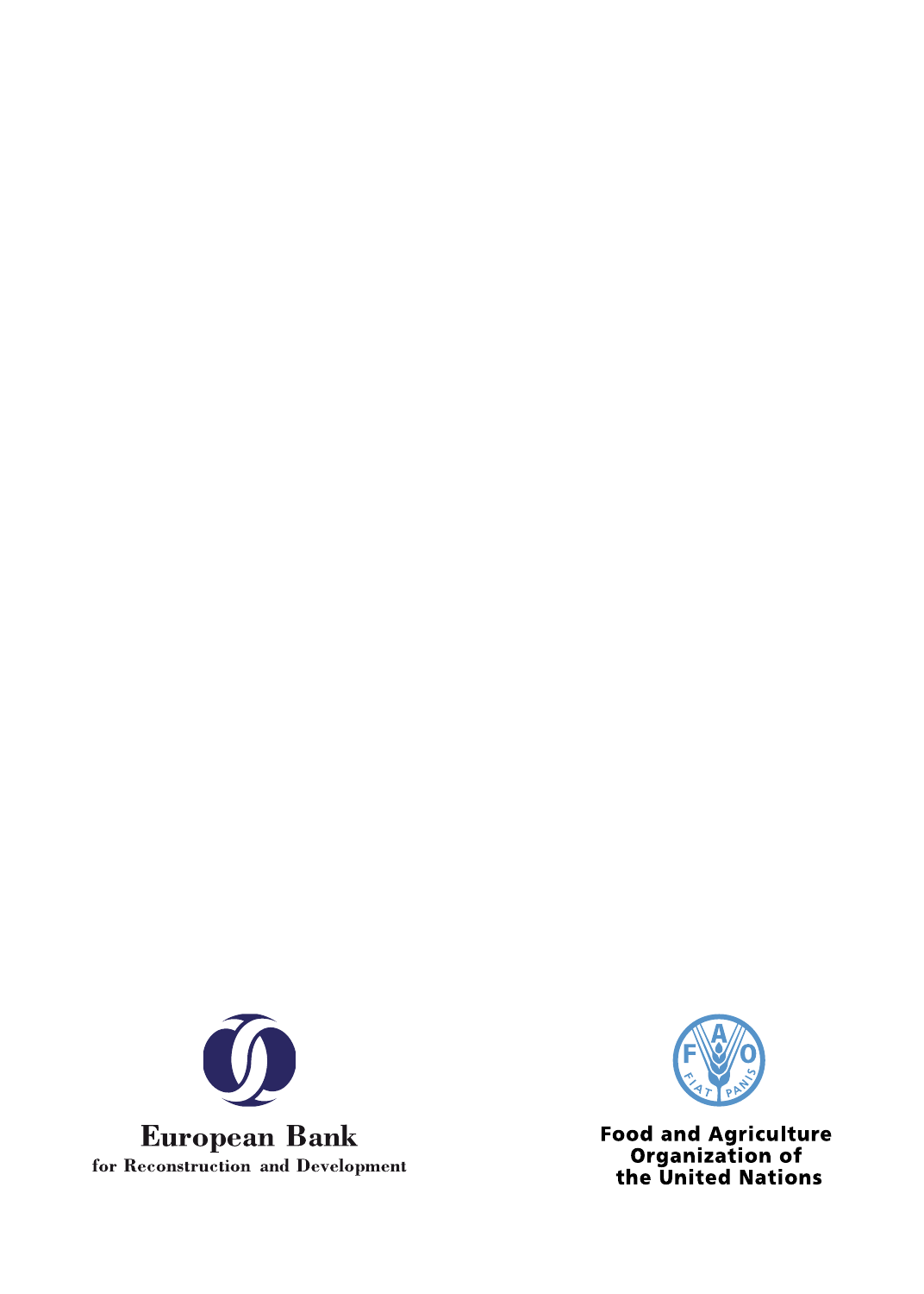European Bank
for Reconstruction and Development

FIAT PANIS

Food and Agriculture
Organization of
the United Nations